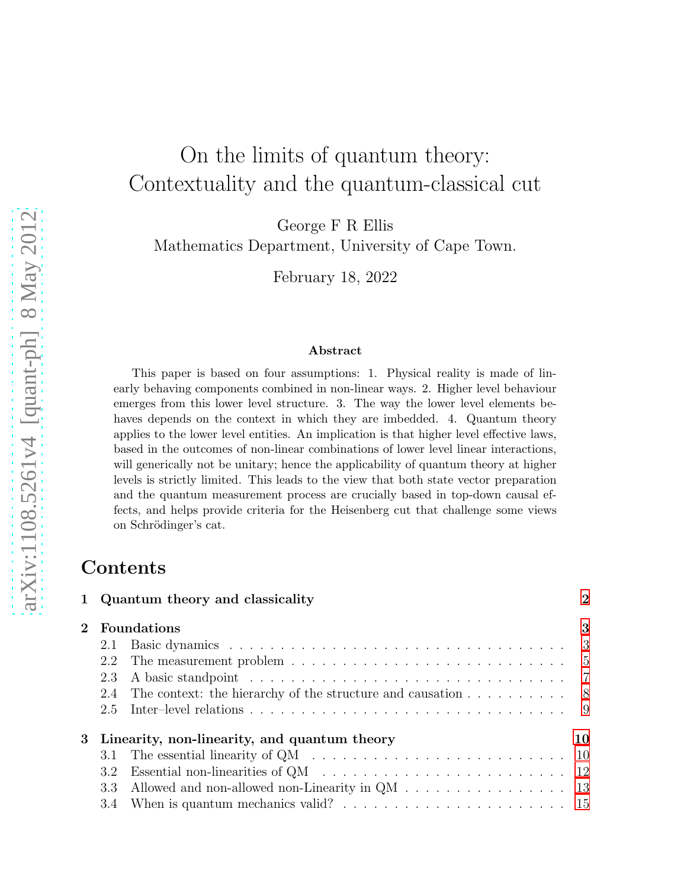# On the limits of quantum theory: Contextuality and the quantum-classical cut

George F R Ellis
Mathematics Department, University of Cape Town.

February 18, 2022

arXiv:1108.5261v4 [quant-ph] 8 May 2012

**Abstract**

This paper is based on four assumptions: 1. Physical reality is made of linearly behaving components combined in non-linear ways. 2. Higher level behaviour emerges from this lower level structure. 3. The way the lower level elements behaves depends on the context in which they are imbedded. 4. Quantum theory applies to the lower level entities. An implication is that higher level effective laws, based in the outcomes of non-linear combinations of lower level linear interactions, will generically not be unitary; hence the applicability of quantum theory at higher levels is strictly limited. This leads to the view that both state vector preparation and the quantum measurement process are crucially based in top-down causal effects, and helps provide criteria for the Heisenberg cut that challenge some views on Schrödinger's cat.

# Contents

**1 Quantum theory and classicality** 2

**2 Foundations** 3
- 2.1 Basic dynamics 3
- 2.2 The measurement problem 5
- 2.3 A basic standpoint 7
- 2.4 The context: the hierarchy of the structure and causation 8
- 2.5 Inter–level relations 9

**3 Linearity, non-linearity, and quantum theory** 10
- 3.1 The essential linearity of QM 10
- 3.2 Essential non-linearities of QM 12
- 3.3 Allowed and non-allowed non-Linearity in QM 13
- 3.4 When is quantum mechanics valid? 15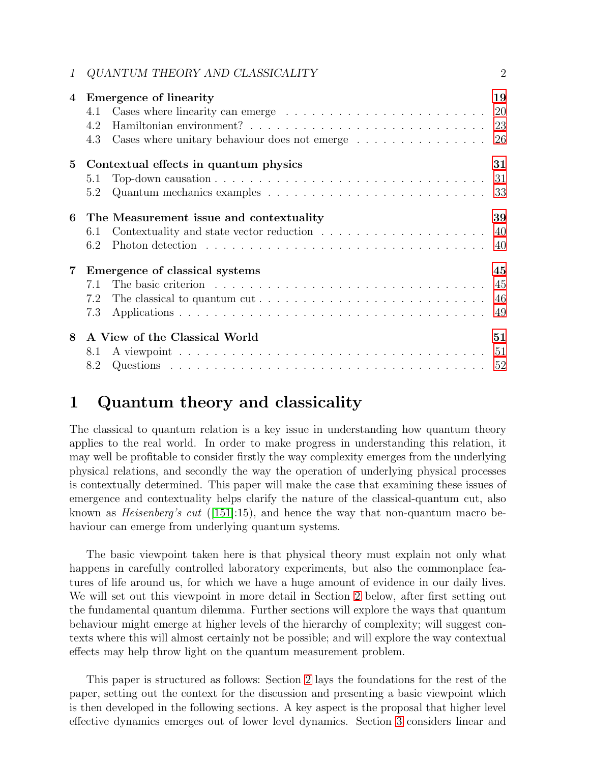| | | |
|---|---|---|
| **4** | **Emergence of linearity** | **19** |
| 4.1 | Cases where linearity can emerge | 20 |
| 4.2 | Hamiltonian environment? | 23 |
| 4.3 | Cases where unitary behaviour does not emerge | 26 |
| **5** | **Contextual effects in quantum physics** | **31** |
| 5.1 | Top-down causation | 31 |
| 5.2 | Quantum mechanics examples | 33 |
| **6** | **The Measurement issue and contextuality** | **39** |
| 6.1 | Contextuality and state vector reduction | 40 |
| 6.2 | Photon detection | 40 |
| **7** | **Emergence of classical systems** | **45** |
| 7.1 | The basic criterion | 45 |
| 7.2 | The classical to quantum cut | 46 |
| 7.3 | Applications | 49 |
| **8** | **A View of the Classical World** | **51** |
| 8.1 | A viewpoint | 51 |
| 8.2 | Questions | 52 |

# 1 Quantum theory and classicality

The classical to quantum relation is a key issue in understanding how quantum theory applies to the real world. In order to make progress in understanding this relation, it may well be profitable to consider firstly the way complexity emerges from the underlying physical relations, and secondly the way the operation of underlying physical processes is contextually determined. This paper will make the case that examining these issues of emergence and contextuality helps clarify the nature of the classical-quantum cut, also known as *Heisenberg's cut* ([151]:15), and hence the way that non-quantum macro behaviour can emerge from underlying quantum systems.

The basic viewpoint taken here is that physical theory must explain not only what happens in carefully controlled laboratory experiments, but also the commonplace features of life around us, for which we have a huge amount of evidence in our daily lives. We will set out this viewpoint in more detail in Section 2 below, after first setting out the fundamental quantum dilemma. Further sections will explore the ways that quantum behaviour might emerge at higher levels of the hierarchy of complexity; will suggest contexts where this will almost certainly not be possible; and will explore the way contextual effects may help throw light on the quantum measurement problem.

This paper is structured as follows: Section 2 lays the foundations for the rest of the paper, setting out the context for the discussion and presenting a basic viewpoint which is then developed in the following sections. A key aspect is the proposal that higher level effective dynamics emerges out of lower level dynamics. Section 3 considers linear and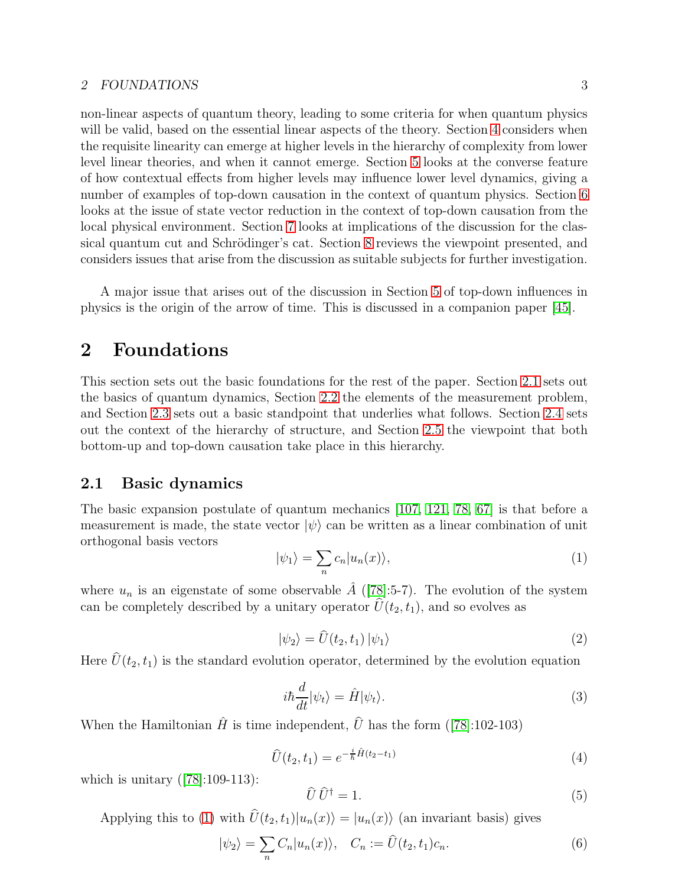non-linear aspects of quantum theory, leading to some criteria for when quantum physics will be valid, based on the essential linear aspects of the theory. Section 4 considers when the requisite linearity can emerge at higher levels in the hierarchy of complexity from lower level linear theories, and when it cannot emerge. Section 5 looks at the converse feature of how contextual effects from higher levels may influence lower level dynamics, giving a number of examples of top-down causation in the context of quantum physics. Section 6 looks at the issue of state vector reduction in the context of top-down causation from the local physical environment. Section 7 looks at implications of the discussion for the classical quantum cut and Schrödinger's cat. Section 8 reviews the viewpoint presented, and considers issues that arise from the discussion as suitable subjects for further investigation.

A major issue that arises out of the discussion in Section 5 of top-down influences in physics is the origin of the arrow of time. This is discussed in a companion paper [45].

## 2 Foundations

This section sets out the basic foundations for the rest of the paper. Section 2.1 sets out the basics of quantum dynamics, Section 2.2 the elements of the measurement problem, and Section 2.3 sets out a basic standpoint that underlies what follows. Section 2.4 sets out the context of the hierarchy of structure, and Section 2.5 the viewpoint that both bottom-up and top-down causation take place in this hierarchy.

### 2.1 Basic dynamics

The basic expansion postulate of quantum mechanics [107, 121, 78, 67] is that before a measurement is made, the state vector $|\psi\rangle$ can be written as a linear combination of unit orthogonal basis vectors

$$|\psi_1\rangle = \sum_n c_n |u_n(x)\rangle, \tag{1}$$

where $u_n$ is an eigenstate of some observable $\hat{A}$ ([78]:5-7). The evolution of the system can be completely described by a unitary operator $\widehat{U}(t_2, t_1)$, and so evolves as

$$|\psi_2\rangle = \widehat{U}(t_2, t_1)\,|\psi_1\rangle \tag{2}$$

Here $\widehat{U}(t_2, t_1)$ is the standard evolution operator, determined by the evolution equation

$$i\hbar \frac{d}{dt}|\psi_t\rangle = \hat{H}|\psi_t\rangle. \tag{3}$$

When the Hamiltonian $\hat{H}$ is time independent, $\widehat{U}$ has the form ([78]:102-103)

$$\widehat{U}(t_2, t_1) = e^{-\frac{i}{\hbar}\hat{H}(t_2 - t_1)} \tag{4}$$

which is unitary ([78]:109-113):

$$\widehat{U}\,\widehat{U}^{\dagger} = 1. \tag{5}$$

Applying this to (1) with $\widehat{U}(t_2, t_1)|u_n(x)\rangle = |u_n(x)\rangle$ (an invariant basis) gives

$$|\psi_2\rangle = \sum_n C_n |u_n(x)\rangle, \quad C_n := \widehat{U}(t_2, t_1)c_n. \tag{6}$$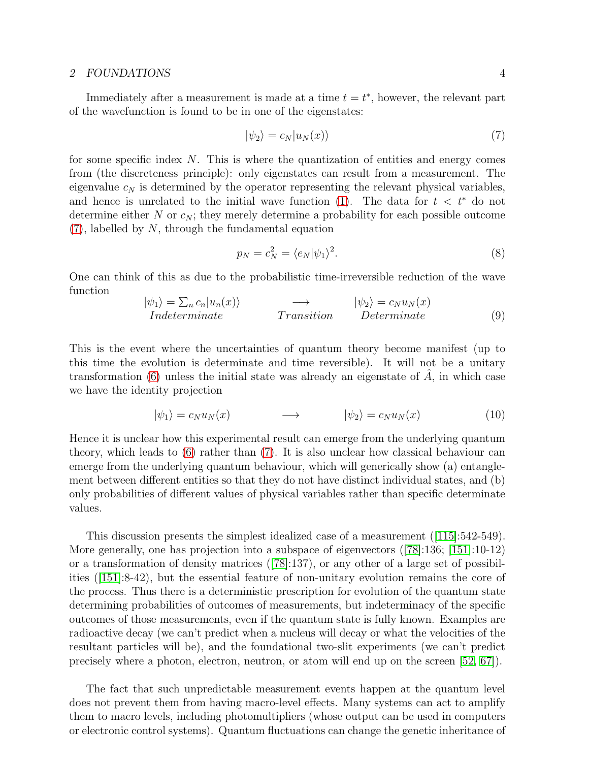Immediately after a measurement is made at a time $t = t^*$, however, the relevant part of the wavefunction is found to be in one of the eigenstates:

$$|\psi_2\rangle = c_N |u_N(x)\rangle \tag{7}$$

for some specific index $N$. This is where the quantization of entities and energy comes from (the discreteness principle): only eigenstates can result from a measurement. The eigenvalue $c_N$ is determined by the operator representing the relevant physical variables, and hence is unrelated to the initial wave function (1). The data for $t < t^*$ do not determine either $N$ or $c_N$; they merely determine a probability for each possible outcome (7), labelled by $N$, through the fundamental equation

$$p_N = c_N^2 = \langle e_N|\psi_1\rangle^2. \tag{8}$$

One can think of this as due to the probabilistic time-irreversible reduction of the wave function

$$\begin{array}{ccc} |\psi_1\rangle = \sum_n c_n |u_n(x)\rangle & \longrightarrow & |\psi_2\rangle = c_N u_N(x) \\ \mathit{Indeterminate} & \mathit{Transition} & \mathit{Determinate} \end{array} \tag{9}$$

This is the event where the uncertainties of quantum theory become manifest (up to this time the evolution is determinate and time reversible). It will not be a unitary transformation (6) unless the initial state was already an eigenstate of $\hat{A}$, in which case we have the identity projection

$$|\psi_1\rangle = c_N u_N(x) \qquad \longrightarrow \qquad |\psi_2\rangle = c_N u_N(x) \tag{10}$$

Hence it is unclear how this experimental result can emerge from the underlying quantum theory, which leads to (6) rather than (7). It is also unclear how classical behaviour can emerge from the underlying quantum behaviour, which will generically show (a) entanglement between different entities so that they do not have distinct individual states, and (b) only probabilities of different values of physical variables rather than specific determinate values.

This discussion presents the simplest idealized case of a measurement ([115]:542-549). More generally, one has projection into a subspace of eigenvectors ([78]:136; [151]:10-12) or a transformation of density matrices ([78]:137), or any other of a large set of possibilities ([151]:8-42), but the essential feature of non-unitary evolution remains the core of the process. Thus there is a deterministic prescription for evolution of the quantum state determining probabilities of outcomes of measurements, but indeterminacy of the specific outcomes of those measurements, even if the quantum state is fully known. Examples are radioactive decay (we can't predict when a nucleus will decay or what the velocities of the resultant particles will be), and the foundational two-slit experiments (we can't predict precisely where a photon, electron, neutron, or atom will end up on the screen [52, 67]).

The fact that such unpredictable measurement events happen at the quantum level does not prevent them from having macro-level effects. Many systems can act to amplify them to macro levels, including photomultipliers (whose output can be used in computers or electronic control systems). Quantum fluctuations can change the genetic inheritance of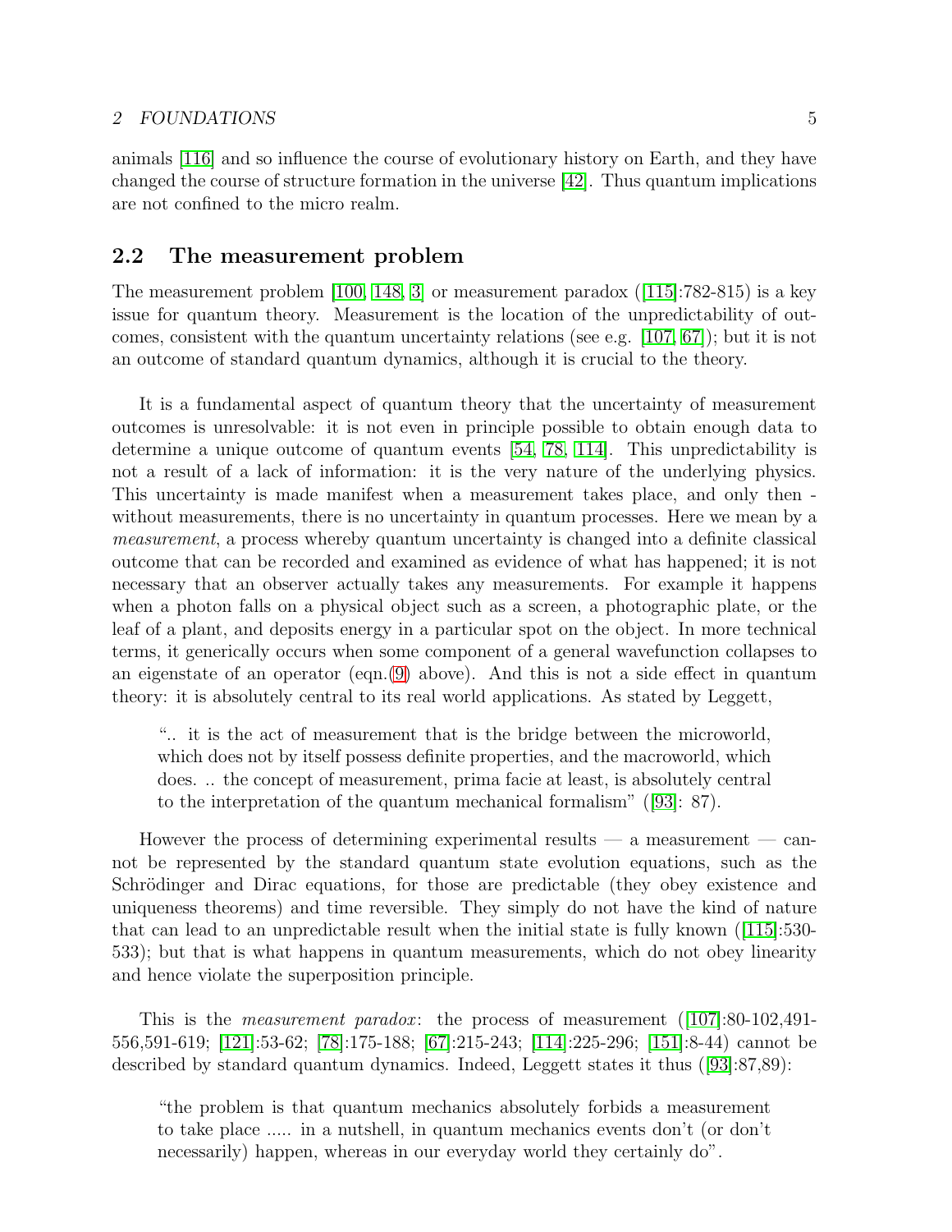animals [116] and so influence the course of evolutionary history on Earth, and they have changed the course of structure formation in the universe [42]. Thus quantum implications are not confined to the micro realm.

## 2.2 The measurement problem

The measurement problem [100, 148, 3] or measurement paradox ([115]:782-815) is a key issue for quantum theory. Measurement is the location of the unpredictability of outcomes, consistent with the quantum uncertainty relations (see e.g. [107, 67]); but it is not an outcome of standard quantum dynamics, although it is crucial to the theory.

It is a fundamental aspect of quantum theory that the uncertainty of measurement outcomes is unresolvable: it is not even in principle possible to obtain enough data to determine a unique outcome of quantum events [54, 78, 114]. This unpredictability is not a result of a lack of information: it is the very nature of the underlying physics. This uncertainty is made manifest when a measurement takes place, and only then - without measurements, there is no uncertainty in quantum processes. Here we mean by a *measurement*, a process whereby quantum uncertainty is changed into a definite classical outcome that can be recorded and examined as evidence of what has happened; it is not necessary that an observer actually takes any measurements. For example it happens when a photon falls on a physical object such as a screen, a photographic plate, or the leaf of a plant, and deposits energy in a particular spot on the object. In more technical terms, it generically occurs when some component of a general wavefunction collapses to an eigenstate of an operator (eqn.(9) above). And this is not a side effect in quantum theory: it is absolutely central to its real world applications. As stated by Leggett,

> ".. it is the act of measurement that is the bridge between the microworld, which does not by itself possess definite properties, and the macroworld, which does. .. the concept of measurement, prima facie at least, is absolutely central to the interpretation of the quantum mechanical formalism" ([93]: 87).

However the process of determining experimental results — a measurement — cannot be represented by the standard quantum state evolution equations, such as the Schrödinger and Dirac equations, for those are predictable (they obey existence and uniqueness theorems) and time reversible. They simply do not have the kind of nature that can lead to an unpredictable result when the initial state is fully known ([115]:530-533); but that is what happens in quantum measurements, which do not obey linearity and hence violate the superposition principle.

This is the *measurement paradox*: the process of measurement ([107]:80-102,491-556,591-619; [121]:53-62; [78]:175-188; [67]:215-243; [114]:225-296; [151]:8-44) cannot be described by standard quantum dynamics. Indeed, Leggett states it thus ([93]:87,89):

> "the problem is that quantum mechanics absolutely forbids a measurement to take place ..... in a nutshell, in quantum mechanics events don't (or don't necessarily) happen, whereas in our everyday world they certainly do".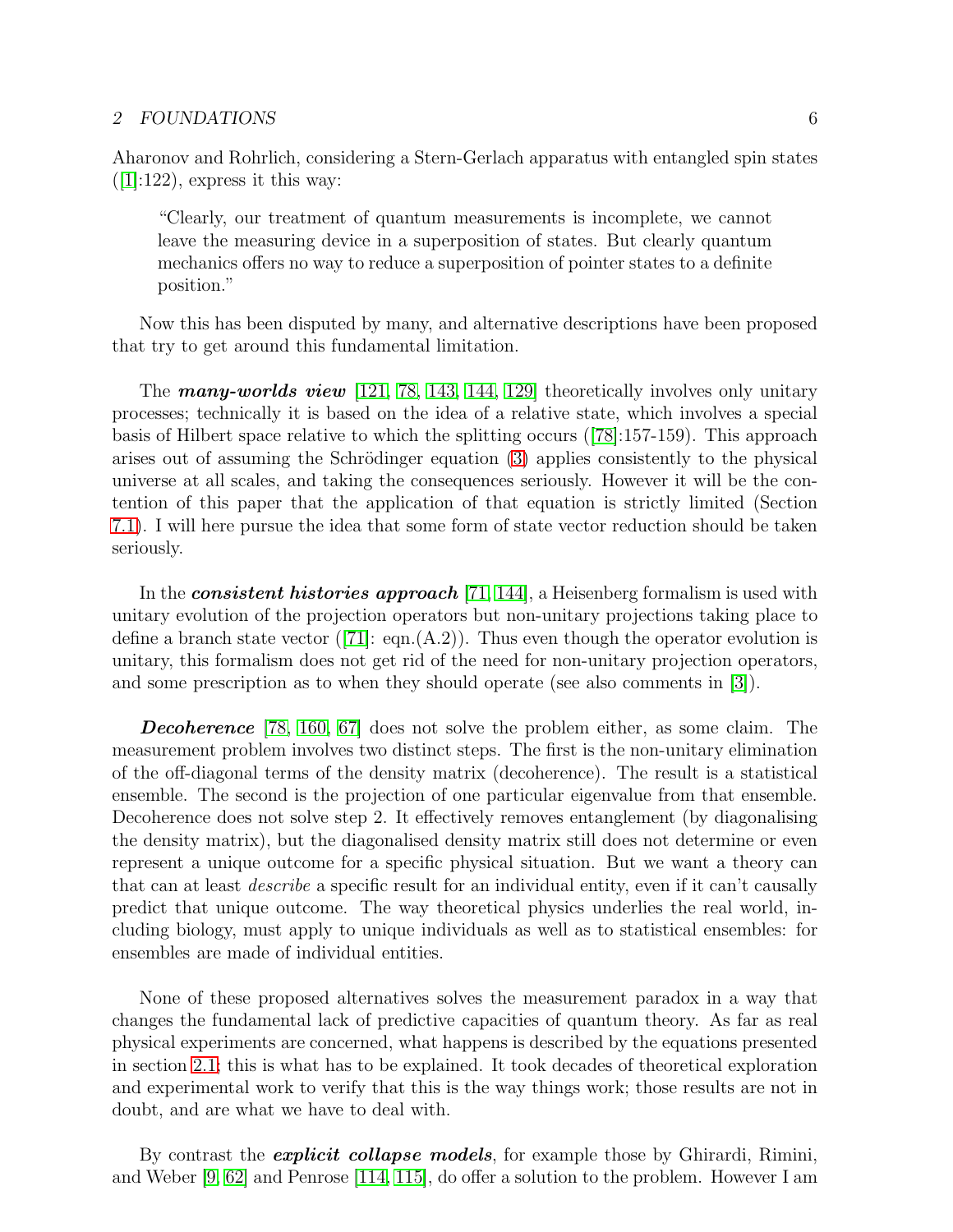Aharonov and Rohrlich, considering a Stern-Gerlach apparatus with entangled spin states ([1]:122), express it this way:

> "Clearly, our treatment of quantum measurements is incomplete, we cannot leave the measuring device in a superposition of states. But clearly quantum mechanics offers no way to reduce a superposition of pointer states to a definite position."

Now this has been disputed by many, and alternative descriptions have been proposed that try to get around this fundamental limitation.

The ***many-worlds view*** [121, 78, 143, 144, 129] theoretically involves only unitary processes; technically it is based on the idea of a relative state, which involves a special basis of Hilbert space relative to which the splitting occurs ([78]:157-159). This approach arises out of assuming the Schrödinger equation (3) applies consistently to the physical universe at all scales, and taking the consequences seriously. However it will be the contention of this paper that the application of that equation is strictly limited (Section 7.1). I will here pursue the idea that some form of state vector reduction should be taken seriously.

In the ***consistent histories approach*** [71, 144], a Heisenberg formalism is used with unitary evolution of the projection operators but non-unitary projections taking place to define a branch state vector ([71]: eqn.(A.2)). Thus even though the operator evolution is unitary, this formalism does not get rid of the need for non-unitary projection operators, and some prescription as to when they should operate (see also comments in [3]).

***Decoherence*** [78, 160, 67] does not solve the problem either, as some claim. The measurement problem involves two distinct steps. The first is the non-unitary elimination of the off-diagonal terms of the density matrix (decoherence). The result is a statistical ensemble. The second is the projection of one particular eigenvalue from that ensemble. Decoherence does not solve step 2. It effectively removes entanglement (by diagonalising the density matrix), but the diagonalised density matrix still does not determine or even represent a unique outcome for a specific physical situation. But we want a theory can that can at least *describe* a specific result for an individual entity, even if it can't causally predict that unique outcome. The way theoretical physics underlies the real world, including biology, must apply to unique individuals as well as to statistical ensembles: for ensembles are made of individual entities.

None of these proposed alternatives solves the measurement paradox in a way that changes the fundamental lack of predictive capacities of quantum theory. As far as real physical experiments are concerned, what happens is described by the equations presented in section 2.1; this is what has to be explained. It took decades of theoretical exploration and experimental work to verify that this is the way things work; those results are not in doubt, and are what we have to deal with.

By contrast the ***explicit collapse models***, for example those by Ghirardi, Rimini, and Weber [9, 62] and Penrose [114, 115], do offer a solution to the problem. However I am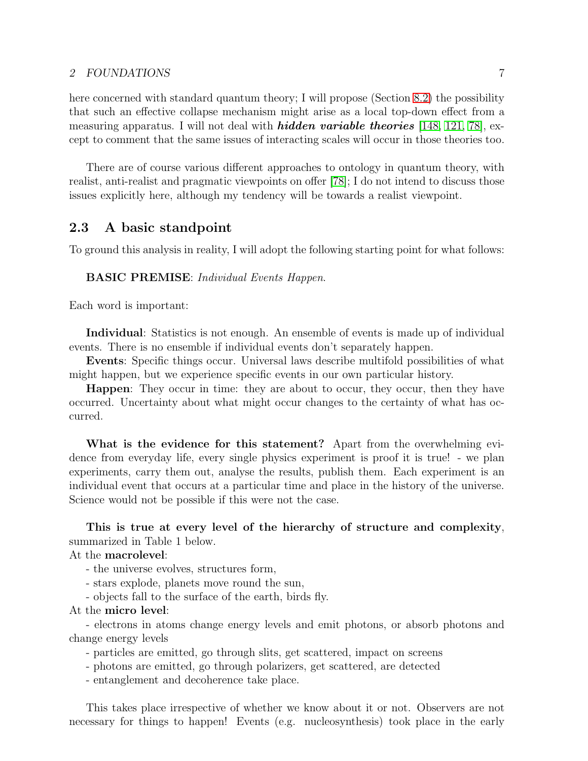here concerned with standard quantum theory; I will propose (Section 8.2) the possibility that such an effective collapse mechanism might arise as a local top-down effect from a measuring apparatus. I will not deal with ***hidden variable theories*** [148, 121, 78], except to comment that the same issues of interacting scales will occur in those theories too.

There are of course various different approaches to ontology in quantum theory, with realist, anti-realist and pragmatic viewpoints on offer [78]; I do not intend to discuss those issues explicitly here, although my tendency will be towards a realist viewpoint.

## 2.3 A basic standpoint

To ground this analysis in reality, I will adopt the following starting point for what follows:

**BASIC PREMISE**: *Individual Events Happen.*

Each word is important:

**Individual**: Statistics is not enough. An ensemble of events is made up of individual events. There is no ensemble if individual events don't separately happen.

**Events**: Specific things occur. Universal laws describe multifold possibilities of what might happen, but we experience specific events in our own particular history.

**Happen**: They occur in time: they are about to occur, they occur, then they have occurred. Uncertainty about what might occur changes to the certainty of what has occurred.

**What is the evidence for this statement?** Apart from the overwhelming evidence from everyday life, every single physics experiment is proof it is true! - we plan experiments, carry them out, analyse the results, publish them. Each experiment is an individual event that occurs at a particular time and place in the history of the universe. Science would not be possible if this were not the case.

**This is true at every level of the hierarchy of structure and complexity**, summarized in Table 1 below.

At the **macrolevel**:

- the universe evolves, structures form,
- stars explode, planets move round the sun,
- objects fall to the surface of the earth, birds fly.

At the **micro level**:

- electrons in atoms change energy levels and emit photons, or absorb photons and change energy levels
- particles are emitted, go through slits, get scattered, impact on screens
- photons are emitted, go through polarizers, get scattered, are detected
- entanglement and decoherence take place.

This takes place irrespective of whether we know about it or not. Observers are not necessary for things to happen! Events (e.g. nucleosynthesis) took place in the early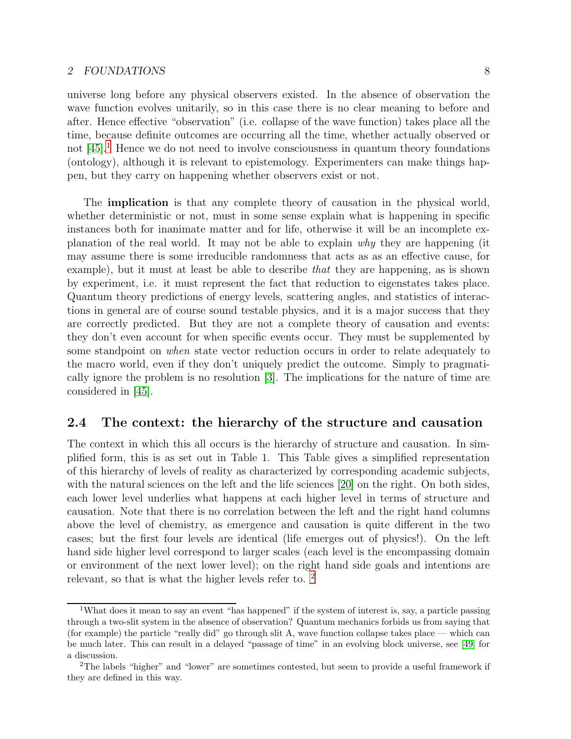universe long before any physical observers existed. In the absence of observation the wave function evolves unitarily, so in this case there is no clear meaning to before and after. Hence effective "observation" (i.e. collapse of the wave function) takes place all the time, because definite outcomes are occurring all the time, whether actually observed or not [45].[1] Hence we do not need to involve consciousness in quantum theory foundations (ontology), although it is relevant to epistemology. Experimenters can make things happen, but they carry on happening whether observers exist or not.

The **implication** is that any complete theory of causation in the physical world, whether deterministic or not, must in some sense explain what is happening in specific instances both for inanimate matter and for life, otherwise it will be an incomplete explanation of the real world. It may not be able to explain *why* they are happening (it may assume there is some irreducible randomness that acts as as an effective cause, for example), but it must at least be able to describe *that* they are happening, as is shown by experiment, i.e. it must represent the fact that reduction to eigenstates takes place. Quantum theory predictions of energy levels, scattering angles, and statistics of interactions in general are of course sound testable physics, and it is a major success that they are correctly predicted. But they are not a complete theory of causation and events: they don't even account for when specific events occur. They must be supplemented by some standpoint on *when* state vector reduction occurs in order to relate adequately to the macro world, even if they don't uniquely predict the outcome. Simply to pragmatically ignore the problem is no resolution [3]. The implications for the nature of time are considered in [45].

## 2.4 The context: the hierarchy of the structure and causation

The context in which this all occurs is the hierarchy of structure and causation. In simplified form, this is as set out in Table 1. This Table gives a simplified representation of this hierarchy of levels of reality as characterized by corresponding academic subjects, with the natural sciences on the left and the life sciences [20] on the right. On both sides, each lower level underlies what happens at each higher level in terms of structure and causation. Note that there is no correlation between the left and the right hand columns above the level of chemistry, as emergence and causation is quite different in the two cases; but the first four levels are identical (life emerges out of physics!). On the left hand side higher level correspond to larger scales (each level is the encompassing domain or environment of the next lower level); on the right hand side goals and intentions are relevant, so that is what the higher levels refer to. [2]

---

[1] What does it mean to say an event "has happened" if the system of interest is, say, a particle passing through a two-slit system in the absence of observation? Quantum mechanics forbids us from saying that (for example) the particle "really did" go through slit A, wave function collapse takes place — which can be much later. This can result in a delayed "passage of time" in an evolving block universe, see [49] for a discussion.

[2] The labels "higher" and "lower" are sometimes contested, but seem to provide a useful framework if they are defined in this way.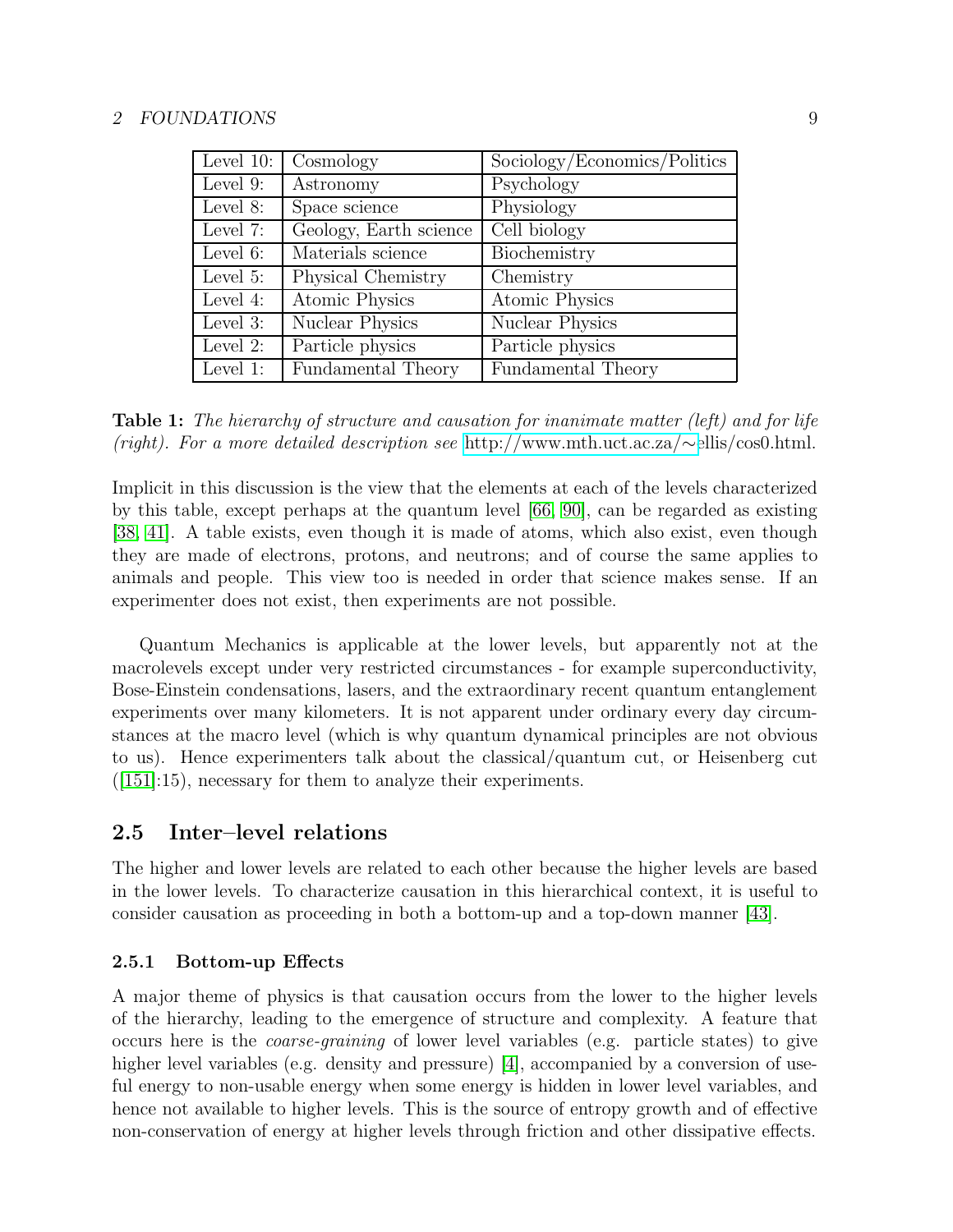| Level 10: | Cosmology | Sociology/Economics/Politics |
|---|---|---|
| Level 9: | Astronomy | Psychology |
| Level 8: | Space science | Physiology |
| Level 7: | Geology, Earth science | Cell biology |
| Level 6: | Materials science | Biochemistry |
| Level 5: | Physical Chemistry | Chemistry |
| Level 4: | Atomic Physics | Atomic Physics |
| Level 3: | Nuclear Physics | Nuclear Physics |
| Level 2: | Particle physics | Particle physics |
| Level 1: | Fundamental Theory | Fundamental Theory |

**Table 1:** *The hierarchy of structure and causation for inanimate matter (left) and for life (right). For a more detailed description see* http://www.mth.uct.ac.za/∼ellis/cos0.html.

Implicit in this discussion is the view that the elements at each of the levels characterized by this table, except perhaps at the quantum level [66, 90], can be regarded as existing [38, 41]. A table exists, even though it is made of atoms, which also exist, even though they are made of electrons, protons, and neutrons; and of course the same applies to animals and people. This view too is needed in order that science makes sense. If an experimenter does not exist, then experiments are not possible.

Quantum Mechanics is applicable at the lower levels, but apparently not at the macrolevels except under very restricted circumstances - for example superconductivity, Bose-Einstein condensations, lasers, and the extraordinary recent quantum entanglement experiments over many kilometers. It is not apparent under ordinary every day circumstances at the macro level (which is why quantum dynamical principles are not obvious to us). Hence experimenters talk about the classical/quantum cut, or Heisenberg cut ([151]:15), necessary for them to analyze their experiments.

## 2.5 Inter–level relations

The higher and lower levels are related to each other because the higher levels are based in the lower levels. To characterize causation in this hierarchical context, it is useful to consider causation as proceeding in both a bottom-up and a top-down manner [43].

### 2.5.1 Bottom-up Effects

A major theme of physics is that causation occurs from the lower to the higher levels of the hierarchy, leading to the emergence of structure and complexity. A feature that occurs here is the *coarse-graining* of lower level variables (e.g. particle states) to give higher level variables (e.g. density and pressure) [4], accompanied by a conversion of useful energy to non-usable energy when some energy is hidden in lower level variables, and hence not available to higher levels. This is the source of entropy growth and of effective non-conservation of energy at higher levels through friction and other dissipative effects.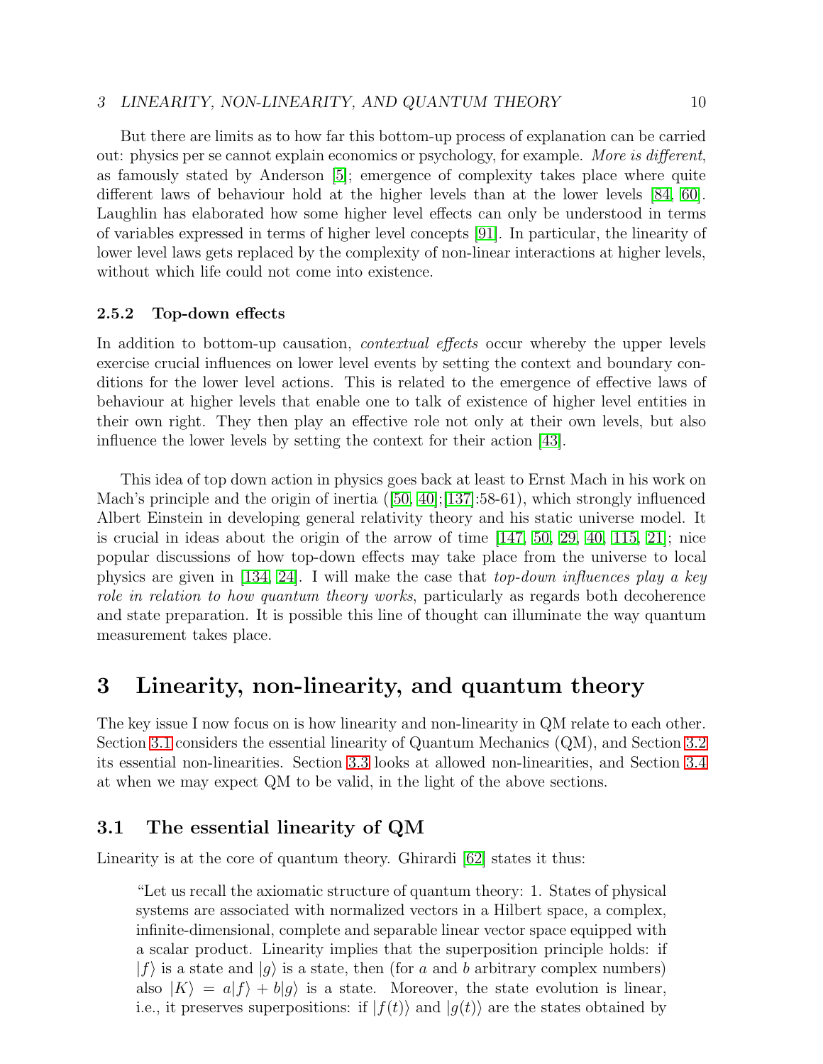But there are limits as to how far this bottom-up process of explanation can be carried out: physics per se cannot explain economics or psychology, for example. *More is different*, as famously stated by Anderson [5]; emergence of complexity takes place where quite different laws of behaviour hold at the higher levels than at the lower levels [84, 60]. Laughlin has elaborated how some higher level effects can only be understood in terms of variables expressed in terms of higher level concepts [91]. In particular, the linearity of lower level laws gets replaced by the complexity of non-linear interactions at higher levels, without which life could not come into existence.

#### 2.5.2 Top-down effects

In addition to bottom-up causation, *contextual effects* occur whereby the upper levels exercise crucial influences on lower level events by setting the context and boundary conditions for the lower level actions. This is related to the emergence of effective laws of behaviour at higher levels that enable one to talk of existence of higher level entities in their own right. They then play an effective role not only at their own levels, but also influence the lower levels by setting the context for their action [43].

This idea of top down action in physics goes back at least to Ernst Mach in his work on Mach's principle and the origin of inertia ([50, 40];[137]:58-61), which strongly influenced Albert Einstein in developing general relativity theory and his static universe model. It is crucial in ideas about the origin of the arrow of time [147, 50, 29, 40, 115, 21]; nice popular discussions of how top-down effects may take place from the universe to local physics are given in [134, 24]. I will make the case that *top-down influences play a key role in relation to how quantum theory works*, particularly as regards both decoherence and state preparation. It is possible this line of thought can illuminate the way quantum measurement takes place.

## 3 Linearity, non-linearity, and quantum theory

The key issue I now focus on is how linearity and non-linearity in QM relate to each other. Section 3.1 considers the essential linearity of Quantum Mechanics (QM), and Section 3.2 its essential non-linearities. Section 3.3 looks at allowed non-linearities, and Section 3.4 at when we may expect QM to be valid, in the light of the above sections.

### 3.1 The essential linearity of QM

Linearity is at the core of quantum theory. Ghirardi [62] states it thus:

> "Let us recall the axiomatic structure of quantum theory: 1. States of physical systems are associated with normalized vectors in a Hilbert space, a complex, infinite-dimensional, complete and separable linear vector space equipped with a scalar product. Linearity implies that the superposition principle holds: if $|f\rangle$ is a state and $|g\rangle$ is a state, then (for $a$ and $b$ arbitrary complex numbers) also $|K\rangle = a|f\rangle + b|g\rangle$ is a state. Moreover, the state evolution is linear, i.e., it preserves superpositions: if $|f(t)\rangle$ and $|g(t)\rangle$ are the states obtained by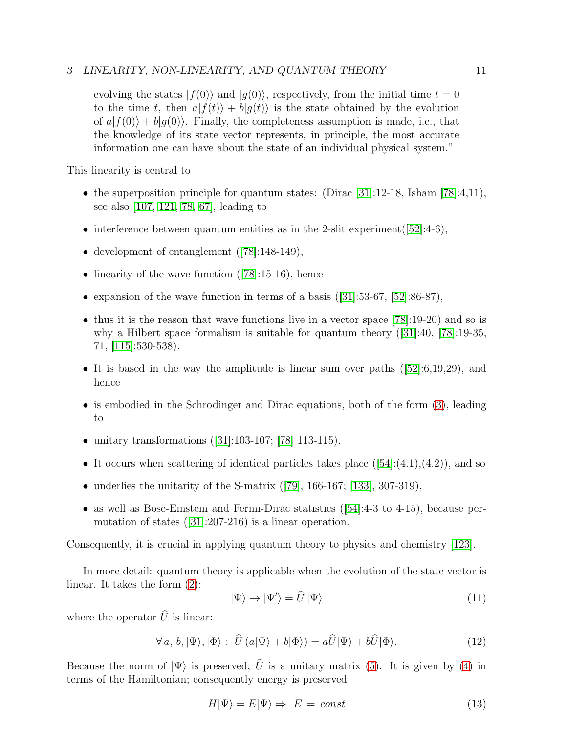evolving the states $|f(0)\rangle$ and $|g(0)\rangle$, respectively, from the initial time $t = 0$ to the time $t$, then $a|f(t)\rangle + b|g(t)\rangle$ is the state obtained by the evolution of $a|f(0)\rangle + b|g(0)\rangle$. Finally, the completeness assumption is made, i.e., that the knowledge of its state vector represents, in principle, the most accurate information one can have about the state of an individual physical system."

This linearity is central to

- the superposition principle for quantum states: (Dirac [31]:12-18, Isham [78]:4,11), see also [107, 121, 78, 67], leading to
- interference between quantum entities as in the 2-slit experiment([52]:4-6),
- development of entanglement ([78]:148-149),
- linearity of the wave function ([78]:15-16), hence
- expansion of the wave function in terms of a basis ([31]:53-67, [52]:86-87),
- thus it is the reason that wave functions live in a vector space [78]:19-20) and so is why a Hilbert space formalism is suitable for quantum theory ([31]:40, [78]:19-35, 71, [115]:530-538).
- It is based in the way the amplitude is linear sum over paths ([52]:6,19,29), and hence
- is embodied in the Schrodinger and Dirac equations, both of the form (3), leading to
- unitary transformations ([31]:103-107; [78] 113-115).
- It occurs when scattering of identical particles takes place ([54]:(4.1),(4.2)), and so
- underlies the unitarity of the S-matrix ([79], 166-167; [133], 307-319),
- as well as Bose-Einstein and Fermi-Dirac statistics ([54]:4-3 to 4-15), because permutation of states ([31]:207-216) is a linear operation.

Consequently, it is crucial in applying quantum theory to physics and chemistry [123].

In more detail: quantum theory is applicable when the evolution of the state vector is linear. It takes the form (2):

$$|\Psi\rangle \to |\Psi'\rangle = \widehat{U}\,|\Psi\rangle \tag{11}$$

where the operator $\widehat{U}$ is linear:

$$\forall\, a,\, b, |\Psi\rangle, |\Phi\rangle: \ \widehat{U}\,(a|\Psi\rangle + b|\Phi\rangle) = a\widehat{U}|\Psi\rangle + b\widehat{U}|\Phi\rangle. \tag{12}$$

Because the norm of $|\Psi\rangle$ is preserved, $\widehat{U}$ is a unitary matrix (5). It is given by (4) in terms of the Hamiltonian; consequently energy is preserved

$$H|\Psi\rangle = E|\Psi\rangle \Rightarrow \ E = const \tag{13}$$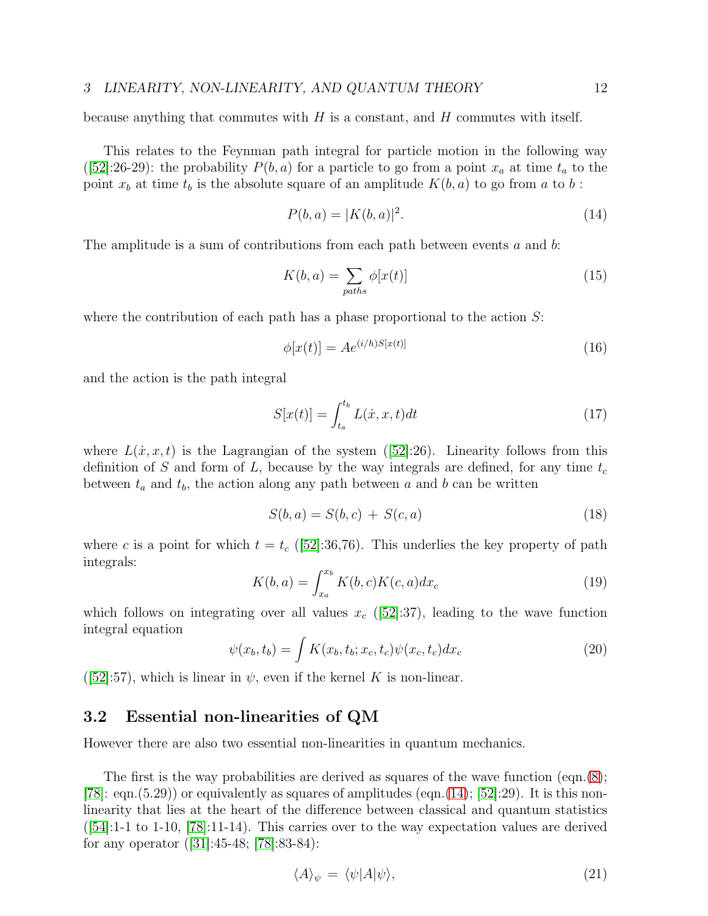because anything that commutes with $H$ is a constant, and $H$ commutes with itself.

This relates to the Feynman path integral for particle motion in the following way ([52]:26-29): the probability $P(b,a)$ for a particle to go from a point $x_a$ at time $t_a$ to the point $x_b$ at time $t_b$ is the absolute square of an amplitude $K(b,a)$ to go from $a$ to $b$ :

$$P(b,a) = |K(b,a)|^2. \tag{14}$$

The amplitude is a sum of contributions from each path between events $a$ and $b$:

$$K(b,a) = \sum_{paths} \phi[x(t)] \tag{15}$$

where the contribution of each path has a phase proportional to the action $S$:

$$\phi[x(t)] = Ae^{(i/h)S[x(t)]} \tag{16}$$

and the action is the path integral

$$S[x(t)] = \int_{t_a}^{t_b} L(\dot{x}, x, t)dt \tag{17}$$

where $L(\dot{x}, x, t)$ is the Lagrangian of the system ([52]:26). Linearity follows from this definition of $S$ and form of $L$, because by the way integrals are defined, for any time $t_c$ between $t_a$ and $t_b$, the action along any path between $a$ and $b$ can be written

$$S(b,a) = S(b,c) \, + \, S(c,a) \tag{18}$$

where $c$ is a point for which $t = t_c$ ([52]:36,76). This underlies the key property of path integrals:

$$K(b,a) = \int_{x_a}^{x_b} K(b,c)K(c,a)dx_c \tag{19}$$

which follows on integrating over all values $x_c$ ([52]:37), leading to the wave function integral equation

$$\psi(x_b, t_b) = \int K(x_b, t_b; x_c, t_c)\psi(x_c, t_c)dx_c \tag{20}$$

([52]:57), which is linear in $\psi$, even if the kernel $K$ is non-linear.

### 3.2 Essential non-linearities of QM

However there are also two essential non-linearities in quantum mechanics.

The first is the way probabilities are derived as squares of the wave function (eqn.(8); [78]: eqn.(5.29)) or equivalently as squares of amplitudes (eqn.(14); [52]:29). It is this non-linearity that lies at the heart of the difference between classical and quantum statistics ([54]:1-1 to 1-10, [78]:11-14). This carries over to the way expectation values are derived for any operator ([31]:45-48; [78]:83-84):

$$\langle A \rangle_\psi \; = \; \langle \psi | A | \psi \rangle, \tag{21}$$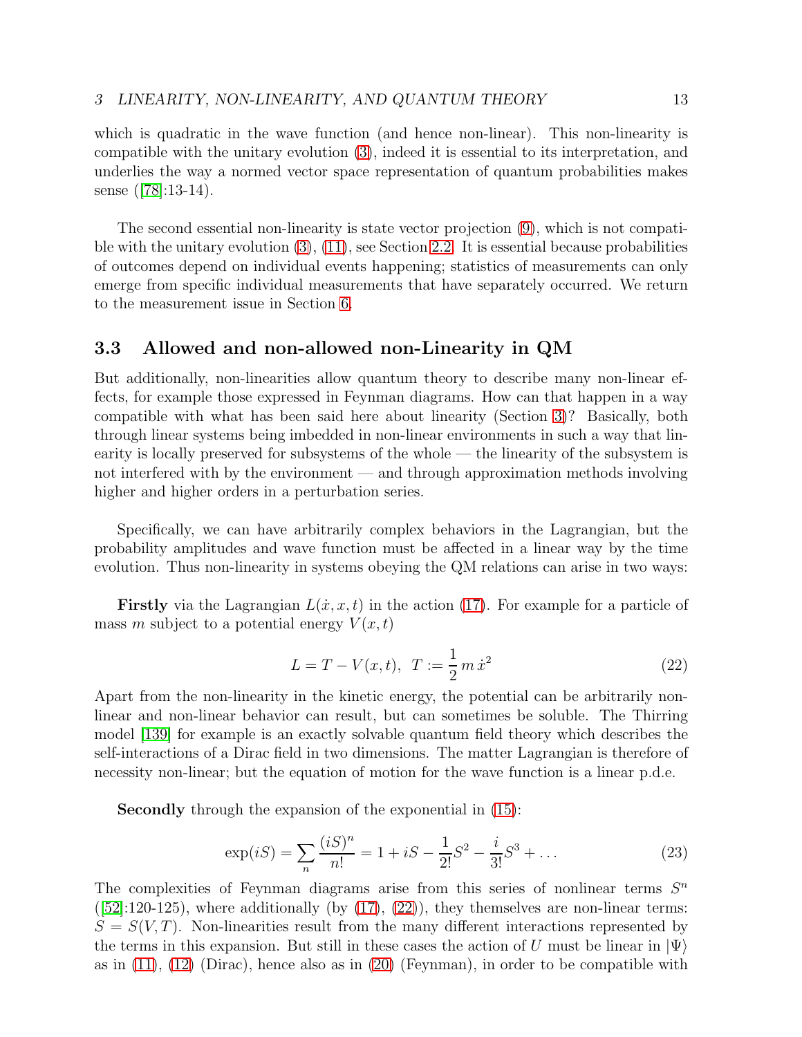which is quadratic in the wave function (and hence non-linear). This non-linearity is compatible with the unitary evolution (3), indeed it is essential to its interpretation, and underlies the way a normed vector space representation of quantum probabilities makes sense ([78]:13-14).

The second essential non-linearity is state vector projection (9), which is not compatible with the unitary evolution (3), (11), see Section 2.2. It is essential because probabilities of outcomes depend on individual events happening; statistics of measurements can only emerge from specific individual measurements that have separately occurred. We return to the measurement issue in Section 6.

### 3.3 Allowed and non-allowed non-Linearity in QM

But additionally, non-linearities allow quantum theory to describe many non-linear effects, for example those expressed in Feynman diagrams. How can that happen in a way compatible with what has been said here about linearity (Section 3)? Basically, both through linear systems being imbedded in non-linear environments in such a way that linearity is locally preserved for subsystems of the whole — the linearity of the subsystem is not interfered with by the environment — and through approximation methods involving higher and higher orders in a perturbation series.

Specifically, we can have arbitrarily complex behaviors in the Lagrangian, but the probability amplitudes and wave function must be affected in a linear way by the time evolution. Thus non-linearity in systems obeying the QM relations can arise in two ways:

**Firstly** via the Lagrangian $L(\dot{x}, x, t)$ in the action (17). For example for a particle of mass $m$ subject to a potential energy $V(x,t)$

$$L = T - V(x,t), \;\; T := \frac{1}{2}\, m\, \dot{x}^2 \tag{22}$$

Apart from the non-linearity in the kinetic energy, the potential can be arbitrarily non-linear and non-linear behavior can result, but can sometimes be soluble. The Thirring model [139] for example is an exactly solvable quantum field theory which describes the self-interactions of a Dirac field in two dimensions. The matter Lagrangian is therefore of necessity non-linear; but the equation of motion for the wave function is a linear p.d.e.

**Secondly** through the expansion of the exponential in (15):

$$\exp(iS) = \sum_n \frac{(iS)^n}{n!} = 1 + iS - \frac{1}{2!}S^2 - \frac{i}{3!}S^3 + \dots \tag{23}$$

The complexities of Feynman diagrams arise from this series of nonlinear terms $S^n$ ([52]:120-125), where additionally (by (17), (22)), they themselves are non-linear terms: $S = S(V,T)$. Non-linearities result from the many different interactions represented by the terms in this expansion. But still in these cases the action of $U$ must be linear in $|\Psi\rangle$ as in (11), (12) (Dirac), hence also as in (20) (Feynman), in order to be compatible with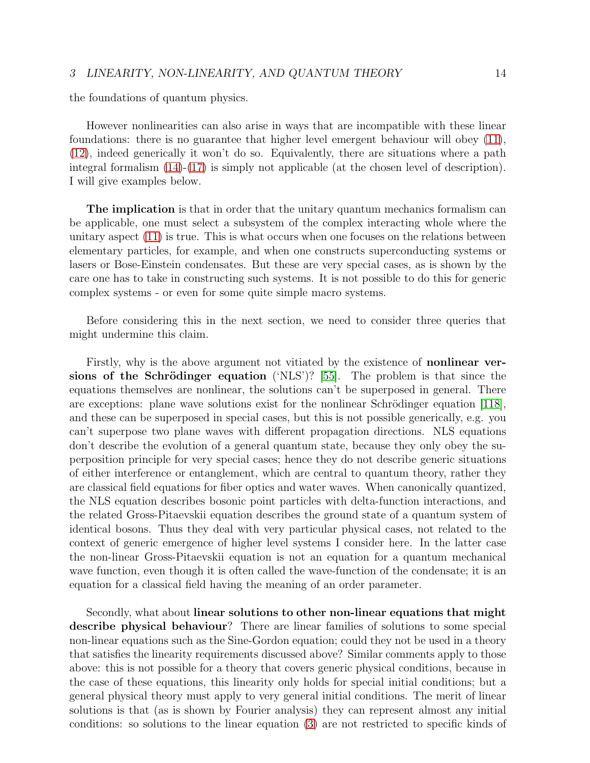the foundations of quantum physics.

However nonlinearities can also arise in ways that are incompatible with these linear foundations: there is no guarantee that higher level emergent behaviour will obey (11), (12), indeed generically it won't do so. Equivalently, there are situations where a path integral formalism (14)-(17) is simply not applicable (at the chosen level of description). I will give examples below.

**The implication** is that in order that the unitary quantum mechanics formalism can be applicable, one must select a subsystem of the complex interacting whole where the unitary aspect (11) is true. This is what occurs when one focuses on the relations between elementary particles, for example, and when one constructs superconducting systems or lasers or Bose-Einstein condensates. But these are very special cases, as is shown by the care one has to take in constructing such systems. It is not possible to do this for generic complex systems - or even for some quite simple macro systems.

Before considering this in the next section, we need to consider three queries that might undermine this claim.

Firstly, why is the above argument not vitiated by the existence of **nonlinear versions of the Schrödinger equation** ('NLS')? [55]. The problem is that since the equations themselves are nonlinear, the solutions can't be superposed in general. There are exceptions: plane wave solutions exist for the nonlinear Schrödinger equation [118], and these can be superposed in special cases, but this is not possible generically, e.g. you can't superpose two plane waves with different propagation directions. NLS equations don't describe the evolution of a general quantum state, because they only obey the superposition principle for very special cases; hence they do not describe generic situations of either interference or entanglement, which are central to quantum theory, rather they are classical field equations for fiber optics and water waves. When canonically quantized, the NLS equation describes bosonic point particles with delta-function interactions, and the related Gross-Pitaevskii equation describes the ground state of a quantum system of identical bosons. Thus they deal with very particular physical cases, not related to the context of generic emergence of higher level systems I consider here. In the latter case the non-linear Gross-Pitaevskii equation is not an equation for a quantum mechanical wave function, even though it is often called the wave-function of the condensate; it is an equation for a classical field having the meaning of an order parameter.

Secondly, what about **linear solutions to other non-linear equations that might describe physical behaviour**? There are linear families of solutions to some special non-linear equations such as the Sine-Gordon equation; could they not be used in a theory that satisfies the linearity requirements discussed above? Similar comments apply to those above: this is not possible for a theory that covers generic physical conditions, because in the case of these equations, this linearity only holds for special initial conditions; but a general physical theory must apply to very general initial conditions. The merit of linear solutions is that (as is shown by Fourier analysis) they can represent almost any initial conditions: so solutions to the linear equation (3) are not restricted to specific kinds of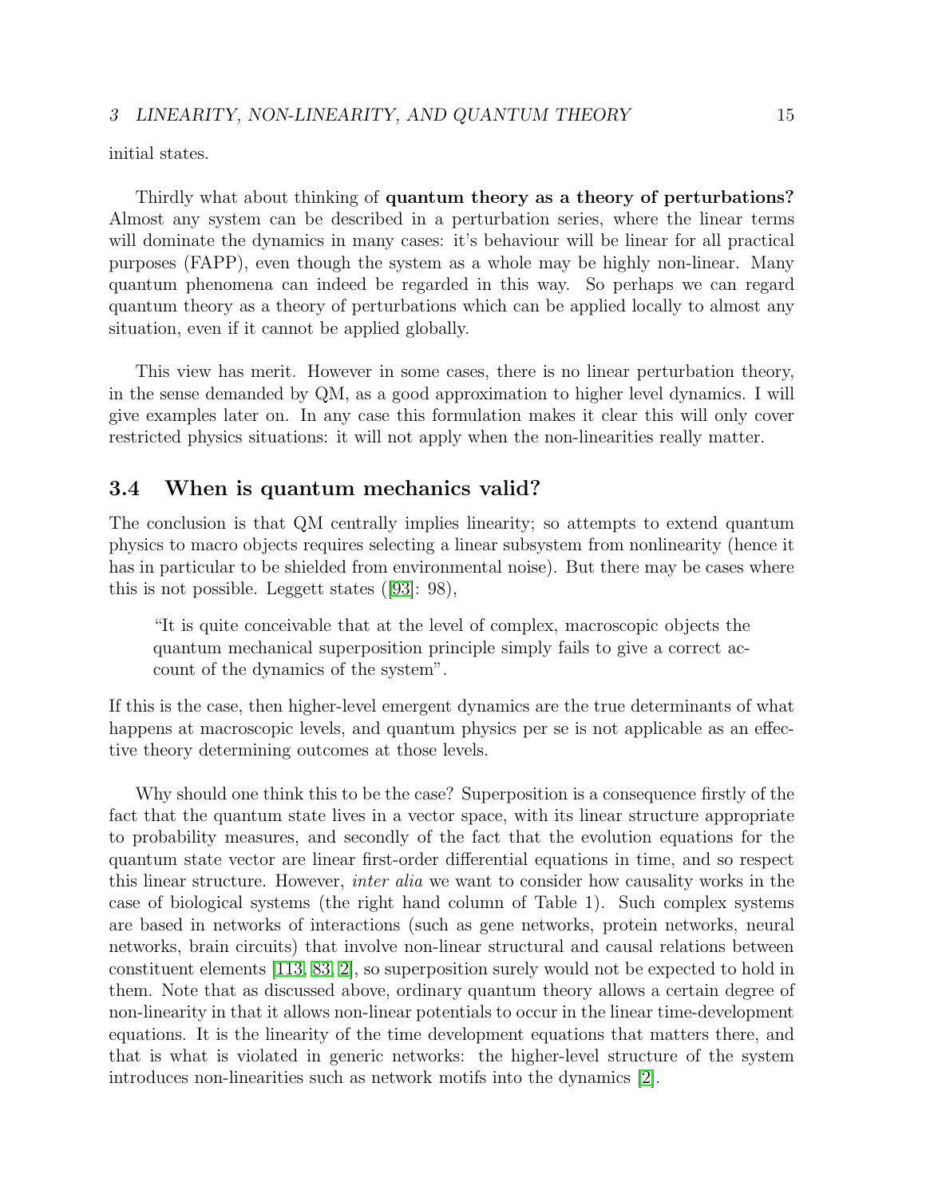initial states.

Thirdly what about thinking of **quantum theory as a theory of perturbations?** Almost any system can be described in a perturbation series, where the linear terms will dominate the dynamics in many cases: it's behaviour will be linear for all practical purposes (FAPP), even though the system as a whole may be highly non-linear. Many quantum phenomena can indeed be regarded in this way. So perhaps we can regard quantum theory as a theory of perturbations which can be applied locally to almost any situation, even if it cannot be applied globally.

This view has merit. However in some cases, there is no linear perturbation theory, in the sense demanded by QM, as a good approximation to higher level dynamics. I will give examples later on. In any case this formulation makes it clear this will only cover restricted physics situations: it will not apply when the non-linearities really matter.

## 3.4 When is quantum mechanics valid?

The conclusion is that QM centrally implies linearity; so attempts to extend quantum physics to macro objects requires selecting a linear subsystem from nonlinearity (hence it has in particular to be shielded from environmental noise). But there may be cases where this is not possible. Leggett states ([93]: 98),

> "It is quite conceivable that at the level of complex, macroscopic objects the quantum mechanical superposition principle simply fails to give a correct account of the dynamics of the system".

If this is the case, then higher-level emergent dynamics are the true determinants of what happens at macroscopic levels, and quantum physics per se is not applicable as an effective theory determining outcomes at those levels.

Why should one think this to be the case? Superposition is a consequence firstly of the fact that the quantum state lives in a vector space, with its linear structure appropriate to probability measures, and secondly of the fact that the evolution equations for the quantum state vector are linear first-order differential equations in time, and so respect this linear structure. However, *inter alia* we want to consider how causality works in the case of biological systems (the right hand column of Table 1). Such complex systems are based in networks of interactions (such as gene networks, protein networks, neural networks, brain circuits) that involve non-linear structural and causal relations between constituent elements [113, 83, 2], so superposition surely would not be expected to hold in them. Note that as discussed above, ordinary quantum theory allows a certain degree of non-linearity in that it allows non-linear potentials to occur in the linear time-development equations. It is the linearity of the time development equations that matters there, and that is what is violated in generic networks: the higher-level structure of the system introduces non-linearities such as network motifs into the dynamics [2].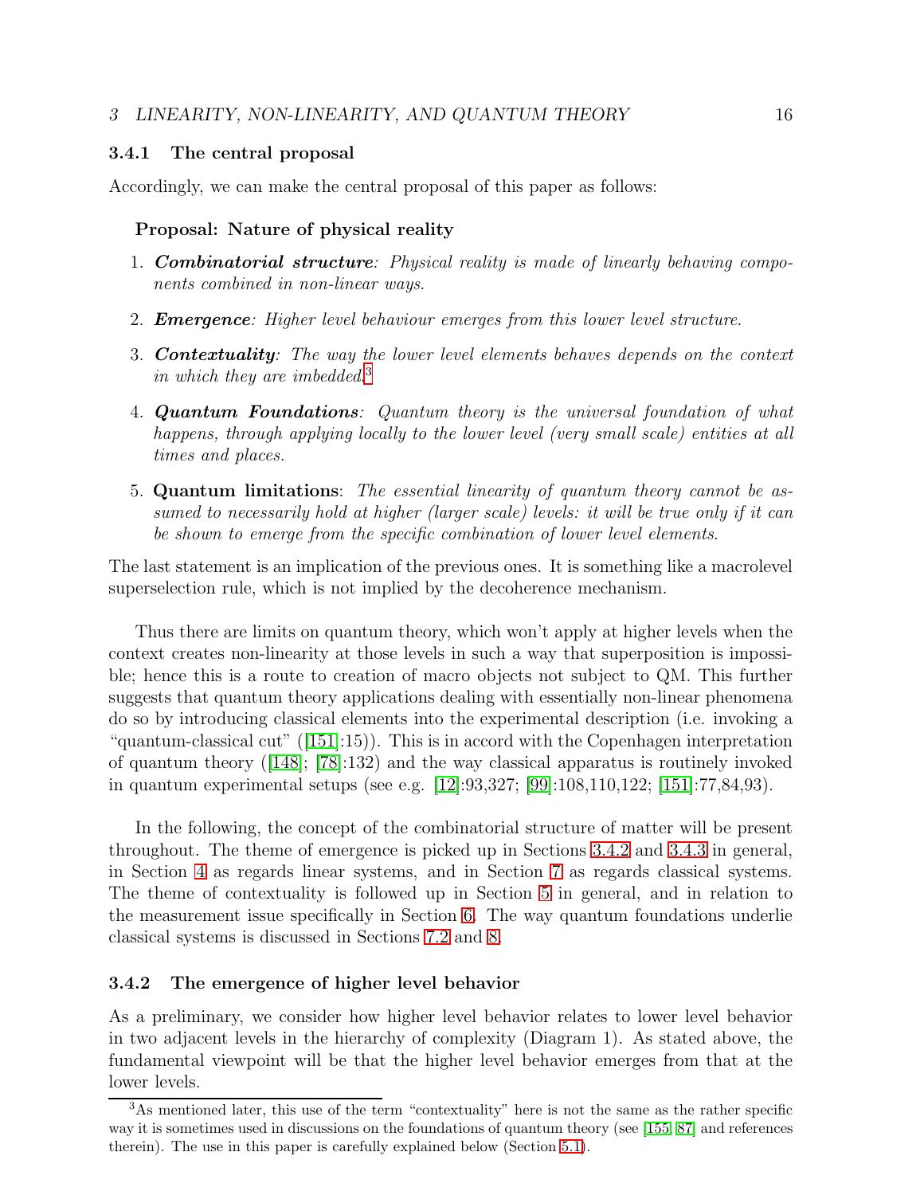### 3.4.1 The central proposal

Accordingly, we can make the central proposal of this paper as follows:

**Proposal: Nature of physical reality**

1. ***Combinatorial structure****: Physical reality is made of linearly behaving components combined in non-linear ways.*
2. ***Emergence****: Higher level behaviour emerges from this lower level structure.*
3. ***Contextuality****: The way the lower level elements behaves depends on the context in which they are imbedded.*[3]
4. ***Quantum Foundations****: Quantum theory is the universal foundation of what happens, through applying locally to the lower level (very small scale) entities at all times and places.*
5. **Quantum limitations**: *The essential linearity of quantum theory cannot be assumed to necessarily hold at higher (larger scale) levels: it will be true only if it can be shown to emerge from the specific combination of lower level elements.*

The last statement is an implication of the previous ones. It is something like a macrolevel superselection rule, which is not implied by the decoherence mechanism.

Thus there are limits on quantum theory, which won't apply at higher levels when the context creates non-linearity at those levels in such a way that superposition is impossible; hence this is a route to creation of macro objects not subject to QM. This further suggests that quantum theory applications dealing with essentially non-linear phenomena do so by introducing classical elements into the experimental description (i.e. invoking a "quantum-classical cut" ([151]:15)). This is in accord with the Copenhagen interpretation of quantum theory ([148]; [78]:132) and the way classical apparatus is routinely invoked in quantum experimental setups (see e.g. [12]:93,327; [99]:108,110,122; [151]:77,84,93).

In the following, the concept of the combinatorial structure of matter will be present throughout. The theme of emergence is picked up in Sections 3.4.2 and 3.4.3 in general, in Section 4 as regards linear systems, and in Section 7 as regards classical systems. The theme of contextuality is followed up in Section 5 in general, and in relation to the measurement issue specifically in Section 6. The way quantum foundations underlie classical systems is discussed in Sections 7.2 and 8.

### 3.4.2 The emergence of higher level behavior

As a preliminary, we consider how higher level behavior relates to lower level behavior in two adjacent levels in the hierarchy of complexity (Diagram 1). As stated above, the fundamental viewpoint will be that the higher level behavior emerges from that at the lower levels.

[3] As mentioned later, this use of the term "contextuality" here is not the same as the rather specific way it is sometimes used in discussions on the foundations of quantum theory (see [155, 87] and references therein). The use in this paper is carefully explained below (Section 5.1).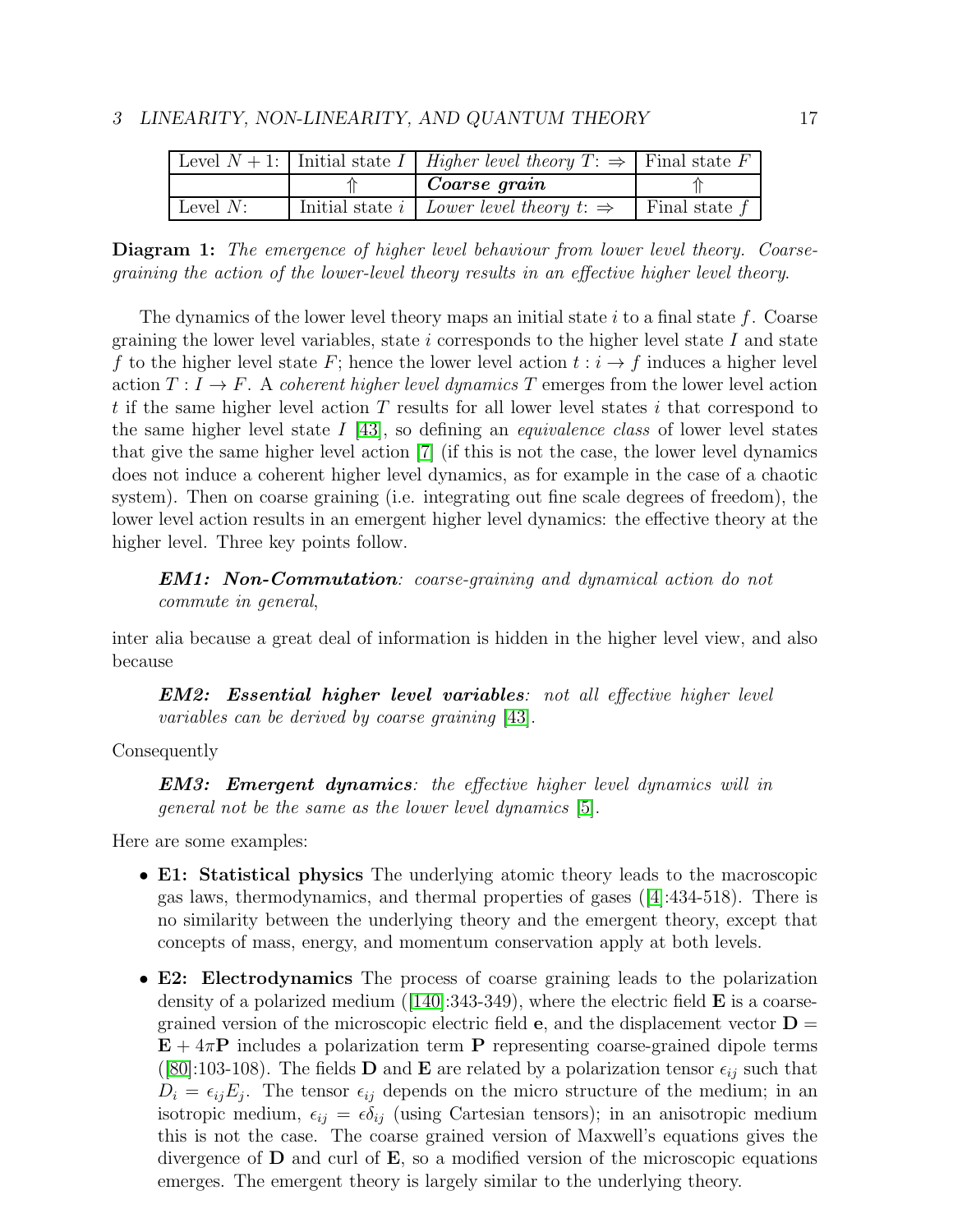| Level $N+1$: | Initial state $I$ | *Higher level theory* $T$: $\Rightarrow$ | Final state $F$ |
|---|---|---|---|
| | $\Uparrow$ | ***Coarse grain*** | $\Uparrow$ |
| Level $N$: | Initial state $i$ | *Lower level theory* $t$: $\Rightarrow$ | Final state $f$ |

**Diagram 1:** *The emergence of higher level behaviour from lower level theory. Coarse-graining the action of the lower-level theory results in an effective higher level theory.*

The dynamics of the lower level theory maps an initial state $i$ to a final state $f$. Coarse graining the lower level variables, state $i$ corresponds to the higher level state $I$ and state $f$ to the higher level state $F$; hence the lower level action $t : i \rightarrow f$ induces a higher level action $T : I \rightarrow F$. A *coherent higher level dynamics* $T$ emerges from the lower level action $t$ if the same higher level action $T$ results for all lower level states $i$ that correspond to the same higher level state $I$ [43], so defining an *equivalence class* of lower level states that give the same higher level action [7] (if this is not the case, the lower level dynamics does not induce a coherent higher level dynamics, as for example in the case of a chaotic system). Then on coarse graining (i.e. integrating out fine scale degrees of freedom), the lower level action results in an emergent higher level dynamics: the effective theory at the higher level. Three key points follow.

> ***EM1: Non-Commutation****: coarse-graining and dynamical action do not commute in general*,

inter alia because a great deal of information is hidden in the higher level view, and also because

> ***EM2: Essential higher level variables****: not all effective higher level variables can be derived by coarse graining* [43].

Consequently

> ***EM3: Emergent dynamics****: the effective higher level dynamics will in general not be the same as the lower level dynamics* [5].

Here are some examples:

- **E1: Statistical physics** The underlying atomic theory leads to the macroscopic gas laws, thermodynamics, and thermal properties of gases ([4]:434-518). There is no similarity between the underlying theory and the emergent theory, except that concepts of mass, energy, and momentum conservation apply at both levels.

- **E2: Electrodynamics** The process of coarse graining leads to the polarization density of a polarized medium ([140]:343-349), where the electric field $\mathbf{E}$ is a coarse-grained version of the microscopic electric field $\mathbf{e}$, and the displacement vector $\mathbf{D} = \mathbf{E} + 4\pi\mathbf{P}$ includes a polarization term $\mathbf{P}$ representing coarse-grained dipole terms ([80]:103-108). The fields $\mathbf{D}$ and $\mathbf{E}$ are related by a polarization tensor $\epsilon_{ij}$ such that $D_i = \epsilon_{ij}E_j$. The tensor $\epsilon_{ij}$ depends on the micro structure of the medium; in an isotropic medium, $\epsilon_{ij} = \epsilon\delta_{ij}$ (using Cartesian tensors); in an anisotropic medium this is not the case. The coarse grained version of Maxwell's equations gives the divergence of $\mathbf{D}$ and curl of $\mathbf{E}$, so a modified version of the microscopic equations emerges. The emergent theory is largely similar to the underlying theory.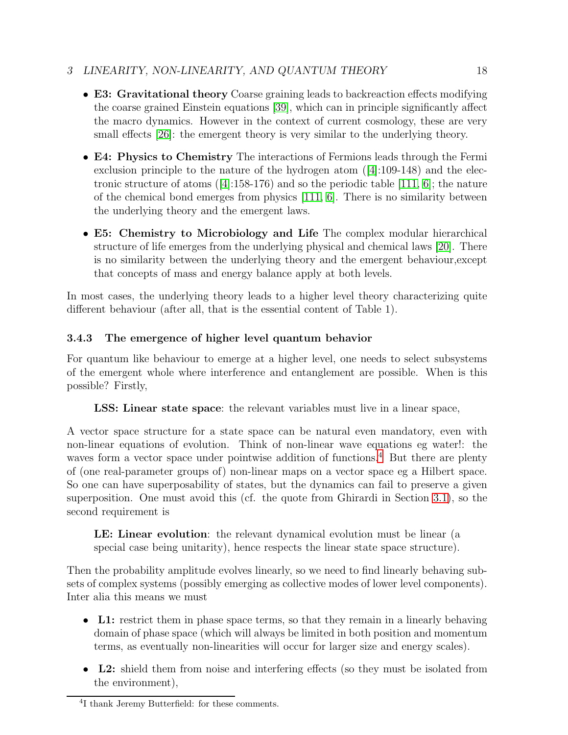- **E3: Gravitational theory** Coarse graining leads to backreaction effects modifying the coarse grained Einstein equations [39], which can in principle significantly affect the macro dynamics. However in the context of current cosmology, these are very small effects [26]: the emergent theory is very similar to the underlying theory.
- **E4: Physics to Chemistry** The interactions of Fermions leads through the Fermi exclusion principle to the nature of the hydrogen atom ([4]:109-148) and the electronic structure of atoms ([4]:158-176) and so the periodic table [111, 6]; the nature of the chemical bond emerges from physics [111, 6]. There is no similarity between the underlying theory and the emergent laws.
- **E5: Chemistry to Microbiology and Life** The complex modular hierarchical structure of life emerges from the underlying physical and chemical laws [20]. There is no similarity between the underlying theory and the emergent behaviour,except that concepts of mass and energy balance apply at both levels.

In most cases, the underlying theory leads to a higher level theory characterizing quite different behaviour (after all, that is the essential content of Table 1).

### 3.4.3 The emergence of higher level quantum behavior

For quantum like behaviour to emerge at a higher level, one needs to select subsystems of the emergent whole where interference and entanglement are possible. When is this possible? Firstly,

> **LSS: Linear state space**: the relevant variables must live in a linear space,

A vector space structure for a state space can be natural even mandatory, even with non-linear equations of evolution. Think of non-linear wave equations eg water!: the waves form a vector space under pointwise addition of functions.[4] But there are plenty of (one real-parameter groups of) non-linear maps on a vector space eg a Hilbert space. So one can have superposability of states, but the dynamics can fail to preserve a given superposition. One must avoid this (cf. the quote from Ghirardi in Section 3.1), so the second requirement is

> **LE: Linear evolution**: the relevant dynamical evolution must be linear (a special case being unitarity), hence respects the linear state space structure).

Then the probability amplitude evolves linearly, so we need to find linearly behaving subsets of complex systems (possibly emerging as collective modes of lower level components). Inter alia this means we must

- **L1:** restrict them in phase space terms, so that they remain in a linearly behaving domain of phase space (which will always be limited in both position and momentum terms, as eventually non-linearities will occur for larger size and energy scales).
- **L2:** shield them from noise and interfering effects (so they must be isolated from the environment),

[4] I thank Jeremy Butterfield: for these comments.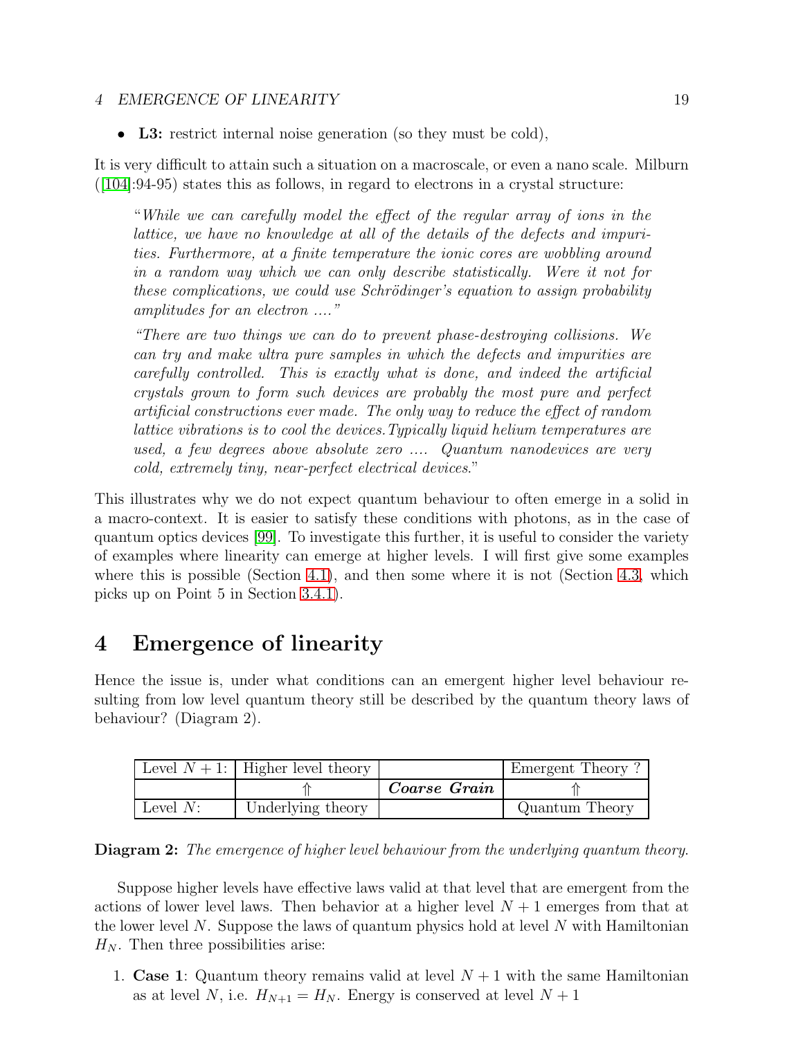- **L3:** restrict internal noise generation (so they must be cold),

It is very difficult to attain such a situation on a macroscale, or even a nano scale. Milburn ([104]:94-95) states this as follows, in regard to electrons in a crystal structure:

> "*While we can carefully model the effect of the regular array of ions in the lattice, we have no knowledge at all of the details of the defects and impurities. Furthermore, at a finite temperature the ionic cores are wobbling around in a random way which we can only describe statistically. Were it not for these complications, we could use Schrödinger's equation to assign probability amplitudes for an electron ....*"
>
> "*There are two things we can do to prevent phase-destroying collisions. We can try and make ultra pure samples in which the defects and impurities are carefully controlled. This is exactly what is done, and indeed the artificial crystals grown to form such devices are probably the most pure and perfect artificial constructions ever made. The only way to reduce the effect of random lattice vibrations is to cool the devices. Typically liquid helium temperatures are used, a few degrees above absolute zero .... Quantum nanodevices are very cold, extremely tiny, near-perfect electrical devices.*"

This illustrates why we do not expect quantum behaviour to often emerge in a solid in a macro-context. It is easier to satisfy these conditions with photons, as in the case of quantum optics devices [99]. To investigate this further, it is useful to consider the variety of examples where linearity can emerge at higher levels. I will first give some examples where this is possible (Section 4.1), and then some where it is not (Section 4.3, which picks up on Point 5 in Section 3.4.1).

# 4 Emergence of linearity

Hence the issue is, under what conditions can an emergent higher level behaviour resulting from low level quantum theory still be described by the quantum theory laws of behaviour? (Diagram 2).

| Level $N+1$: | Higher level theory | | Emergent Theory ? |
|---|---|---|---|
| | ⇑ | ***Coarse Grain*** | ⇑ |
| Level $N$: | Underlying theory | | Quantum Theory |

**Diagram 2:** *The emergence of higher level behaviour from the underlying quantum theory.*

Suppose higher levels have effective laws valid at that level that are emergent from the actions of lower level laws. Then behavior at a higher level $N+1$ emerges from that at the lower level $N$. Suppose the laws of quantum physics hold at level $N$ with Hamiltonian $H_N$. Then three possibilities arise:

1. **Case 1**: Quantum theory remains valid at level $N+1$ with the same Hamiltonian as at level $N$, i.e. $H_{N+1} = H_N$. Energy is conserved at level $N+1$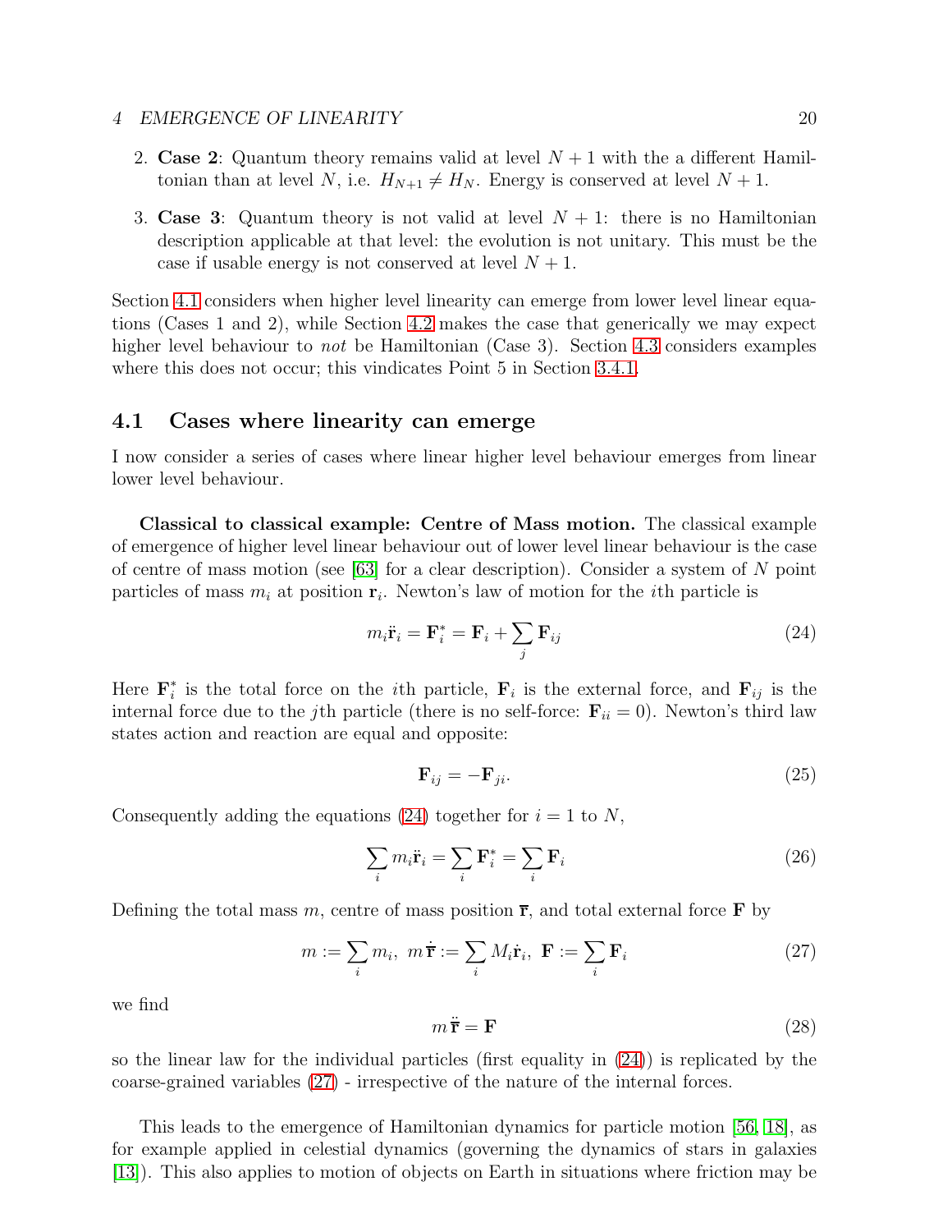2. **Case 2**: Quantum theory remains valid at level $N+1$ with the a different Hamiltonian than at level $N$, i.e. $H_{N+1} \neq H_N$. Energy is conserved at level $N+1$.

3. **Case 3**: Quantum theory is not valid at level $N+1$: there is no Hamiltonian description applicable at that level: the evolution is not unitary. This must be the case if usable energy is not conserved at level $N+1$.

Section 4.1 considers when higher level linearity can emerge from lower level linear equations (Cases 1 and 2), while Section 4.2 makes the case that generically we may expect higher level behaviour to *not* be Hamiltonian (Case 3). Section 4.3 considers examples where this does not occur; this vindicates Point 5 in Section 3.4.1.

## 4.1 Cases where linearity can emerge

I now consider a series of cases where linear higher level behaviour emerges from linear lower level behaviour.

**Classical to classical example: Centre of Mass motion.** The classical example of emergence of higher level linear behaviour out of lower level linear behaviour is the case of centre of mass motion (see [63] for a clear description). Consider a system of $N$ point particles of mass $m_i$ at position $\mathbf{r}_i$. Newton's law of motion for the $i$th particle is

$$m_i \ddot{\mathbf{r}}_i = \mathbf{F}_i^* = \mathbf{F}_i + \sum_j \mathbf{F}_{ij} \tag{24}$$

Here $\mathbf{F}_i^*$ is the total force on the $i$th particle, $\mathbf{F}_i$ is the external force, and $\mathbf{F}_{ij}$ is the internal force due to the $j$th particle (there is no self-force: $\mathbf{F}_{ii} = 0$). Newton's third law states action and reaction are equal and opposite:

$$\mathbf{F}_{ij} = -\mathbf{F}_{ji}. \tag{25}$$

Consequently adding the equations (24) together for $i = 1$ to $N$,

$$\sum_i m_i \ddot{\mathbf{r}}_i = \sum_i \mathbf{F}_i^* = \sum_i \mathbf{F}_i \tag{26}$$

Defining the total mass $m$, centre of mass position $\overline{\mathbf{r}}$, and total external force $\mathbf{F}$ by

$$m := \sum_i m_i, \;\; m\,\dot{\overline{\mathbf{r}}} := \sum_i M_i \dot{\mathbf{r}}_i, \;\; \mathbf{F} := \sum_i \mathbf{F}_i \tag{27}$$

we find

$$m\,\ddot{\overline{\mathbf{r}}} = \mathbf{F} \tag{28}$$

so the linear law for the individual particles (first equality in (24)) is replicated by the coarse-grained variables (27) - irrespective of the nature of the internal forces.

This leads to the emergence of Hamiltonian dynamics for particle motion [56, 18], as for example applied in celestial dynamics (governing the dynamics of stars in galaxies [13]). This also applies to motion of objects on Earth in situations where friction may be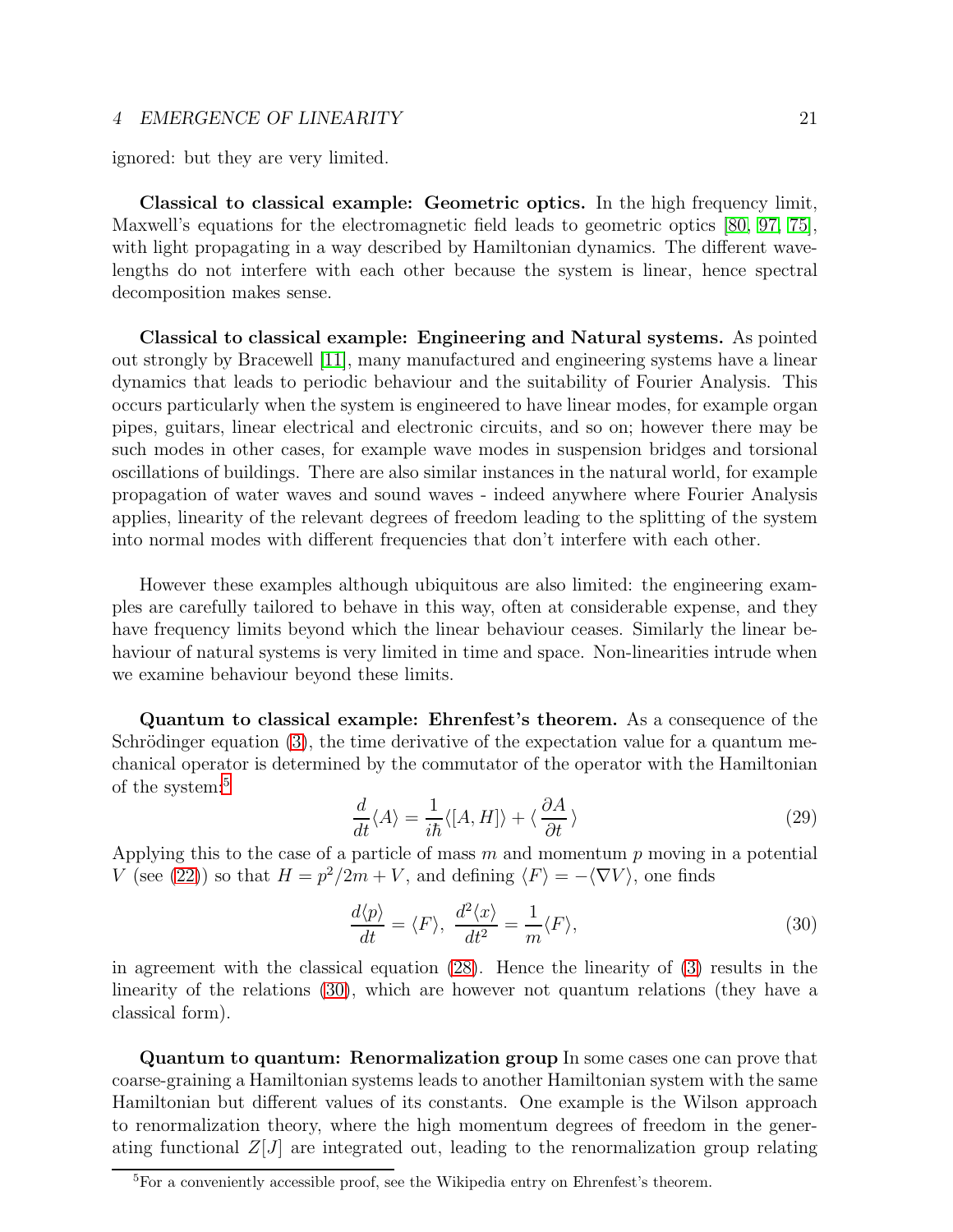ignored: but they are very limited.

**Classical to classical example: Geometric optics.** In the high frequency limit, Maxwell's equations for the electromagnetic field leads to geometric optics [80, 97, 75], with light propagating in a way described by Hamiltonian dynamics. The different wavelengths do not interfere with each other because the system is linear, hence spectral decomposition makes sense.

**Classical to classical example: Engineering and Natural systems.** As pointed out strongly by Bracewell [11], many manufactured and engineering systems have a linear dynamics that leads to periodic behaviour and the suitability of Fourier Analysis. This occurs particularly when the system is engineered to have linear modes, for example organ pipes, guitars, linear electrical and electronic circuits, and so on; however there may be such modes in other cases, for example wave modes in suspension bridges and torsional oscillations of buildings. There are also similar instances in the natural world, for example propagation of water waves and sound waves - indeed anywhere where Fourier Analysis applies, linearity of the relevant degrees of freedom leading to the splitting of the system into normal modes with different frequencies that don't interfere with each other.

However these examples although ubiquitous are also limited: the engineering examples are carefully tailored to behave in this way, often at considerable expense, and they have frequency limits beyond which the linear behaviour ceases. Similarly the linear behaviour of natural systems is very limited in time and space. Non-linearities intrude when we examine behaviour beyond these limits.

**Quantum to classical example: Ehrenfest's theorem.** As a consequence of the Schrödinger equation (3), the time derivative of the expectation value for a quantum mechanical operator is determined by the commutator of the operator with the Hamiltonian of the system:[5]

$$\frac{d}{dt}\langle A\rangle = \frac{1}{i\hbar}\langle [A, H]\rangle + \langle \frac{\partial A}{\partial t} \rangle \tag{29}$$

Applying this to the case of a particle of mass $m$ and momentum $p$ moving in a potential $V$ (see (22)) so that $H = p^2/2m + V$, and defining $\langle F\rangle = -\langle \nabla V\rangle$, one finds

$$\frac{d\langle p\rangle}{dt} = \langle F\rangle,\ \frac{d^2\langle x\rangle}{dt^2} = \frac{1}{m}\langle F\rangle, \tag{30}$$

in agreement with the classical equation (28). Hence the linearity of (3) results in the linearity of the relations (30), which are however not quantum relations (they have a classical form).

**Quantum to quantum: Renormalization group** In some cases one can prove that coarse-graining a Hamiltonian systems leads to another Hamiltonian system with the same Hamiltonian but different values of its constants. One example is the Wilson approach to renormalization theory, where the high momentum degrees of freedom in the generating functional $Z[J]$ are integrated out, leading to the renormalization group relating

[5] For a conveniently accessible proof, see the Wikipedia entry on Ehrenfest's theorem.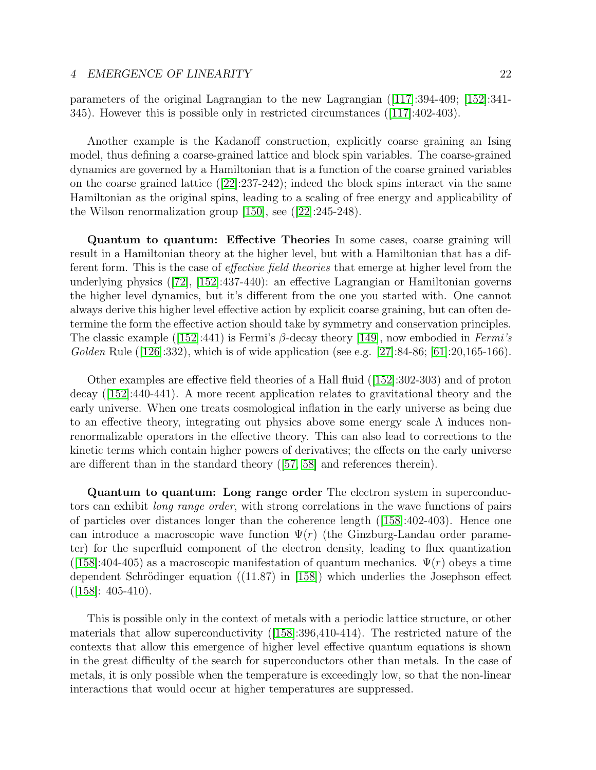parameters of the original Lagrangian to the new Lagrangian ([117]:394-409; [152]:341-345). However this is possible only in restricted circumstances ([117]:402-403).

Another example is the Kadanoff construction, explicitly coarse graining an Ising model, thus defining a coarse-grained lattice and block spin variables. The coarse-grained dynamics are governed by a Hamiltonian that is a function of the coarse grained variables on the coarse grained lattice ([22]:237-242); indeed the block spins interact via the same Hamiltonian as the original spins, leading to a scaling of free energy and applicability of the Wilson renormalization group [150], see ([22]:245-248).

**Quantum to quantum: Effective Theories** In some cases, coarse graining will result in a Hamiltonian theory at the higher level, but with a Hamiltonian that has a different form. This is the case of *effective field theories* that emerge at higher level from the underlying physics ([72], [152]:437-440): an effective Lagrangian or Hamiltonian governs the higher level dynamics, but it's different from the one you started with. One cannot always derive this higher level effective action by explicit coarse graining, but can often determine the form the effective action should take by symmetry and conservation principles. The classic example ([152]:441) is Fermi's $\beta$-decay theory [149], now embodied in *Fermi's Golden* Rule ([126]:332), which is of wide application (see e.g. [27]:84-86; [61]:20,165-166).

Other examples are effective field theories of a Hall fluid ([152]:302-303) and of proton decay ([152]:440-441). A more recent application relates to gravitational theory and the early universe. When one treats cosmological inflation in the early universe as being due to an effective theory, integrating out physics above some energy scale $\Lambda$ induces non-renormalizable operators in the effective theory. This can also lead to corrections to the kinetic terms which contain higher powers of derivatives; the effects on the early universe are different than in the standard theory ([57, 58] and references therein).

**Quantum to quantum: Long range order** The electron system in superconductors can exhibit *long range order*, with strong correlations in the wave functions of pairs of particles over distances longer than the coherence length ([158]:402-403). Hence one can introduce a macroscopic wave function $\Psi(r)$ (the Ginzburg-Landau order parameter) for the superfluid component of the electron density, leading to flux quantization ([158]:404-405) as a macroscopic manifestation of quantum mechanics. $\Psi(r)$ obeys a time dependent Schrödinger equation ((11.87) in [158]) which underlies the Josephson effect ([158]: 405-410).

This is possible only in the context of metals with a periodic lattice structure, or other materials that allow superconductivity ([158]:396,410-414). The restricted nature of the contexts that allow this emergence of higher level effective quantum equations is shown in the great difficulty of the search for superconductors other than metals. In the case of metals, it is only possible when the temperature is exceedingly low, so that the non-linear interactions that would occur at higher temperatures are suppressed.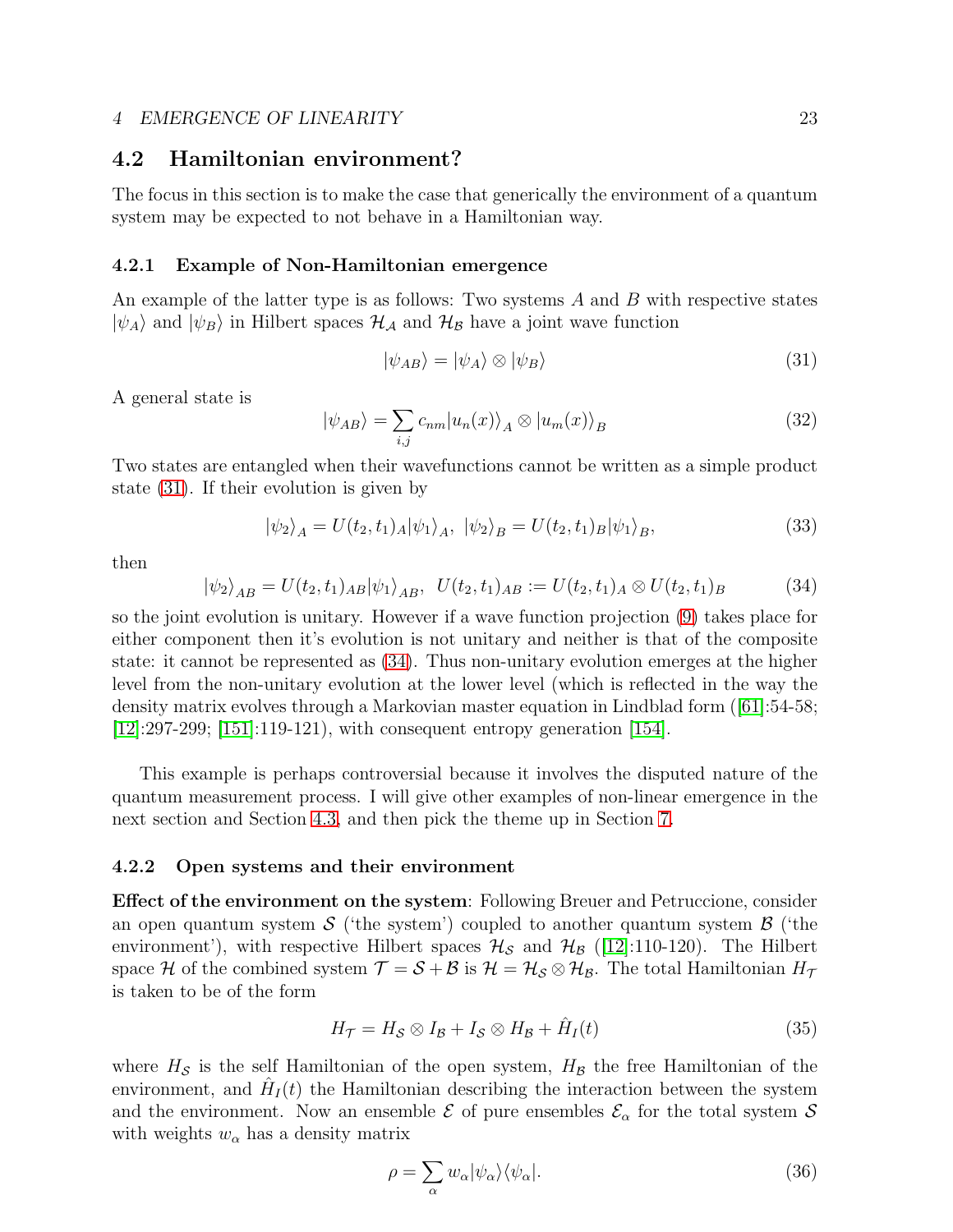## 4.2 Hamiltonian environment?

The focus in this section is to make the case that generically the environment of a quantum system may be expected to not behave in a Hamiltonian way.

### 4.2.1 Example of Non-Hamiltonian emergence

An example of the latter type is as follows: Two systems $A$ and $B$ with respective states $|\psi_A\rangle$ and $|\psi_B\rangle$ in Hilbert spaces $\mathcal{H}_\mathcal{A}$ and $\mathcal{H}_\mathcal{B}$ have a joint wave function

$$|\psi_{AB}\rangle = |\psi_A\rangle \otimes |\psi_B\rangle \tag{31}$$

A general state is

$$|\psi_{AB}\rangle = \sum_{i,j} c_{nm} |u_n(x)\rangle_A \otimes |u_m(x)\rangle_B \tag{32}$$

Two states are entangled when their wavefunctions cannot be written as a simple product state (31). If their evolution is given by

$$|\psi_2\rangle_A = U(t_2,t_1)_A|\psi_1\rangle_A, \;\; |\psi_2\rangle_B = U(t_2,t_1)_B|\psi_1\rangle_B, \tag{33}$$

then

$$|\psi_2\rangle_{AB} = U(t_2,t_1)_{AB}|\psi_1\rangle_{AB}, \;\; U(t_2,t_1)_{AB} := U(t_2,t_1)_A \otimes U(t_2,t_1)_B \tag{34}$$

so the joint evolution is unitary. However if a wave function projection (9) takes place for either component then it's evolution is not unitary and neither is that of the composite state: it cannot be represented as (34). Thus non-unitary evolution emerges at the higher level from the non-unitary evolution at the lower level (which is reflected in the way the density matrix evolves through a Markovian master equation in Lindblad form ([61]:54-58; [12]:297-299; [151]:119-121), with consequent entropy generation [154].

This example is perhaps controversial because it involves the disputed nature of the quantum measurement process. I will give other examples of non-linear emergence in the next section and Section 4.3, and then pick the theme up in Section 7.

### 4.2.2 Open systems and their environment

**Effect of the environment on the system**: Following Breuer and Petruccione, consider an open quantum system $\mathcal{S}$ ('the system') coupled to another quantum system $\mathcal{B}$ ('the environment'), with respective Hilbert spaces $\mathcal{H}_\mathcal{S}$ and $\mathcal{H}_\mathcal{B}$ ([12]:110-120). The Hilbert space $\mathcal{H}$ of the combined system $\mathcal{T} = \mathcal{S} + \mathcal{B}$ is $\mathcal{H} = \mathcal{H}_\mathcal{S} \otimes \mathcal{H}_\mathcal{B}$. The total Hamiltonian $H_\mathcal{T}$ is taken to be of the form

$$H_\mathcal{T} = H_\mathcal{S} \otimes I_\mathcal{B} + I_\mathcal{S} \otimes H_\mathcal{B} + \hat{H}_I(t) \tag{35}$$

where $H_\mathcal{S}$ is the self Hamiltonian of the open system, $H_\mathcal{B}$ the free Hamiltonian of the environment, and $\hat{H}_I(t)$ the Hamiltonian describing the interaction between the system and the environment. Now an ensemble $\mathcal{E}$ of pure ensembles $\mathcal{E}_\alpha$ for the total system $\mathcal{S}$ with weights $w_\alpha$ has a density matrix

$$\rho = \sum_\alpha w_\alpha |\psi_\alpha\rangle\langle\psi_\alpha|. \tag{36}$$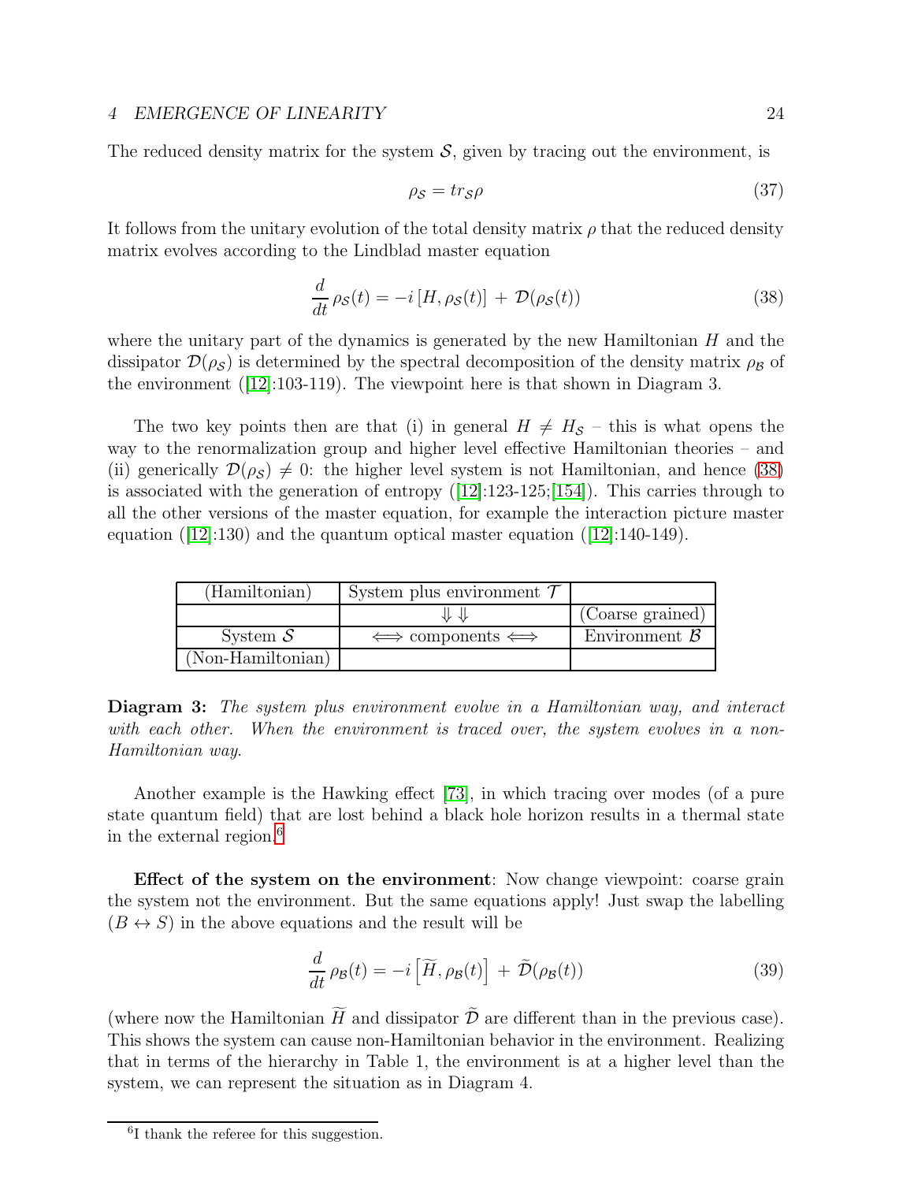The reduced density matrix for the system $\mathcal{S}$, given by tracing out the environment, is

$$\rho_{\mathcal{S}} = tr_{\mathcal{S}}\rho \tag{37}$$

It follows from the unitary evolution of the total density matrix $\rho$ that the reduced density matrix evolves according to the Lindblad master equation

$$\frac{d}{dt}\,\rho_{\mathcal{S}}(t) = -i\,[H, \rho_{\mathcal{S}}(t)] \,+\, \mathcal{D}(\rho_{\mathcal{S}}(t)) \tag{38}$$

where the unitary part of the dynamics is generated by the new Hamiltonian $H$ and the dissipator $\mathcal{D}(\rho_{\mathcal{S}})$ is determined by the spectral decomposition of the density matrix $\rho_{\mathcal{B}}$ of the environment ([12]:103-119). The viewpoint here is that shown in Diagram 3.

The two key points then are that (i) in general $H \neq H_{\mathcal{S}}$ – this is what opens the way to the renormalization group and higher level effective Hamiltonian theories – and (ii) generically $\mathcal{D}(\rho_{\mathcal{S}}) \neq 0$: the higher level system is not Hamiltonian, and hence (38) is associated with the generation of entropy ([12]:123-125;[154]). This carries through to all the other versions of the master equation, for example the interaction picture master equation ([12]:130) and the quantum optical master equation ([12]:140-149).

| (Hamiltonian) | System plus environment $\mathcal{T}$ | |
|---|---|---|
| | $\Downarrow \Downarrow$ | (Coarse grained) |
| System $\mathcal{S}$ | $\Longleftrightarrow$ components $\Longleftrightarrow$ | Environment $\mathcal{B}$ |
| (Non-Hamiltonian) | | |

**Diagram 3:** *The system plus environment evolve in a Hamiltonian way, and interact with each other. When the environment is traced over, the system evolves in a non-Hamiltonian way.*

Another example is the Hawking effect [73], in which tracing over modes (of a pure state quantum field) that are lost behind a black hole horizon results in a thermal state in the external region.[6]

**Effect of the system on the environment**: Now change viewpoint: coarse grain the system not the environment. But the same equations apply! Just swap the labelling $(B \leftrightarrow S)$ in the above equations and the result will be

$$\frac{d}{dt}\,\rho_{\mathcal{B}}(t) = -i\left[\widetilde{H}, \rho_{\mathcal{B}}(t)\right] \,+\, \widetilde{\mathcal{D}}(\rho_{\mathcal{B}}(t)) \tag{39}$$

(where now the Hamiltonian $\widetilde{H}$ and dissipator $\widetilde{\mathcal{D}}$ are different than in the previous case). This shows the system can cause non-Hamiltonian behavior in the environment. Realizing that in terms of the hierarchy in Table 1, the environment is at a higher level than the system, we can represent the situation as in Diagram 4.

[6] I thank the referee for this suggestion.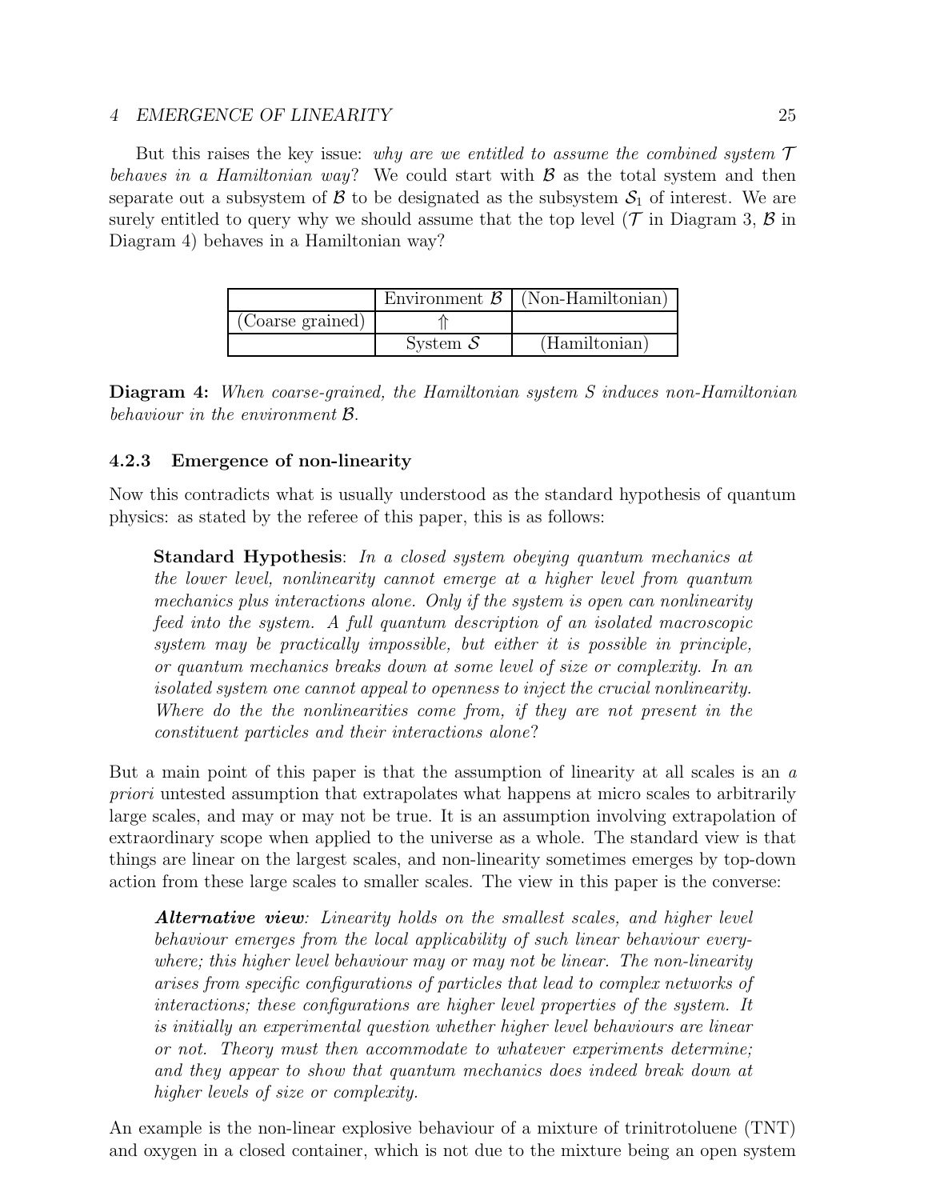But this raises the key issue: *why are we entitled to assume the combined system $\mathcal{T}$ behaves in a Hamiltonian way*? We could start with $\mathcal{B}$ as the total system and then separate out a subsystem of $\mathcal{B}$ to be designated as the subsystem $\mathcal{S}_1$ of interest. We are surely entitled to query why we should assume that the top level ($\mathcal{T}$ in Diagram 3, $\mathcal{B}$ in Diagram 4) behaves in a Hamiltonian way?

| | | |
|---|---|---|
| | Environment $\mathcal{B}$ | (Non-Hamiltonian) |
| (Coarse grained) | $\Uparrow$ | |
| | System $\mathcal{S}$ | (Hamiltonian) |

**Diagram 4:** *When coarse-grained, the Hamiltonian system S induces non-Hamiltonian behaviour in the environment $\mathcal{B}$.*

### 4.2.3 Emergence of non-linearity

Now this contradicts what is usually understood as the standard hypothesis of quantum physics: as stated by the referee of this paper, this is as follows:

> **Standard Hypothesis**: *In a closed system obeying quantum mechanics at the lower level, nonlinearity cannot emerge at a higher level from quantum mechanics plus interactions alone. Only if the system is open can nonlinearity feed into the system. A full quantum description of an isolated macroscopic system may be practically impossible, but either it is possible in principle, or quantum mechanics breaks down at some level of size or complexity. In an isolated system one cannot appeal to openness to inject the crucial nonlinearity. Where do the the nonlinearities come from, if they are not present in the constituent particles and their interactions alone*?

But a main point of this paper is that the assumption of linearity at all scales is an *a priori* untested assumption that extrapolates what happens at micro scales to arbitrarily large scales, and may or may not be true. It is an assumption involving extrapolation of extraordinary scope when applied to the universe as a whole. The standard view is that things are linear on the largest scales, and non-linearity sometimes emerges by top-down action from these large scales to smaller scales. The view in this paper is the converse:

> ***Alternative view***: *Linearity holds on the smallest scales, and higher level behaviour emerges from the local applicability of such linear behaviour everywhere; this higher level behaviour may or may not be linear. The non-linearity arises from specific configurations of particles that lead to complex networks of interactions; these configurations are higher level properties of the system. It is initially an experimental question whether higher level behaviours are linear or not. Theory must then accommodate to whatever experiments determine; and they appear to show that quantum mechanics does indeed break down at higher levels of size or complexity.*

An example is the non-linear explosive behaviour of a mixture of trinitrotoluene (TNT) and oxygen in a closed container, which is not due to the mixture being an open system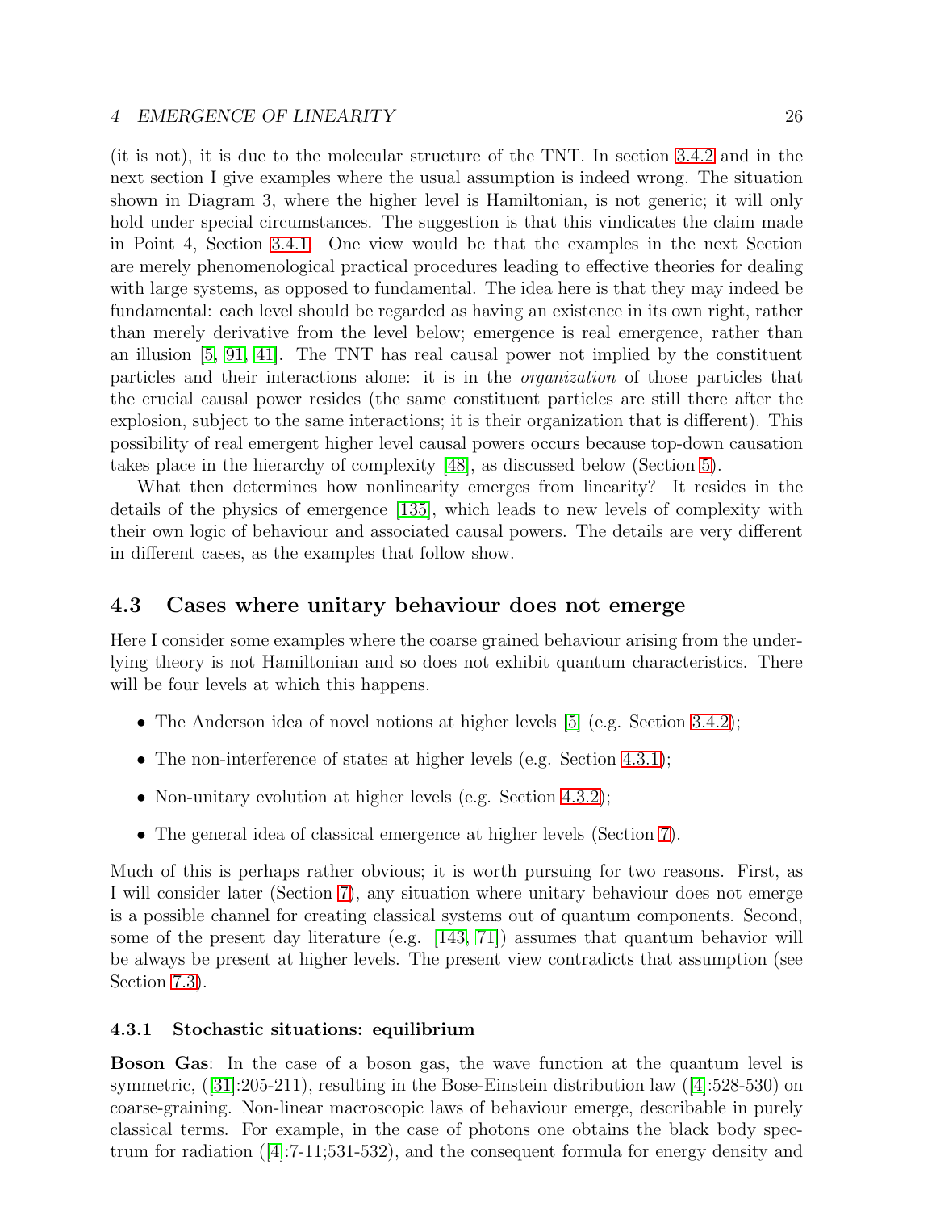(it is not), it is due to the molecular structure of the TNT. In section 3.4.2 and in the next section I give examples where the usual assumption is indeed wrong. The situation shown in Diagram 3, where the higher level is Hamiltonian, is not generic; it will only hold under special circumstances. The suggestion is that this vindicates the claim made in Point 4, Section 3.4.1. One view would be that the examples in the next Section are merely phenomenological practical procedures leading to effective theories for dealing with large systems, as opposed to fundamental. The idea here is that they may indeed be fundamental: each level should be regarded as having an existence in its own right, rather than merely derivative from the level below; emergence is real emergence, rather than an illusion [5, 91, 41]. The TNT has real causal power not implied by the constituent particles and their interactions alone: it is in the *organization* of those particles that the crucial causal power resides (the same constituent particles are still there after the explosion, subject to the same interactions; it is their organization that is different). This possibility of real emergent higher level causal powers occurs because top-down causation takes place in the hierarchy of complexity [48], as discussed below (Section 5).

What then determines how nonlinearity emerges from linearity? It resides in the details of the physics of emergence [135], which leads to new levels of complexity with their own logic of behaviour and associated causal powers. The details are very different in different cases, as the examples that follow show.

## 4.3 Cases where unitary behaviour does not emerge

Here I consider some examples where the coarse grained behaviour arising from the underlying theory is not Hamiltonian and so does not exhibit quantum characteristics. There will be four levels at which this happens.

- The Anderson idea of novel notions at higher levels [5] (e.g. Section 3.4.2);
- The non-interference of states at higher levels (e.g. Section 4.3.1);
- Non-unitary evolution at higher levels (e.g. Section 4.3.2);
- The general idea of classical emergence at higher levels (Section 7).

Much of this is perhaps rather obvious; it is worth pursuing for two reasons. First, as I will consider later (Section 7), any situation where unitary behaviour does not emerge is a possible channel for creating classical systems out of quantum components. Second, some of the present day literature (e.g. [143, 71]) assumes that quantum behavior will be always be present at higher levels. The present view contradicts that assumption (see Section 7.3).

### 4.3.1 Stochastic situations: equilibrium

**Boson Gas**: In the case of a boson gas, the wave function at the quantum level is symmetric, ([31]:205-211), resulting in the Bose-Einstein distribution law ([4]:528-530) on coarse-graining. Non-linear macroscopic laws of behaviour emerge, describable in purely classical terms. For example, in the case of photons one obtains the black body spectrum for radiation ([4]:7-11;531-532), and the consequent formula for energy density and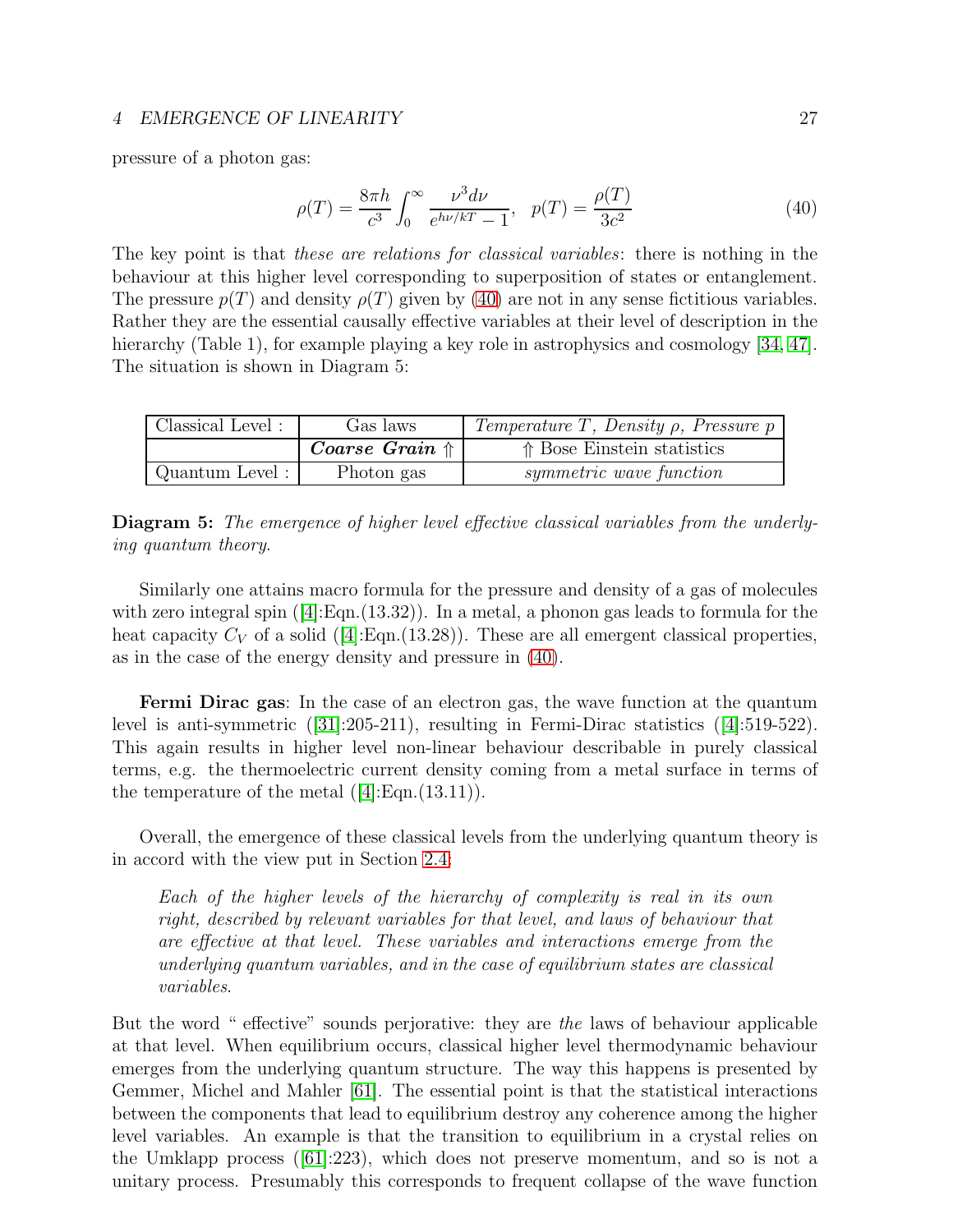pressure of a photon gas:

$$\rho(T) = \frac{8\pi h}{c^3} \int_0^\infty \frac{\nu^3 d\nu}{e^{h\nu/kT} - 1}, \quad p(T) = \frac{\rho(T)}{3c^2} \tag{40}$$

The key point is that *these are relations for classical variables*: there is nothing in the behaviour at this higher level corresponding to superposition of states or entanglement. The pressure $p(T)$ and density $\rho(T)$ given by (40) are not in any sense fictitious variables. Rather they are the essential causally effective variables at their level of description in the hierarchy (Table 1), for example playing a key role in astrophysics and cosmology [34, 47]. The situation is shown in Diagram 5:

| Classical Level : | Gas laws | *Temperature T, Density ρ, Pressure p* |
|---|---|---|
| | ***Coarse Grain*** ⇑ | ⇑ Bose Einstein statistics |
| Quantum Level : | Photon gas | *symmetric wave function* |

**Diagram 5:** *The emergence of higher level effective classical variables from the underlying quantum theory.*

Similarly one attains macro formula for the pressure and density of a gas of molecules with zero integral spin ([4]:Eqn.(13.32)). In a metal, a phonon gas leads to formula for the heat capacity $C_V$ of a solid ([4]:Eqn.(13.28)). These are all emergent classical properties, as in the case of the energy density and pressure in (40).

**Fermi Dirac gas**: In the case of an electron gas, the wave function at the quantum level is anti-symmetric ([31]:205-211), resulting in Fermi-Dirac statistics ([4]:519-522). This again results in higher level non-linear behaviour describable in purely classical terms, e.g. the thermoelectric current density coming from a metal surface in terms of the temperature of the metal ([4]:Eqn.(13.11)).

Overall, the emergence of these classical levels from the underlying quantum theory is in accord with the view put in Section 2.4:

> *Each of the higher levels of the hierarchy of complexity is real in its own right, described by relevant variables for that level, and laws of behaviour that are effective at that level. These variables and interactions emerge from the underlying quantum variables, and in the case of equilibrium states are classical variables.*

But the word " effective" sounds perjorative: they are *the* laws of behaviour applicable at that level. When equilibrium occurs, classical higher level thermodynamic behaviour emerges from the underlying quantum structure. The way this happens is presented by Gemmer, Michel and Mahler [61]. The essential point is that the statistical interactions between the components that lead to equilibrium destroy any coherence among the higher level variables. An example is that the transition to equilibrium in a crystal relies on the Umklapp process ([61]:223), which does not preserve momentum, and so is not a unitary process. Presumably this corresponds to frequent collapse of the wave function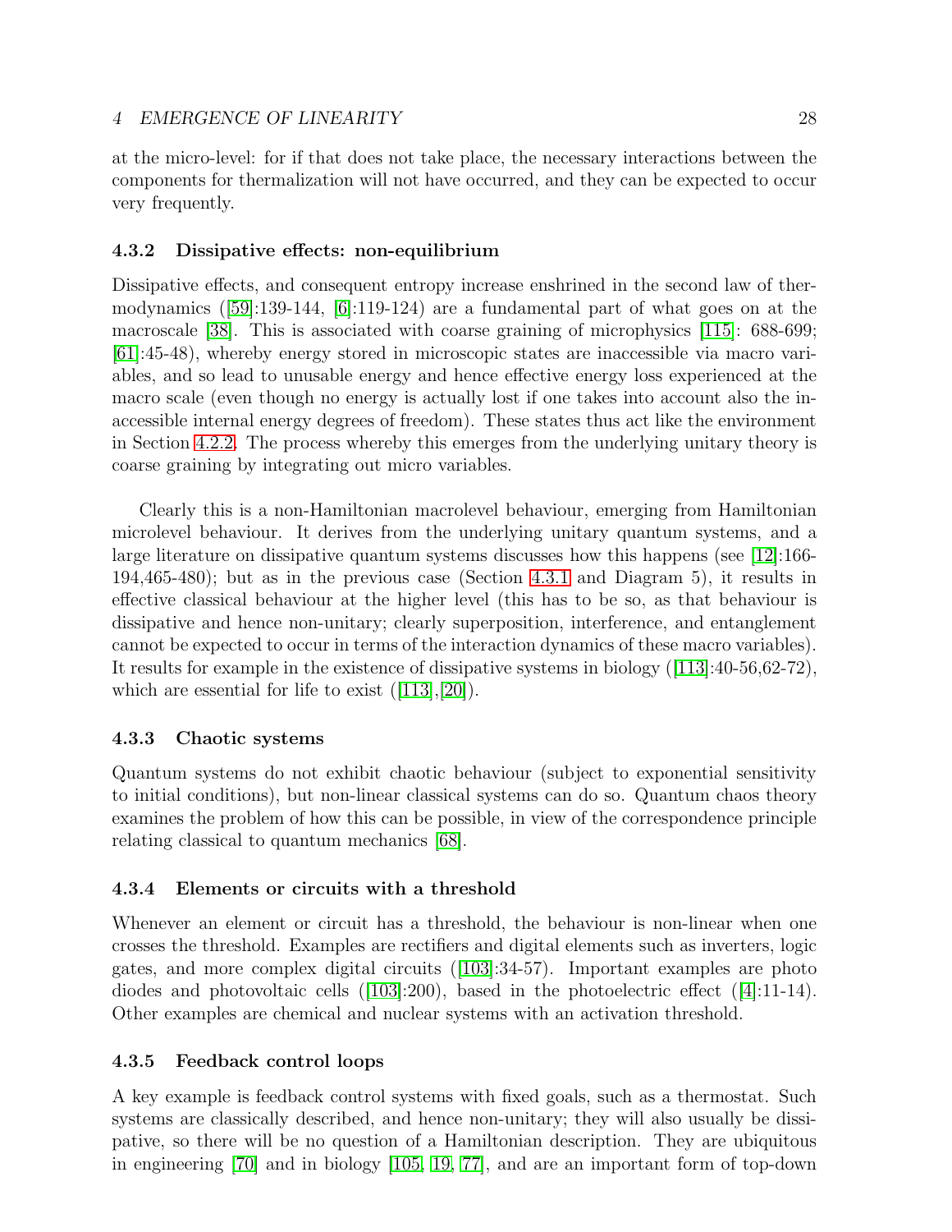at the micro-level: for if that does not take place, the necessary interactions between the components for thermalization will not have occurred, and they can be expected to occur very frequently.

### 4.3.2 Dissipative effects: non-equilibrium

Dissipative effects, and consequent entropy increase enshrined in the second law of thermodynamics ([59]:139-144, [6]:119-124) are a fundamental part of what goes on at the macroscale [38]. This is associated with coarse graining of microphysics [115]: 688-699; [61]:45-48), whereby energy stored in microscopic states are inaccessible via macro variables, and so lead to unusable energy and hence effective energy loss experienced at the macro scale (even though no energy is actually lost if one takes into account also the inaccessible internal energy degrees of freedom). These states thus act like the environment in Section 4.2.2. The process whereby this emerges from the underlying unitary theory is coarse graining by integrating out micro variables.

Clearly this is a non-Hamiltonian macrolevel behaviour, emerging from Hamiltonian microlevel behaviour. It derives from the underlying unitary quantum systems, and a large literature on dissipative quantum systems discusses how this happens (see [12]:166-194,465-480); but as in the previous case (Section 4.3.1 and Diagram 5), it results in effective classical behaviour at the higher level (this has to be so, as that behaviour is dissipative and hence non-unitary; clearly superposition, interference, and entanglement cannot be expected to occur in terms of the interaction dynamics of these macro variables). It results for example in the existence of dissipative systems in biology ([113]:40-56,62-72), which are essential for life to exist ([113],[20]).

### 4.3.3 Chaotic systems

Quantum systems do not exhibit chaotic behaviour (subject to exponential sensitivity to initial conditions), but non-linear classical systems can do so. Quantum chaos theory examines the problem of how this can be possible, in view of the correspondence principle relating classical to quantum mechanics [68].

### 4.3.4 Elements or circuits with a threshold

Whenever an element or circuit has a threshold, the behaviour is non-linear when one crosses the threshold. Examples are rectifiers and digital elements such as inverters, logic gates, and more complex digital circuits ([103]:34-57). Important examples are photo diodes and photovoltaic cells ([103]:200), based in the photoelectric effect ([4]:11-14). Other examples are chemical and nuclear systems with an activation threshold.

### 4.3.5 Feedback control loops

A key example is feedback control systems with fixed goals, such as a thermostat. Such systems are classically described, and hence non-unitary; they will also usually be dissipative, so there will be no question of a Hamiltonian description. They are ubiquitous in engineering [70] and in biology [105, 19, 77], and are an important form of top-down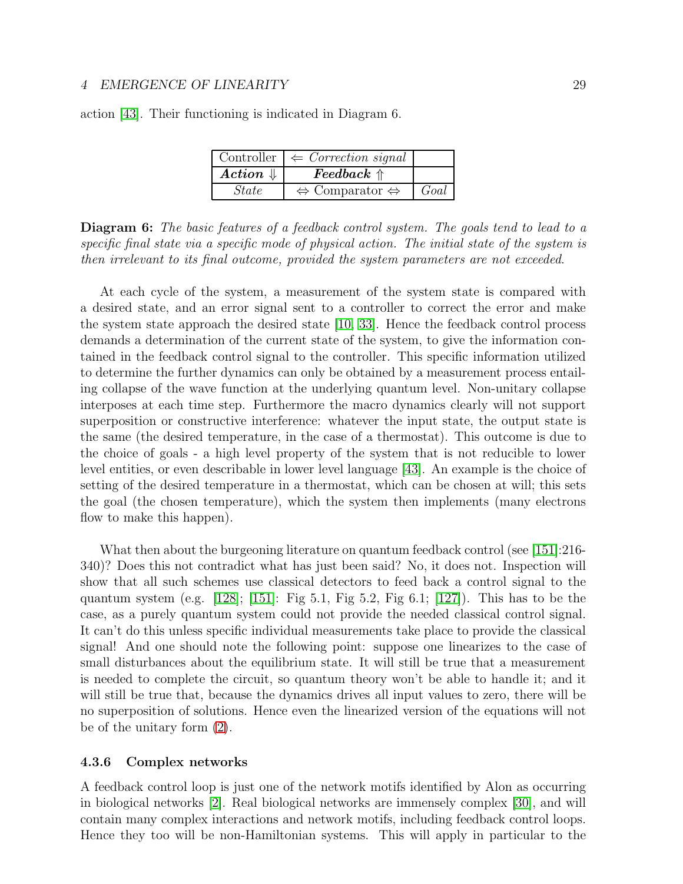action [43]. Their functioning is indicated in Diagram 6.

| Controller | $\Leftarrow$ *Correction signal* | |
|---|---|---|
| ***Action*** $\Downarrow$ | ***Feedback*** $\Uparrow$ | |
| *State* | $\Leftrightarrow$ Comparator $\Leftrightarrow$ | *Goal* |

**Diagram 6:** *The basic features of a feedback control system. The goals tend to lead to a specific final state via a specific mode of physical action. The initial state of the system is then irrelevant to its final outcome, provided the system parameters are not exceeded.*

At each cycle of the system, a measurement of the system state is compared with a desired state, and an error signal sent to a controller to correct the error and make the system state approach the desired state [10, 33]. Hence the feedback control process demands a determination of the current state of the system, to give the information contained in the feedback control signal to the controller. This specific information utilized to determine the further dynamics can only be obtained by a measurement process entailing collapse of the wave function at the underlying quantum level. Non-unitary collapse interposes at each time step. Furthermore the macro dynamics clearly will not support superposition or constructive interference: whatever the input state, the output state is the same (the desired temperature, in the case of a thermostat). This outcome is due to the choice of goals - a high level property of the system that is not reducible to lower level entities, or even describable in lower level language [43]. An example is the choice of setting of the desired temperature in a thermostat, which can be chosen at will; this sets the goal (the chosen temperature), which the system then implements (many electrons flow to make this happen).

What then about the burgeoning literature on quantum feedback control (see [151]:216-340)? Does this not contradict what has just been said? No, it does not. Inspection will show that all such schemes use classical detectors to feed back a control signal to the quantum system (e.g. [128]; [151]: Fig 5.1, Fig 5.2, Fig 6.1; [127]). This has to be the case, as a purely quantum system could not provide the needed classical control signal. It can't do this unless specific individual measurements take place to provide the classical signal! And one should note the following point: suppose one linearizes to the case of small disturbances about the equilibrium state. It will still be true that a measurement is needed to complete the circuit, so quantum theory won't be able to handle it; and it will still be true that, because the dynamics drives all input values to zero, there will be no superposition of solutions. Hence even the linearized version of the equations will not be of the unitary form (2).

### 4.3.6 Complex networks

A feedback control loop is just one of the network motifs identified by Alon as occurring in biological networks [2]. Real biological networks are immensely complex [30], and will contain many complex interactions and network motifs, including feedback control loops. Hence they too will be non-Hamiltonian systems. This will apply in particular to the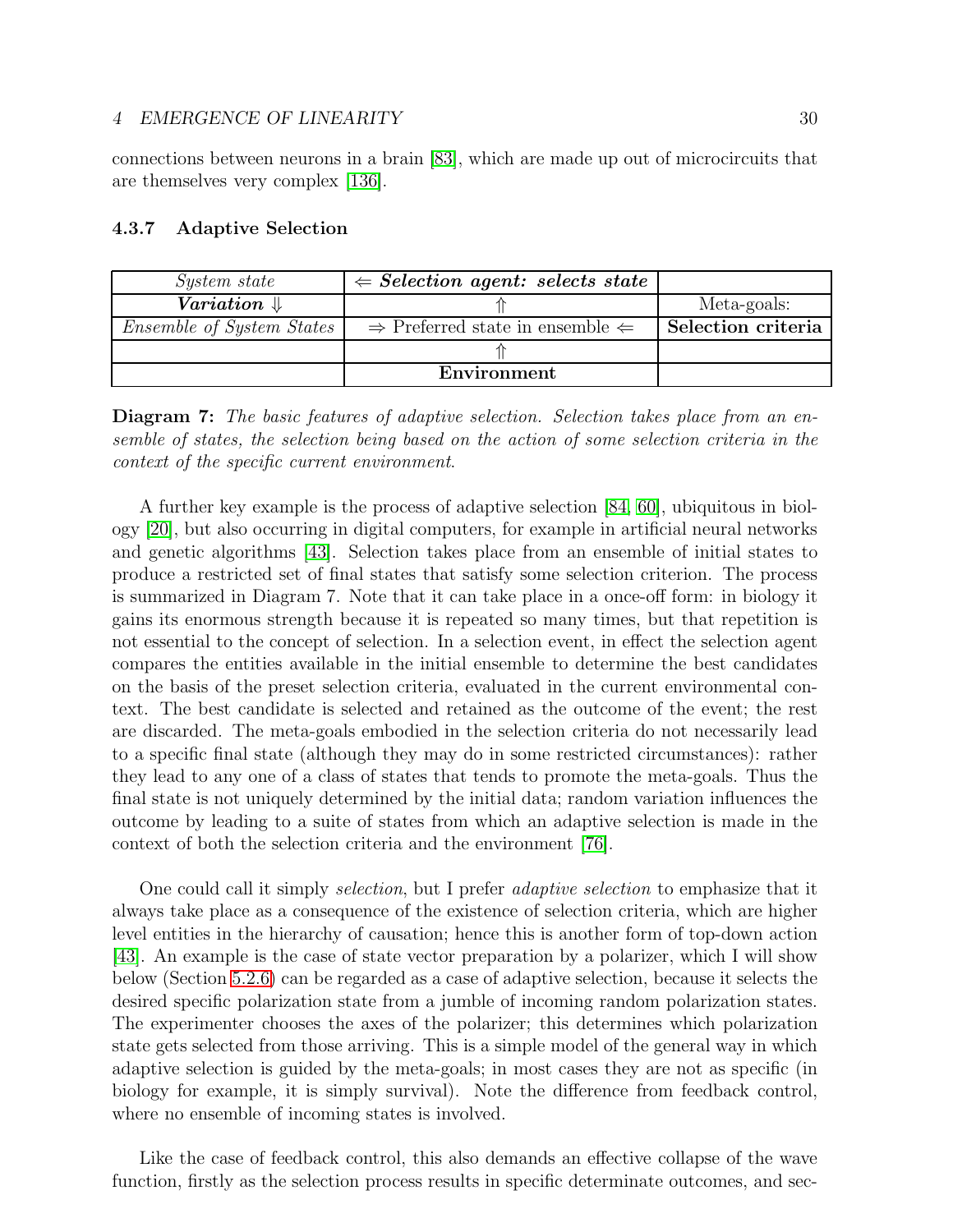connections between neurons in a brain [83], which are made up out of microcircuits that are themselves very complex [136].

### 4.3.7 Adaptive Selection

| | | |
|---|---|---|
| *System state* | $\Leftarrow$ ***Selection agent: selects state*** | |
| ***Variation*** $\Downarrow$ | $\Uparrow$ | Meta-goals: |
| *Ensemble of System States* | $\Rightarrow$ Preferred state in ensemble $\Leftarrow$ | **Selection criteria** |
| | $\Uparrow$ | |
| | **Environment** | |

**Diagram 7:** *The basic features of adaptive selection. Selection takes place from an ensemble of states, the selection being based on the action of some selection criteria in the context of the specific current environment.*

A further key example is the process of adaptive selection [84, 60], ubiquitous in biology [20], but also occurring in digital computers, for example in artificial neural networks and genetic algorithms [43]. Selection takes place from an ensemble of initial states to produce a restricted set of final states that satisfy some selection criterion. The process is summarized in Diagram 7. Note that it can take place in a once-off form: in biology it gains its enormous strength because it is repeated so many times, but that repetition is not essential to the concept of selection. In a selection event, in effect the selection agent compares the entities available in the initial ensemble to determine the best candidates on the basis of the preset selection criteria, evaluated in the current environmental context. The best candidate is selected and retained as the outcome of the event; the rest are discarded. The meta-goals embodied in the selection criteria do not necessarily lead to a specific final state (although they may do in some restricted circumstances): rather they lead to any one of a class of states that tends to promote the meta-goals. Thus the final state is not uniquely determined by the initial data; random variation influences the outcome by leading to a suite of states from which an adaptive selection is made in the context of both the selection criteria and the environment [76].

One could call it simply *selection*, but I prefer *adaptive selection* to emphasize that it always take place as a consequence of the existence of selection criteria, which are higher level entities in the hierarchy of causation; hence this is another form of top-down action [43]. An example is the case of state vector preparation by a polarizer, which I will show below (Section 5.2.6) can be regarded as a case of adaptive selection, because it selects the desired specific polarization state from a jumble of incoming random polarization states. The experimenter chooses the axes of the polarizer; this determines which polarization state gets selected from those arriving. This is a simple model of the general way in which adaptive selection is guided by the meta-goals; in most cases they are not as specific (in biology for example, it is simply survival). Note the difference from feedback control, where no ensemble of incoming states is involved.

Like the case of feedback control, this also demands an effective collapse of the wave function, firstly as the selection process results in specific determinate outcomes, and sec-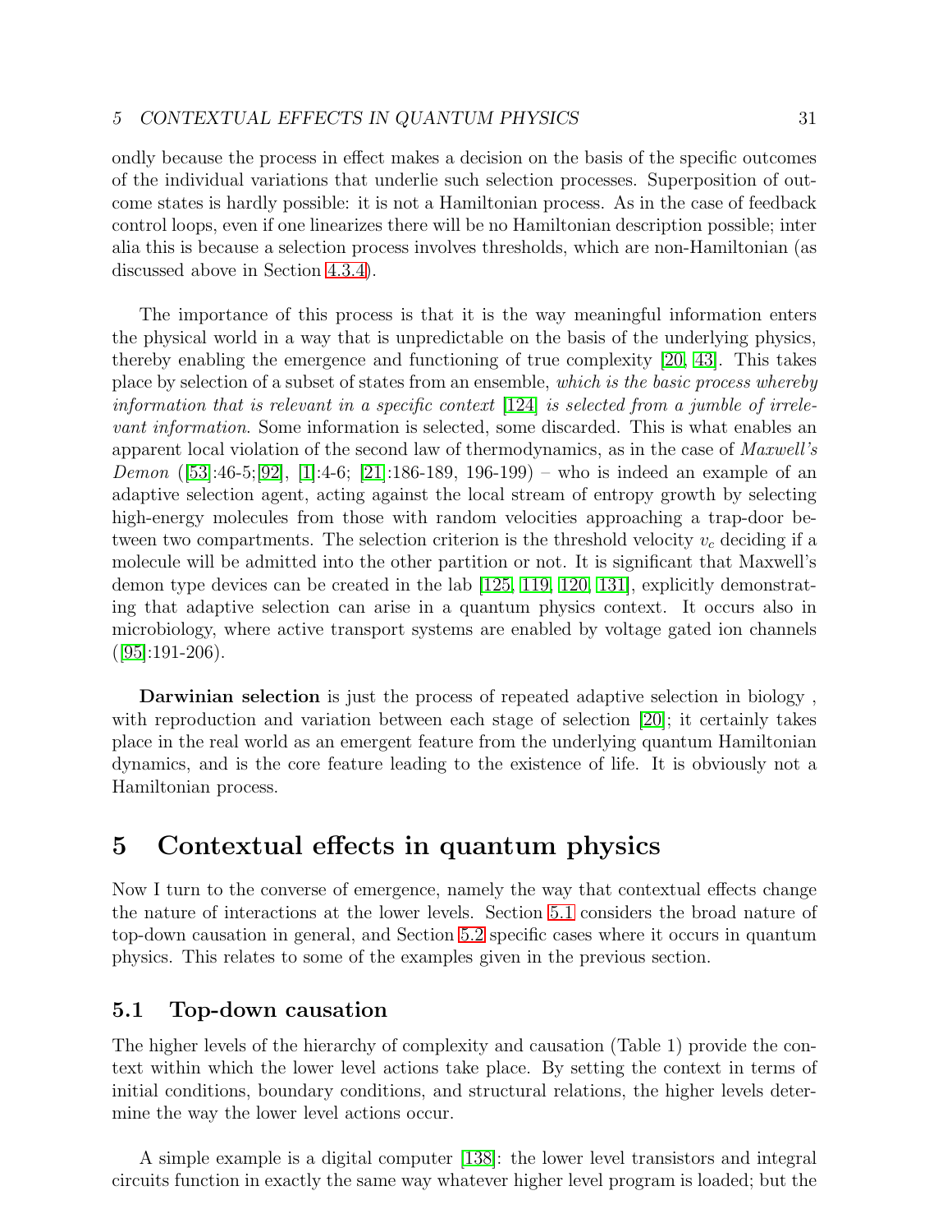ondly because the process in effect makes a decision on the basis of the specific outcomes of the individual variations that underlie such selection processes. Superposition of outcome states is hardly possible: it is not a Hamiltonian process. As in the case of feedback control loops, even if one linearizes there will be no Hamiltonian description possible; inter alia this is because a selection process involves thresholds, which are non-Hamiltonian (as discussed above in Section 4.3.4).

The importance of this process is that it is the way meaningful information enters the physical world in a way that is unpredictable on the basis of the underlying physics, thereby enabling the emergence and functioning of true complexity [20, 43]. This takes place by selection of a subset of states from an ensemble, *which is the basic process whereby information that is relevant in a specific context* [124] *is selected from a jumble of irrelevant information*. Some information is selected, some discarded. This is what enables an apparent local violation of the second law of thermodynamics, as in the case of *Maxwell's Demon* ([53]:46-5;[92], [1]:4-6; [21]:186-189, 196-199) – who is indeed an example of an adaptive selection agent, acting against the local stream of entropy growth by selecting high-energy molecules from those with random velocities approaching a trap-door between two compartments. The selection criterion is the threshold velocity $v_c$ deciding if a molecule will be admitted into the other partition or not. It is significant that Maxwell's demon type devices can be created in the lab [125, 119, 120, 131], explicitly demonstrating that adaptive selection can arise in a quantum physics context. It occurs also in microbiology, where active transport systems are enabled by voltage gated ion channels ([95]:191-206).

**Darwinian selection** is just the process of repeated adaptive selection in biology , with reproduction and variation between each stage of selection [20]; it certainly takes place in the real world as an emergent feature from the underlying quantum Hamiltonian dynamics, and is the core feature leading to the existence of life. It is obviously not a Hamiltonian process.

# 5 Contextual effects in quantum physics

Now I turn to the converse of emergence, namely the way that contextual effects change the nature of interactions at the lower levels. Section 5.1 considers the broad nature of top-down causation in general, and Section 5.2 specific cases where it occurs in quantum physics. This relates to some of the examples given in the previous section.

## 5.1 Top-down causation

The higher levels of the hierarchy of complexity and causation (Table 1) provide the context within which the lower level actions take place. By setting the context in terms of initial conditions, boundary conditions, and structural relations, the higher levels determine the way the lower level actions occur.

A simple example is a digital computer [138]: the lower level transistors and integral circuits function in exactly the same way whatever higher level program is loaded; but the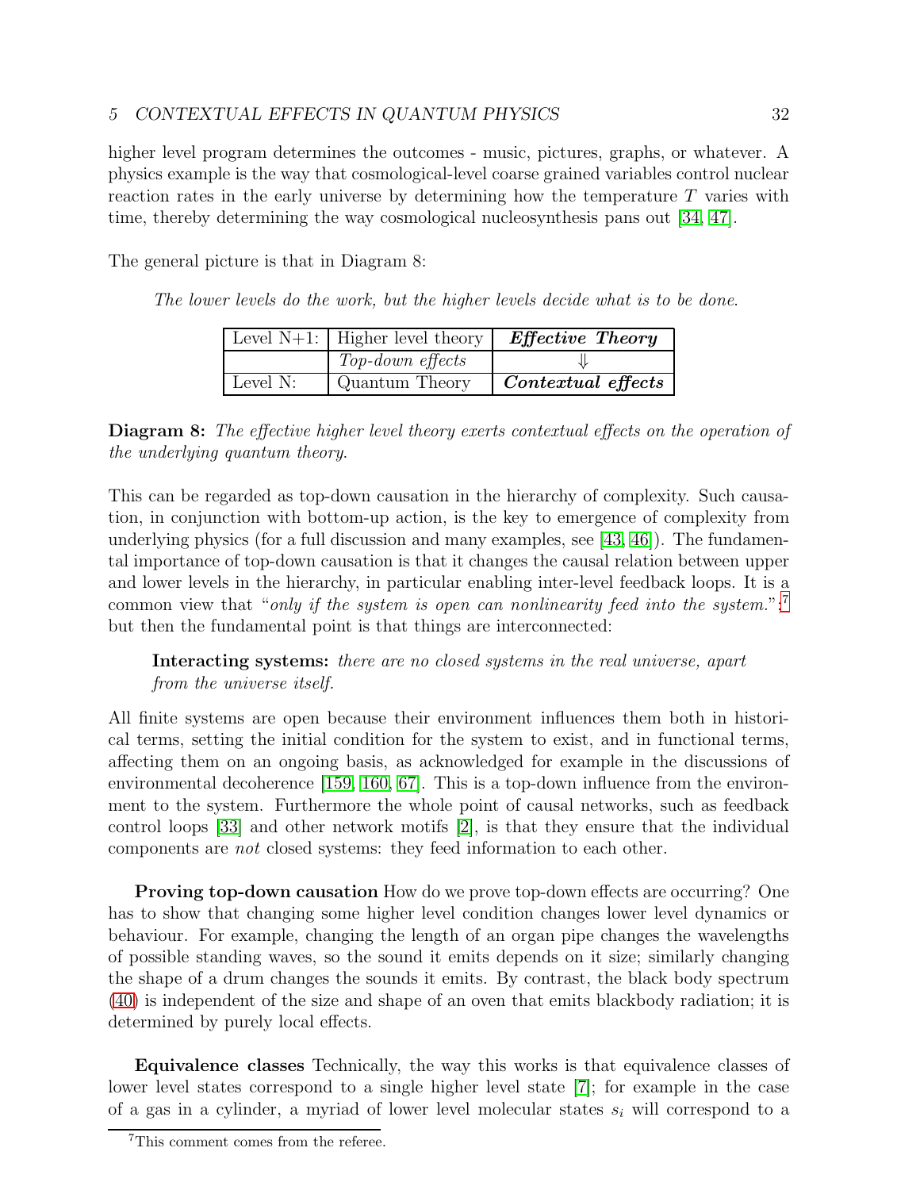higher level program determines the outcomes - music, pictures, graphs, or whatever. A physics example is the way that cosmological-level coarse grained variables control nuclear reaction rates in the early universe by determining how the temperature $T$ varies with time, thereby determining the way cosmological nucleosynthesis pans out [34, 47].

The general picture is that in Diagram 8:

*The lower levels do the work, but the higher levels decide what is to be done.*

| Level N+1: | Higher level theory | ***Effective Theory*** |
|---|---|---|
| | *Top-down effects* | $\Downarrow$ |
| Level N: | Quantum Theory | ***Contextual effects*** |

**Diagram 8:** *The effective higher level theory exerts contextual effects on the operation of the underlying quantum theory.*

This can be regarded as top-down causation in the hierarchy of complexity. Such causation, in conjunction with bottom-up action, is the key to emergence of complexity from underlying physics (for a full discussion and many examples, see [43, 46]). The fundamental importance of top-down causation is that it changes the causal relation between upper and lower levels in the hierarchy, in particular enabling inter-level feedback loops. It is a common view that "*only if the system is open can nonlinearity feed into the system.*";[7] but then the fundamental point is that things are interconnected:

> **Interacting systems:** *there are no closed systems in the real universe, apart from the universe itself.*

All finite systems are open because their environment influences them both in historical terms, setting the initial condition for the system to exist, and in functional terms, affecting them on an ongoing basis, as acknowledged for example in the discussions of environmental decoherence [159, 160, 67]. This is a top-down influence from the environment to the system. Furthermore the whole point of causal networks, such as feedback control loops [33] and other network motifs [2], is that they ensure that the individual components are *not* closed systems: they feed information to each other.

**Proving top-down causation** How do we prove top-down effects are occurring? One has to show that changing some higher level condition changes lower level dynamics or behaviour. For example, changing the length of an organ pipe changes the wavelengths of possible standing waves, so the sound it emits depends on it size; similarly changing the shape of a drum changes the sounds it emits. By contrast, the black body spectrum (40) is independent of the size and shape of an oven that emits blackbody radiation; it is determined by purely local effects.

**Equivalence classes** Technically, the way this works is that equivalence classes of lower level states correspond to a single higher level state [7]; for example in the case of a gas in a cylinder, a myriad of lower level molecular states $s_i$ will correspond to a

[7] This comment comes from the referee.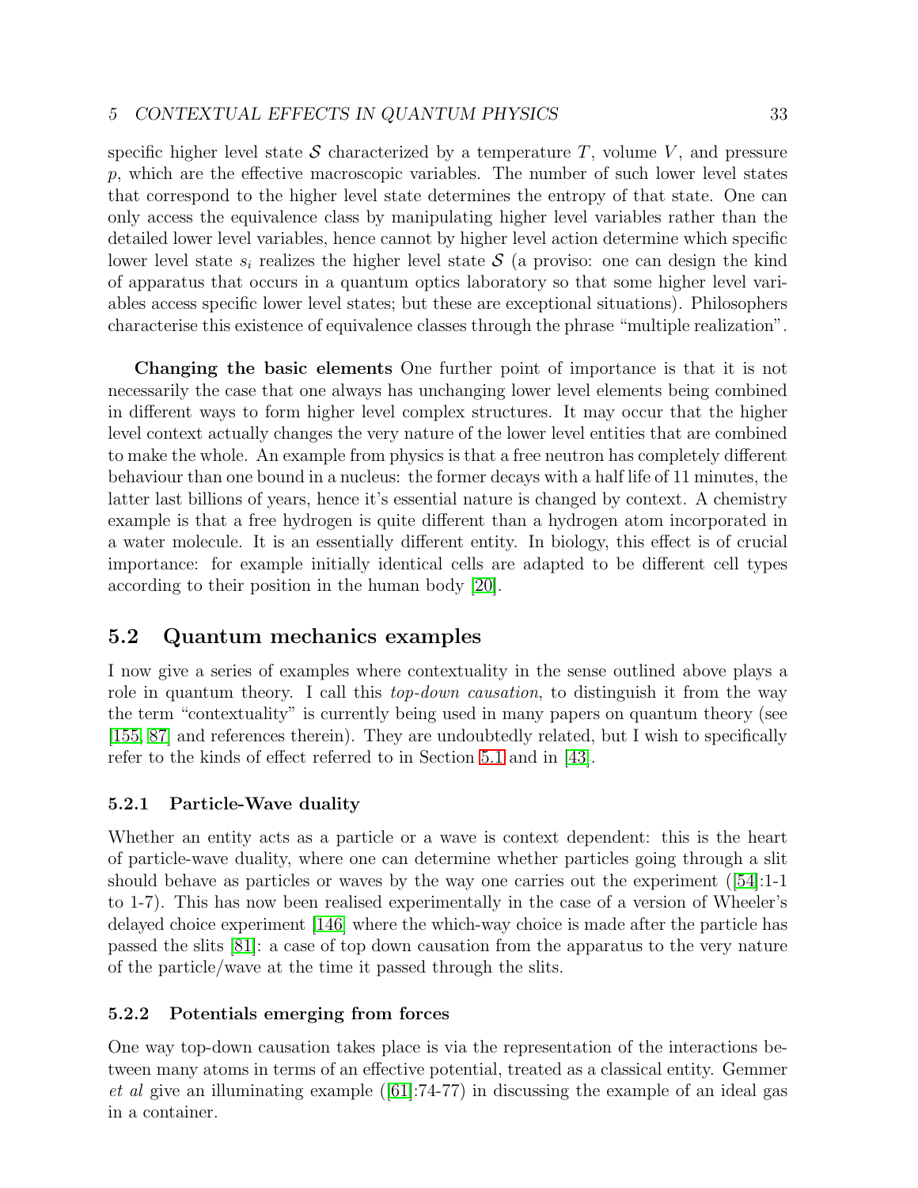specific higher level state $\mathcal{S}$ characterized by a temperature $T$, volume $V$, and pressure $p$, which are the effective macroscopic variables. The number of such lower level states that correspond to the higher level state determines the entropy of that state. One can only access the equivalence class by manipulating higher level variables rather than the detailed lower level variables, hence cannot by higher level action determine which specific lower level state $s_i$ realizes the higher level state $\mathcal{S}$ (a proviso: one can design the kind of apparatus that occurs in a quantum optics laboratory so that some higher level variables access specific lower level states; but these are exceptional situations). Philosophers characterise this existence of equivalence classes through the phrase "multiple realization".

**Changing the basic elements** One further point of importance is that it is not necessarily the case that one always has unchanging lower level elements being combined in different ways to form higher level complex structures. It may occur that the higher level context actually changes the very nature of the lower level entities that are combined to make the whole. An example from physics is that a free neutron has completely different behaviour than one bound in a nucleus: the former decays with a half life of 11 minutes, the latter last billions of years, hence it's essential nature is changed by context. A chemistry example is that a free hydrogen is quite different than a hydrogen atom incorporated in a water molecule. It is an essentially different entity. In biology, this effect is of crucial importance: for example initially identical cells are adapted to be different cell types according to their position in the human body [20].

## 5.2 Quantum mechanics examples

I now give a series of examples where contextuality in the sense outlined above plays a role in quantum theory. I call this *top-down causation*, to distinguish it from the way the term "contextuality" is currently being used in many papers on quantum theory (see [155, 87] and references therein). They are undoubtedly related, but I wish to specifically refer to the kinds of effect referred to in Section 5.1 and in [43].

### 5.2.1 Particle-Wave duality

Whether an entity acts as a particle or a wave is context dependent: this is the heart of particle-wave duality, where one can determine whether particles going through a slit should behave as particles or waves by the way one carries out the experiment ([54]:1-1 to 1-7). This has now been realised experimentally in the case of a version of Wheeler's delayed choice experiment [146] where the which-way choice is made after the particle has passed the slits [81]: a case of top down causation from the apparatus to the very nature of the particle/wave at the time it passed through the slits.

### 5.2.2 Potentials emerging from forces

One way top-down causation takes place is via the representation of the interactions between many atoms in terms of an effective potential, treated as a classical entity. Gemmer *et al* give an illuminating example ([61]:74-77) in discussing the example of an ideal gas in a container.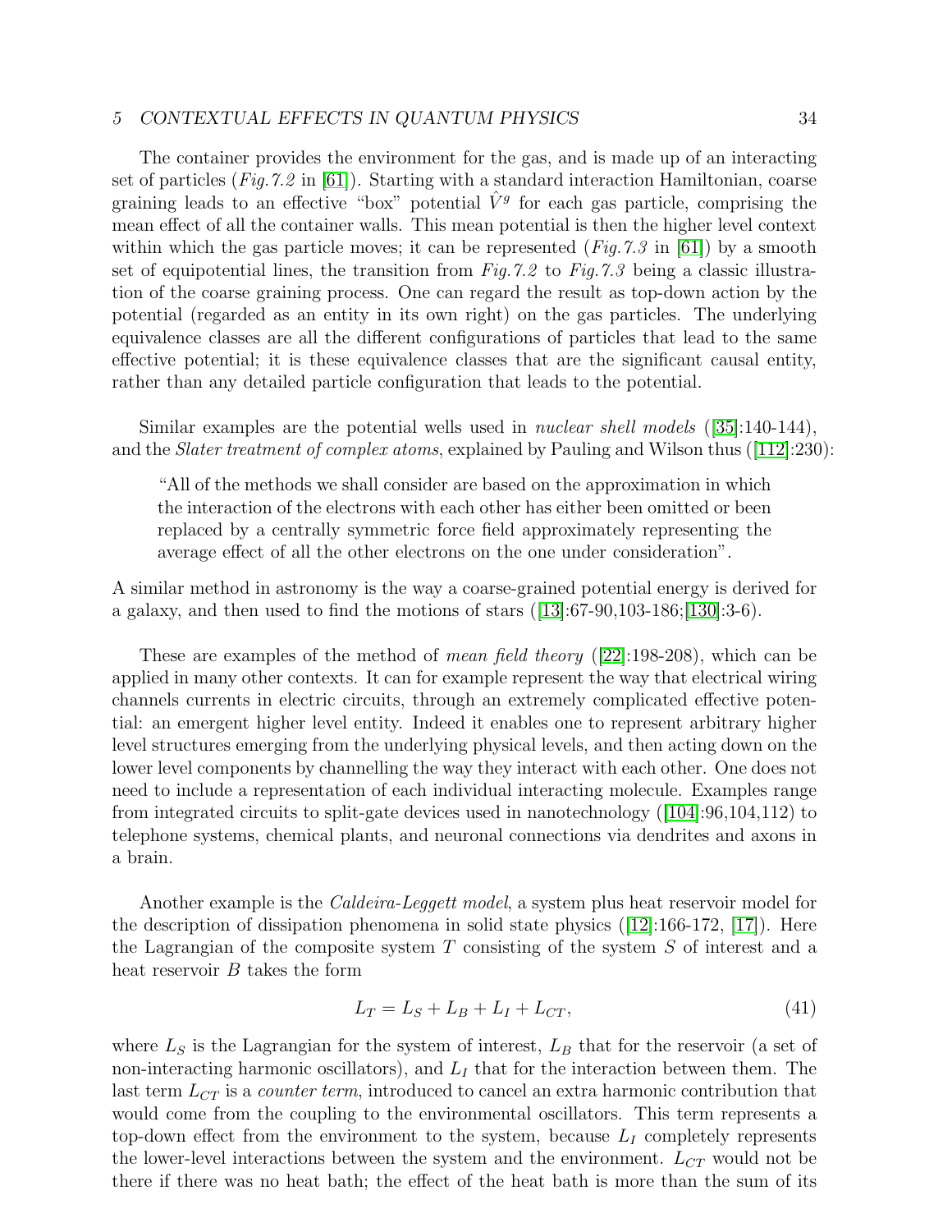The container provides the environment for the gas, and is made up of an interacting set of particles (*Fig.7.2* in [61]). Starting with a standard interaction Hamiltonian, coarse graining leads to an effective "box" potential $\hat{V}^g$ for each gas particle, comprising the mean effect of all the container walls. This mean potential is then the higher level context within which the gas particle moves; it can be represented (*Fig.7.3* in [61]) by a smooth set of equipotential lines, the transition from *Fig.7.2* to *Fig.7.3* being a classic illustration of the coarse graining process. One can regard the result as top-down action by the potential (regarded as an entity in its own right) on the gas particles. The underlying equivalence classes are all the different configurations of particles that lead to the same effective potential; it is these equivalence classes that are the significant causal entity, rather than any detailed particle configuration that leads to the potential.

Similar examples are the potential wells used in *nuclear shell models* ([35]:140-144), and the *Slater treatment of complex atoms*, explained by Pauling and Wilson thus ([112]:230):

> "All of the methods we shall consider are based on the approximation in which the interaction of the electrons with each other has either been omitted or been replaced by a centrally symmetric force field approximately representing the average effect of all the other electrons on the one under consideration".

A similar method in astronomy is the way a coarse-grained potential energy is derived for a galaxy, and then used to find the motions of stars ([13]:67-90,103-186;[130]:3-6).

These are examples of the method of *mean field theory* ([22]:198-208), which can be applied in many other contexts. It can for example represent the way that electrical wiring channels currents in electric circuits, through an extremely complicated effective potential: an emergent higher level entity. Indeed it enables one to represent arbitrary higher level structures emerging from the underlying physical levels, and then acting down on the lower level components by channelling the way they interact with each other. One does not need to include a representation of each individual interacting molecule. Examples range from integrated circuits to split-gate devices used in nanotechnology ([104]:96,104,112) to telephone systems, chemical plants, and neuronal connections via dendrites and axons in a brain.

Another example is the *Caldeira-Leggett model*, a system plus heat reservoir model for the description of dissipation phenomena in solid state physics ([12]:166-172, [17]). Here the Lagrangian of the composite system $T$ consisting of the system $S$ of interest and a heat reservoir $B$ takes the form

$$L_T = L_S + L_B + L_I + L_{CT}, \tag{41}$$

where $L_S$ is the Lagrangian for the system of interest, $L_B$ that for the reservoir (a set of non-interacting harmonic oscillators), and $L_I$ that for the interaction between them. The last term $L_{CT}$ is a *counter term*, introduced to cancel an extra harmonic contribution that would come from the coupling to the environmental oscillators. This term represents a top-down effect from the environment to the system, because $L_I$ completely represents the lower-level interactions between the system and the environment. $L_{CT}$ would not be there if there was no heat bath; the effect of the heat bath is more than the sum of its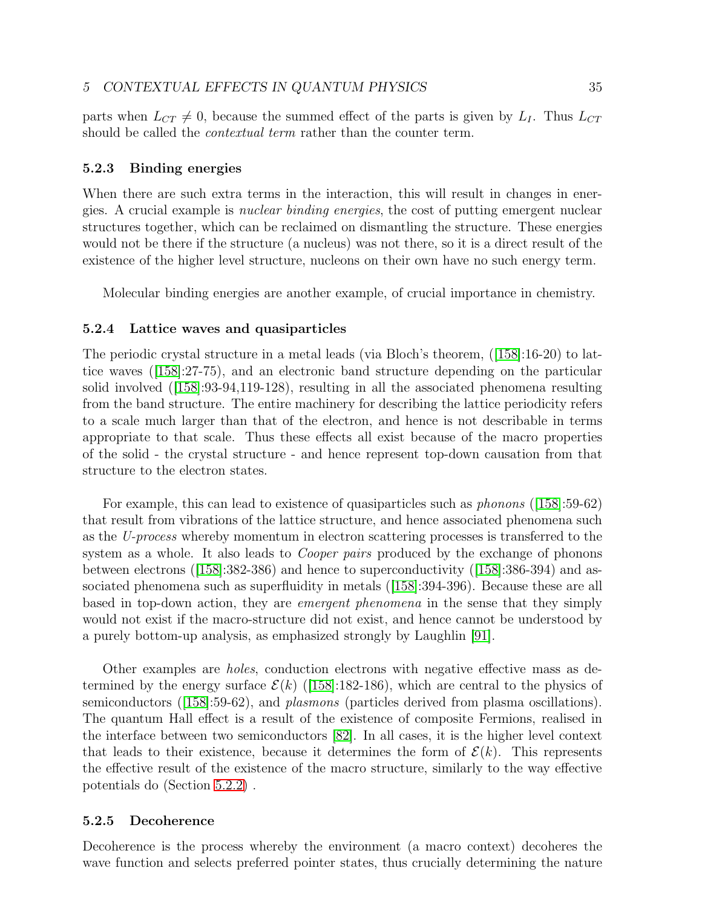parts when $L_{CT} \neq 0$, because the summed effect of the parts is given by $L_I$. Thus $L_{CT}$ should be called the *contextual term* rather than the counter term.

#### 5.2.3 Binding energies

When there are such extra terms in the interaction, this will result in changes in energies. A crucial example is *nuclear binding energies*, the cost of putting emergent nuclear structures together, which can be reclaimed on dismantling the structure. These energies would not be there if the structure (a nucleus) was not there, so it is a direct result of the existence of the higher level structure, nucleons on their own have no such energy term.

Molecular binding energies are another example, of crucial importance in chemistry.

#### 5.2.4 Lattice waves and quasiparticles

The periodic crystal structure in a metal leads (via Bloch's theorem, ([158]:16-20) to lattice waves ([158]:27-75), and an electronic band structure depending on the particular solid involved ([158]:93-94,119-128), resulting in all the associated phenomena resulting from the band structure. The entire machinery for describing the lattice periodicity refers to a scale much larger than that of the electron, and hence is not describable in terms appropriate to that scale. Thus these effects all exist because of the macro properties of the solid - the crystal structure - and hence represent top-down causation from that structure to the electron states.

For example, this can lead to existence of quasiparticles such as *phonons* ([158]:59-62) that result from vibrations of the lattice structure, and hence associated phenomena such as the *U-process* whereby momentum in electron scattering processes is transferred to the system as a whole. It also leads to *Cooper pairs* produced by the exchange of phonons between electrons ([158]:382-386) and hence to superconductivity ([158]:386-394) and associated phenomena such as superfluidity in metals ([158]:394-396). Because these are all based in top-down action, they are *emergent phenomena* in the sense that they simply would not exist if the macro-structure did not exist, and hence cannot be understood by a purely bottom-up analysis, as emphasized strongly by Laughlin [91].

Other examples are *holes*, conduction electrons with negative effective mass as determined by the energy surface $\mathcal{E}(k)$ ([158]:182-186), which are central to the physics of semiconductors ([158]:59-62), and *plasmons* (particles derived from plasma oscillations). The quantum Hall effect is a result of the existence of composite Fermions, realised in the interface between two semiconductors [82]. In all cases, it is the higher level context that leads to their existence, because it determines the form of $\mathcal{E}(k)$. This represents the effective result of the existence of the macro structure, similarly to the way effective potentials do (Section 5.2.2) .

#### 5.2.5 Decoherence

Decoherence is the process whereby the environment (a macro context) decoheres the wave function and selects preferred pointer states, thus crucially determining the nature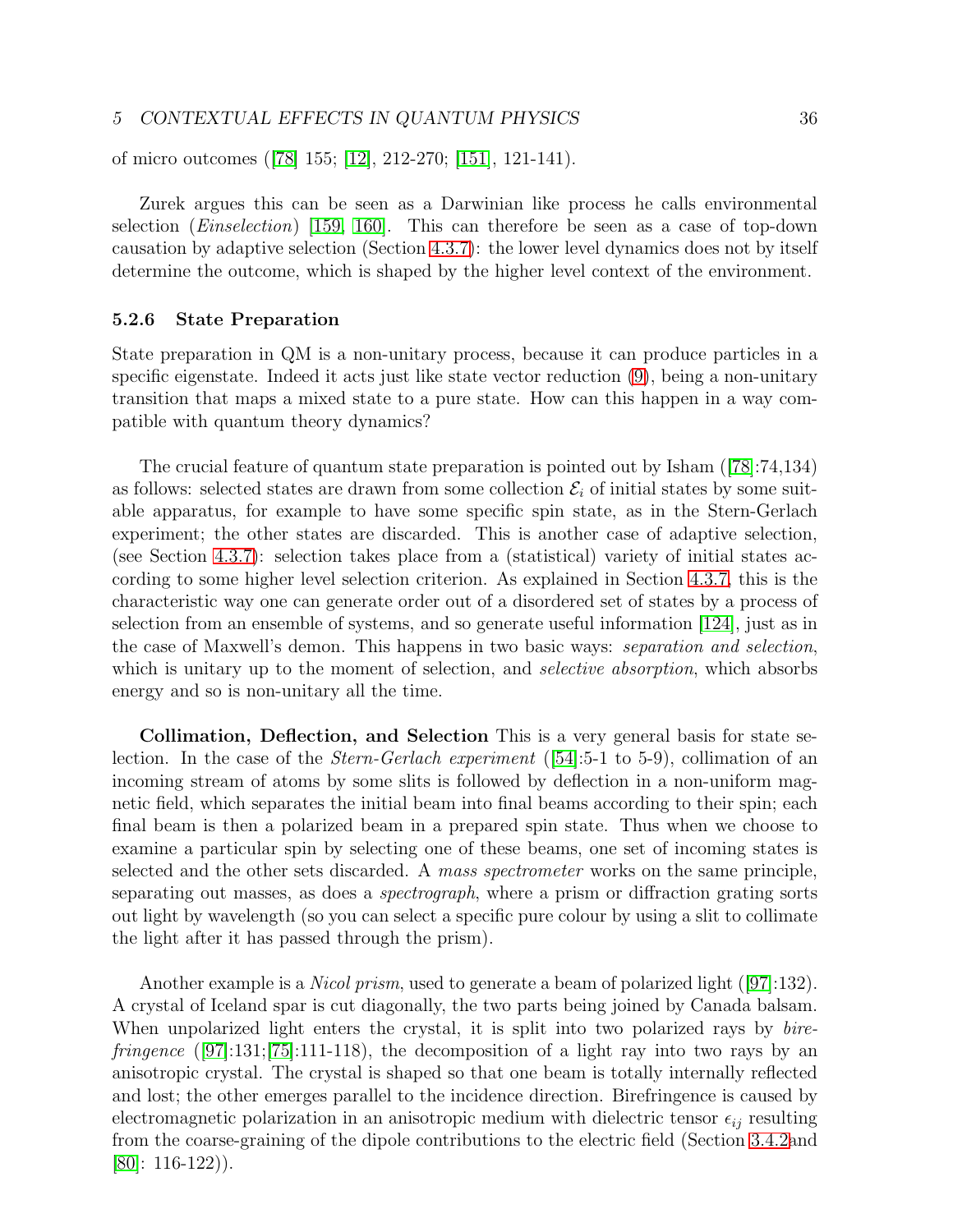of micro outcomes ([78] 155; [12], 212-270; [151], 121-141).

Zurek argues this can be seen as a Darwinian like process he calls environmental selection (*Einselection*) [159, 160]. This can therefore be seen as a case of top-down causation by adaptive selection (Section 4.3.7): the lower level dynamics does not by itself determine the outcome, which is shaped by the higher level context of the environment.

### 5.2.6 State Preparation

State preparation in QM is a non-unitary process, because it can produce particles in a specific eigenstate. Indeed it acts just like state vector reduction (9), being a non-unitary transition that maps a mixed state to a pure state. How can this happen in a way compatible with quantum theory dynamics?

The crucial feature of quantum state preparation is pointed out by Isham ([78]:74,134) as follows: selected states are drawn from some collection $\mathcal{E}_i$ of initial states by some suitable apparatus, for example to have some specific spin state, as in the Stern-Gerlach experiment; the other states are discarded. This is another case of adaptive selection, (see Section 4.3.7): selection takes place from a (statistical) variety of initial states according to some higher level selection criterion. As explained in Section 4.3.7, this is the characteristic way one can generate order out of a disordered set of states by a process of selection from an ensemble of systems, and so generate useful information [124], just as in the case of Maxwell's demon. This happens in two basic ways: *separation and selection*, which is unitary up to the moment of selection, and *selective absorption*, which absorbs energy and so is non-unitary all the time.

**Collimation, Deflection, and Selection** This is a very general basis for state selection. In the case of the *Stern-Gerlach experiment* ([54]:5-1 to 5-9), collimation of an incoming stream of atoms by some slits is followed by deflection in a non-uniform magnetic field, which separates the initial beam into final beams according to their spin; each final beam is then a polarized beam in a prepared spin state. Thus when we choose to examine a particular spin by selecting one of these beams, one set of incoming states is selected and the other sets discarded. A *mass spectrometer* works on the same principle, separating out masses, as does a *spectrograph*, where a prism or diffraction grating sorts out light by wavelength (so you can select a specific pure colour by using a slit to collimate the light after it has passed through the prism).

Another example is a *Nicol prism*, used to generate a beam of polarized light ([97]:132). A crystal of Iceland spar is cut diagonally, the two parts being joined by Canada balsam. When unpolarized light enters the crystal, it is split into two polarized rays by *birefringence* ([97]:131;[75]:111-118), the decomposition of a light ray into two rays by an anisotropic crystal. The crystal is shaped so that one beam is totally internally reflected and lost; the other emerges parallel to the incidence direction. Birefringence is caused by electromagnetic polarization in an anisotropic medium with dielectric tensor $\epsilon_{ij}$ resulting from the coarse-graining of the dipole contributions to the electric field (Section 3.4.2and [80]: 116-122)).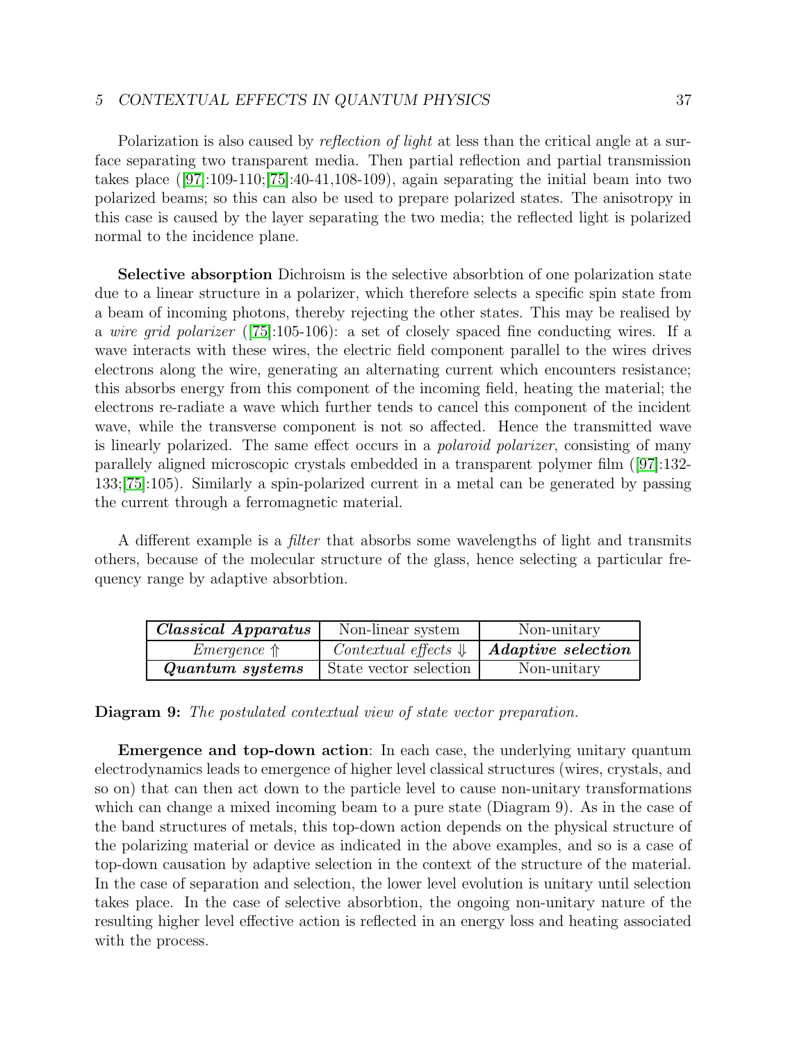Polarization is also caused by *reflection of light* at less than the critical angle at a surface separating two transparent media. Then partial reflection and partial transmission takes place ([97]:109-110;[75]:40-41,108-109), again separating the initial beam into two polarized beams; so this can also be used to prepare polarized states. The anisotropy in this case is caused by the layer separating the two media; the reflected light is polarized normal to the incidence plane.

**Selective absorption** Dichroism is the selective absorbtion of one polarization state due to a linear structure in a polarizer, which therefore selects a specific spin state from a beam of incoming photons, thereby rejecting the other states. This may be realised by a *wire grid polarizer* ([75]:105-106): a set of closely spaced fine conducting wires. If a wave interacts with these wires, the electric field component parallel to the wires drives electrons along the wire, generating an alternating current which encounters resistance; this absorbs energy from this component of the incoming field, heating the material; the electrons re-radiate a wave which further tends to cancel this component of the incident wave, while the transverse component is not so affected. Hence the transmitted wave is linearly polarized. The same effect occurs in a *polaroid polarizer*, consisting of many parallely aligned microscopic crystals embedded in a transparent polymer film ([97]:132-133;[75]:105). Similarly a spin-polarized current in a metal can be generated by passing the current through a ferromagnetic material.

A different example is a *filter* that absorbs some wavelengths of light and transmits others, because of the molecular structure of the glass, hence selecting a particular frequency range by adaptive absorbtion.

| ***Classical Apparatus*** | Non-linear system | Non-unitary |
|---|---|---|
| *Emergence* ⇑ | *Contextual effects* ⇓ | ***Adaptive selection*** |
| ***Quantum systems*** | State vector selection | Non-unitary |

**Diagram 9:** *The postulated contextual view of state vector preparation.*

**Emergence and top-down action**: In each case, the underlying unitary quantum electrodynamics leads to emergence of higher level classical structures (wires, crystals, and so on) that can then act down to the particle level to cause non-unitary transformations which can change a mixed incoming beam to a pure state (Diagram 9). As in the case of the band structures of metals, this top-down action depends on the physical structure of the polarizing material or device as indicated in the above examples, and so is a case of top-down causation by adaptive selection in the context of the structure of the material. In the case of separation and selection, the lower level evolution is unitary until selection takes place. In the case of selective absorbtion, the ongoing non-unitary nature of the resulting higher level effective action is reflected in an energy loss and heating associated with the process.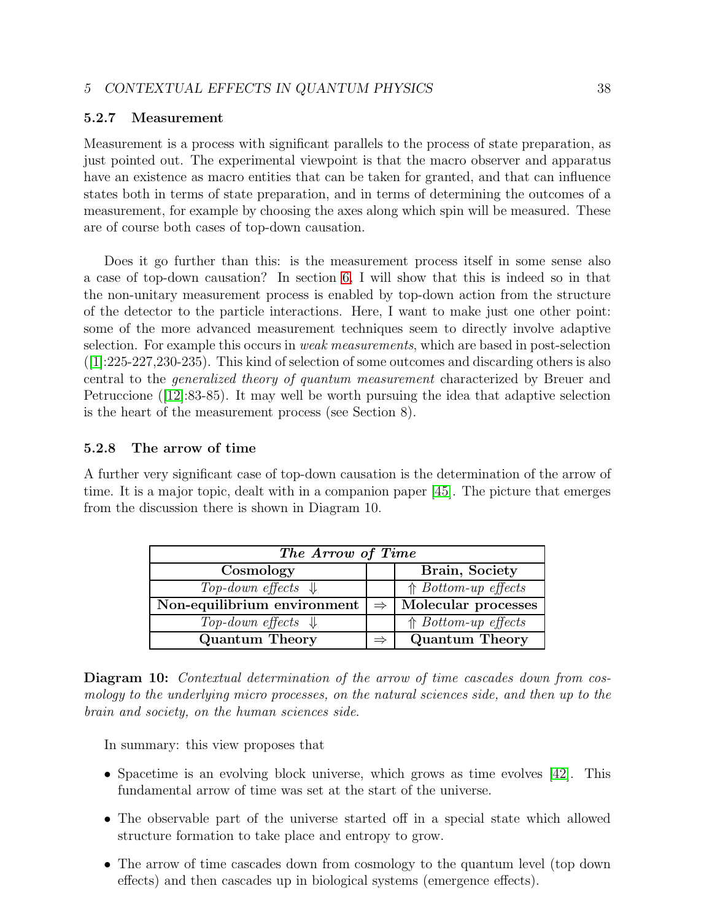### 5.2.7 Measurement

Measurement is a process with significant parallels to the process of state preparation, as just pointed out. The experimental viewpoint is that the macro observer and apparatus have an existence as macro entities that can be taken for granted, and that can influence states both in terms of state preparation, and in terms of determining the outcomes of a measurement, for example by choosing the axes along which spin will be measured. These are of course both cases of top-down causation.

Does it go further than this: is the measurement process itself in some sense also a case of top-down causation? In section 6, I will show that this is indeed so in that the non-unitary measurement process is enabled by top-down action from the structure of the detector to the particle interactions. Here, I want to make just one other point: some of the more advanced measurement techniques seem to directly involve adaptive selection. For example this occurs in *weak measurements*, which are based in post-selection ([1]:225-227,230-235). This kind of selection of some outcomes and discarding others is also central to the *generalized theory of quantum measurement* characterized by Breuer and Petruccione ([12]:83-85). It may well be worth pursuing the idea that adaptive selection is the heart of the measurement process (see Section 8).

### 5.2.8 The arrow of time

A further very significant case of top-down causation is the determination of the arrow of time. It is a major topic, dealt with in a companion paper [45]. The picture that emerges from the discussion there is shown in Diagram 10.

| ***The Arrow of Time*** | | |
|---|---|---|
| **Cosmology** | | **Brain, Society** |
| *Top-down effects* ⇓ | | ⇑ *Bottom-up effects* |
| **Non-equilibrium environment** | ⇒ | **Molecular processes** |
| *Top-down effects* ⇓ | | ⇑ *Bottom-up effects* |
| **Quantum Theory** | ⇒ | **Quantum Theory** |

**Diagram 10:** *Contextual determination of the arrow of time cascades down from cosmology to the underlying micro processes, on the natural sciences side, and then up to the brain and society, on the human sciences side.*

In summary: this view proposes that

- Spacetime is an evolving block universe, which grows as time evolves [42]. This fundamental arrow of time was set at the start of the universe.
- The observable part of the universe started off in a special state which allowed structure formation to take place and entropy to grow.
- The arrow of time cascades down from cosmology to the quantum level (top down effects) and then cascades up in biological systems (emergence effects).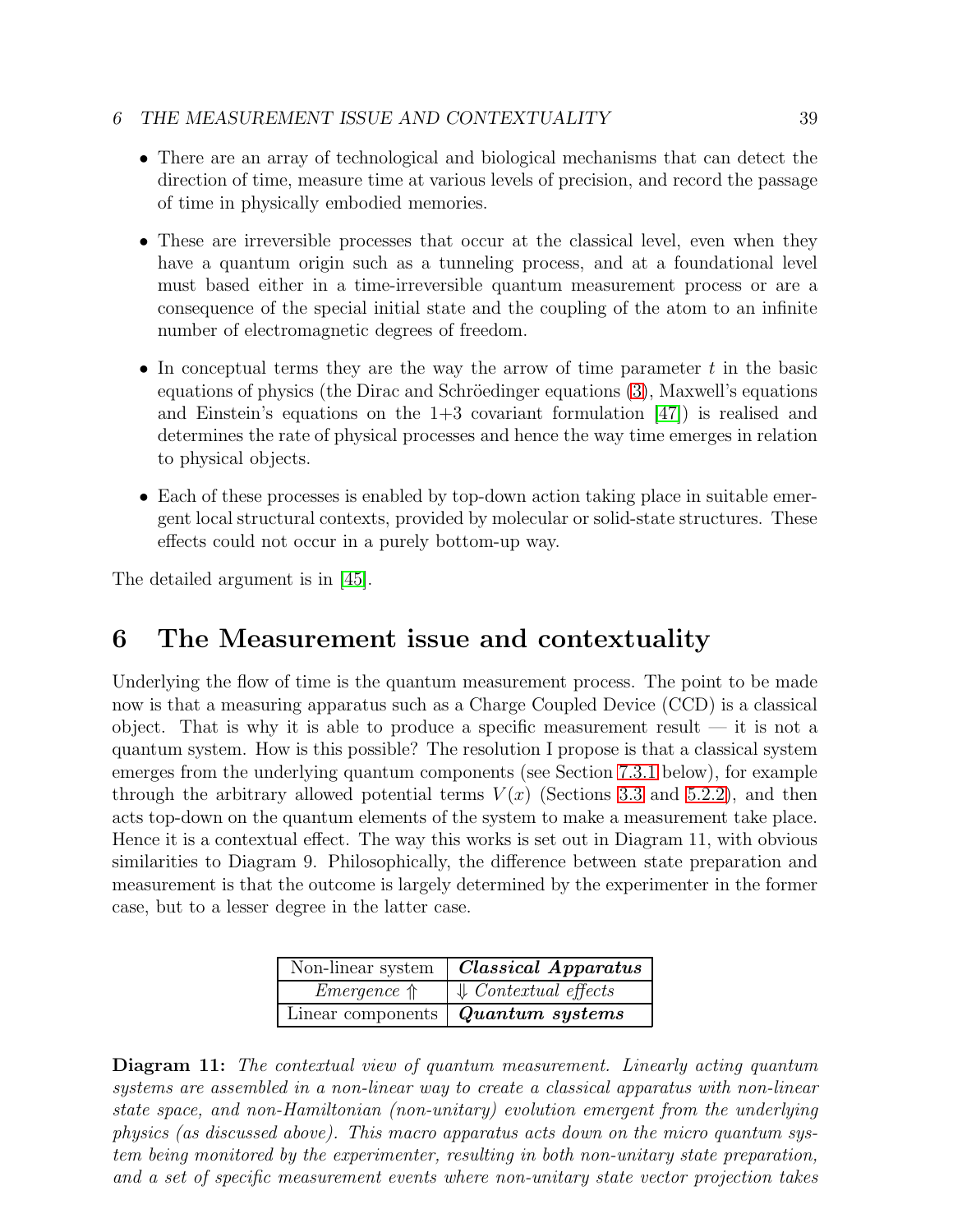- There are an array of technological and biological mechanisms that can detect the direction of time, measure time at various levels of precision, and record the passage of time in physically embodied memories.

- These are irreversible processes that occur at the classical level, even when they have a quantum origin such as a tunneling process, and at a foundational level must based either in a time-irreversible quantum measurement process or are a consequence of the special initial state and the coupling of the atom to an infinite number of electromagnetic degrees of freedom.

- In conceptual terms they are the way the arrow of time parameter $t$ in the basic equations of physics (the Dirac and Schröedinger equations (3), Maxwell's equations and Einstein's equations on the 1+3 covariant formulation [47]) is realised and determines the rate of physical processes and hence the way time emerges in relation to physical objects.

- Each of these processes is enabled by top-down action taking place in suitable emergent local structural contexts, provided by molecular or solid-state structures. These effects could not occur in a purely bottom-up way.

The detailed argument is in [45].

# 6 The Measurement issue and contextuality

Underlying the flow of time is the quantum measurement process. The point to be made now is that a measuring apparatus such as a Charge Coupled Device (CCD) is a classical object. That is why it is able to produce a specific measurement result — it is not a quantum system. How is this possible? The resolution I propose is that a classical system emerges from the underlying quantum components (see Section 7.3.1 below), for example through the arbitrary allowed potential terms $V(x)$ (Sections 3.3 and 5.2.2), and then acts top-down on the quantum elements of the system to make a measurement take place. Hence it is a contextual effect. The way this works is set out in Diagram 11, with obvious similarities to Diagram 9. Philosophically, the difference between state preparation and measurement is that the outcome is largely determined by the experimenter in the former case, but to a lesser degree in the latter case.

| Non-linear system | ***Classical Apparatus*** |
|---|---|
| *Emergence* $\Uparrow$ | $\Downarrow$ *Contextual effects* |
| Linear components | ***Quantum systems*** |

**Diagram 11:** *The contextual view of quantum measurement. Linearly acting quantum systems are assembled in a non-linear way to create a classical apparatus with non-linear state space, and non-Hamiltonian (non-unitary) evolution emergent from the underlying physics (as discussed above). This macro apparatus acts down on the micro quantum system being monitored by the experimenter, resulting in both non-unitary state preparation, and a set of specific measurement events where non-unitary state vector projection takes*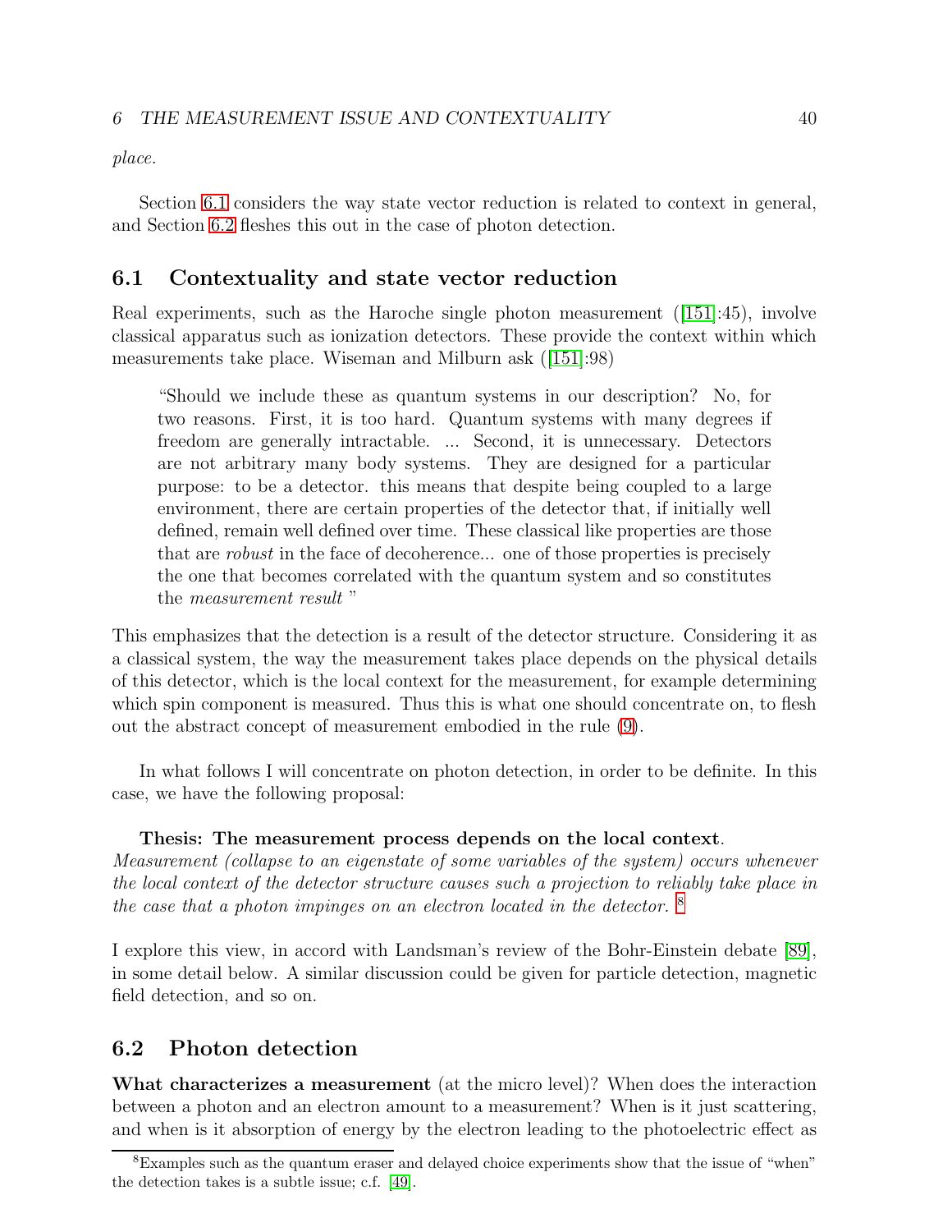*place.*

Section 6.1 considers the way state vector reduction is related to context in general, and Section 6.2 fleshes this out in the case of photon detection.

## 6.1 Contextuality and state vector reduction

Real experiments, such as the Haroche single photon measurement ([151]:45), involve classical apparatus such as ionization detectors. These provide the context within which measurements take place. Wiseman and Milburn ask ([151]:98)

> "Should we include these as quantum systems in our description? No, for two reasons. First, it is too hard. Quantum systems with many degrees if freedom are generally intractable. ... Second, it is unnecessary. Detectors are not arbitrary many body systems. They are designed for a particular purpose: to be a detector. this means that despite being coupled to a large environment, there are certain properties of the detector that, if initially well defined, remain well defined over time. These classical like properties are those that are *robust* in the face of decoherence... one of those properties is precisely the one that becomes correlated with the quantum system and so constitutes the *measurement result* "

This emphasizes that the detection is a result of the detector structure. Considering it as a classical system, the way the measurement takes place depends on the physical details of this detector, which is the local context for the measurement, for example determining which spin component is measured. Thus this is what one should concentrate on, to flesh out the abstract concept of measurement embodied in the rule (9).

In what follows I will concentrate on photon detection, in order to be definite. In this case, we have the following proposal:

**Thesis: The measurement process depends on the local context.**
*Measurement (collapse to an eigenstate of some variables of the system) occurs whenever the local context of the detector structure causes such a projection to reliably take place in the case that a photon impinges on an electron located in the detector.* [8]

I explore this view, in accord with Landsman's review of the Bohr-Einstein debate [89], in some detail below. A similar discussion could be given for particle detection, magnetic field detection, and so on.

## 6.2 Photon detection

**What characterizes a measurement** (at the micro level)? When does the interaction between a photon and an electron amount to a measurement? When is it just scattering, and when is it absorption of energy by the electron leading to the photoelectric effect as

[8] Examples such as the quantum eraser and delayed choice experiments show that the issue of "when" the detection takes is a subtle issue; c.f. [49].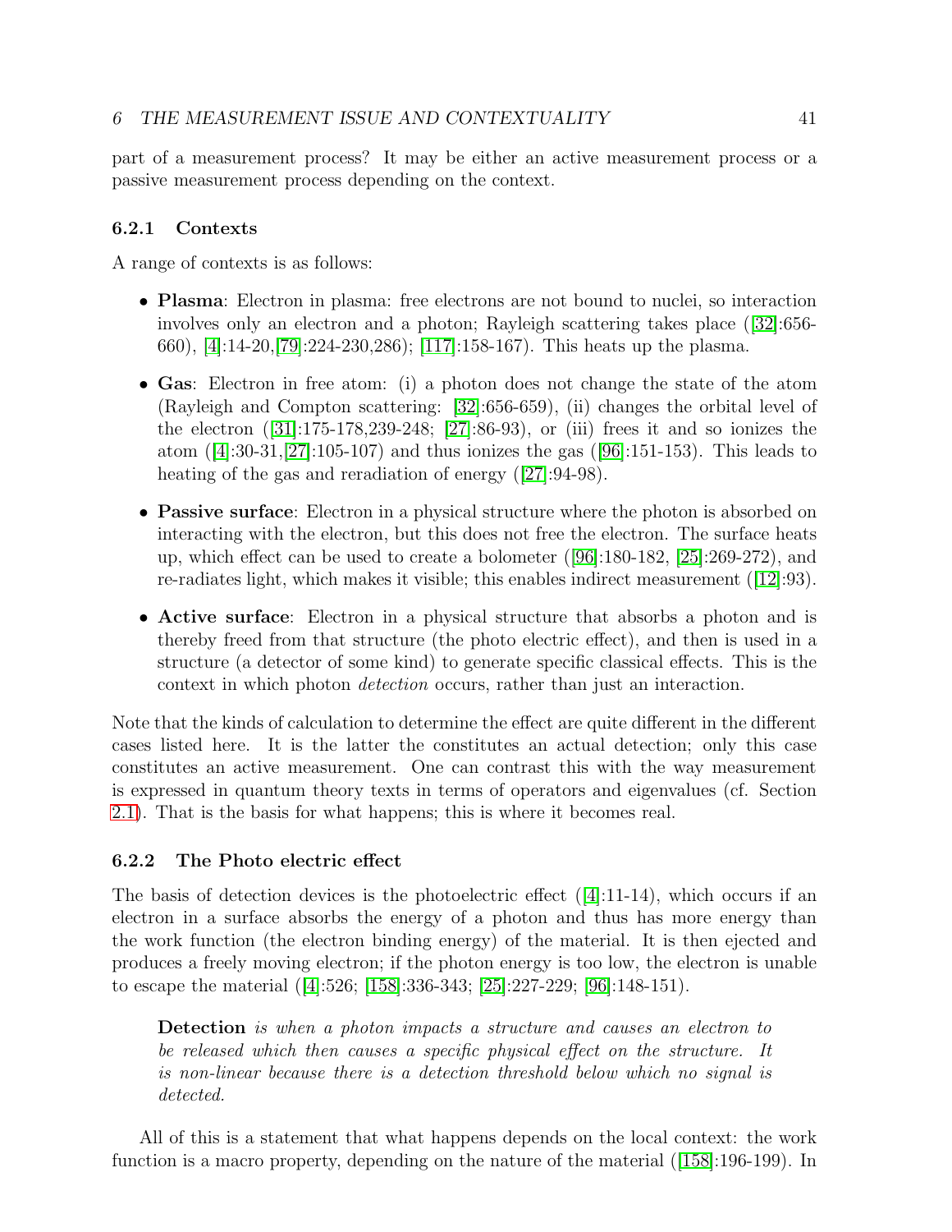part of a measurement process? It may be either an active measurement process or a passive measurement process depending on the context.

### 6.2.1 Contexts

A range of contexts is as follows:

- **Plasma**: Electron in plasma: free electrons are not bound to nuclei, so interaction involves only an electron and a photon; Rayleigh scattering takes place ([32]:656-660), [4]:14-20,[79]:224-230,286); [117]:158-167). This heats up the plasma.
- **Gas**: Electron in free atom: (i) a photon does not change the state of the atom (Rayleigh and Compton scattering: [32]:656-659), (ii) changes the orbital level of the electron ([31]:175-178,239-248; [27]:86-93), or (iii) frees it and so ionizes the atom ([4]:30-31,[27]:105-107) and thus ionizes the gas ([96]:151-153). This leads to heating of the gas and reradiation of energy ([27]:94-98).
- **Passive surface**: Electron in a physical structure where the photon is absorbed on interacting with the electron, but this does not free the electron. The surface heats up, which effect can be used to create a bolometer ([96]:180-182, [25]:269-272), and re-radiates light, which makes it visible; this enables indirect measurement ([12]:93).
- **Active surface**: Electron in a physical structure that absorbs a photon and is thereby freed from that structure (the photo electric effect), and then is used in a structure (a detector of some kind) to generate specific classical effects. This is the context in which photon *detection* occurs, rather than just an interaction.

Note that the kinds of calculation to determine the effect are quite different in the different cases listed here. It is the latter the constitutes an actual detection; only this case constitutes an active measurement. One can contrast this with the way measurement is expressed in quantum theory texts in terms of operators and eigenvalues (cf. Section 2.1). That is the basis for what happens; this is where it becomes real.

### 6.2.2 The Photo electric effect

The basis of detection devices is the photoelectric effect ([4]:11-14), which occurs if an electron in a surface absorbs the energy of a photon and thus has more energy than the work function (the electron binding energy) of the material. It is then ejected and produces a freely moving electron; if the photon energy is too low, the electron is unable to escape the material ([4]:526; [158]:336-343; [25]:227-229; [96]:148-151).

> **Detection** *is when a photon impacts a structure and causes an electron to be released which then causes a specific physical effect on the structure. It is non-linear because there is a detection threshold below which no signal is detected.*

All of this is a statement that what happens depends on the local context: the work function is a macro property, depending on the nature of the material ([158]:196-199). In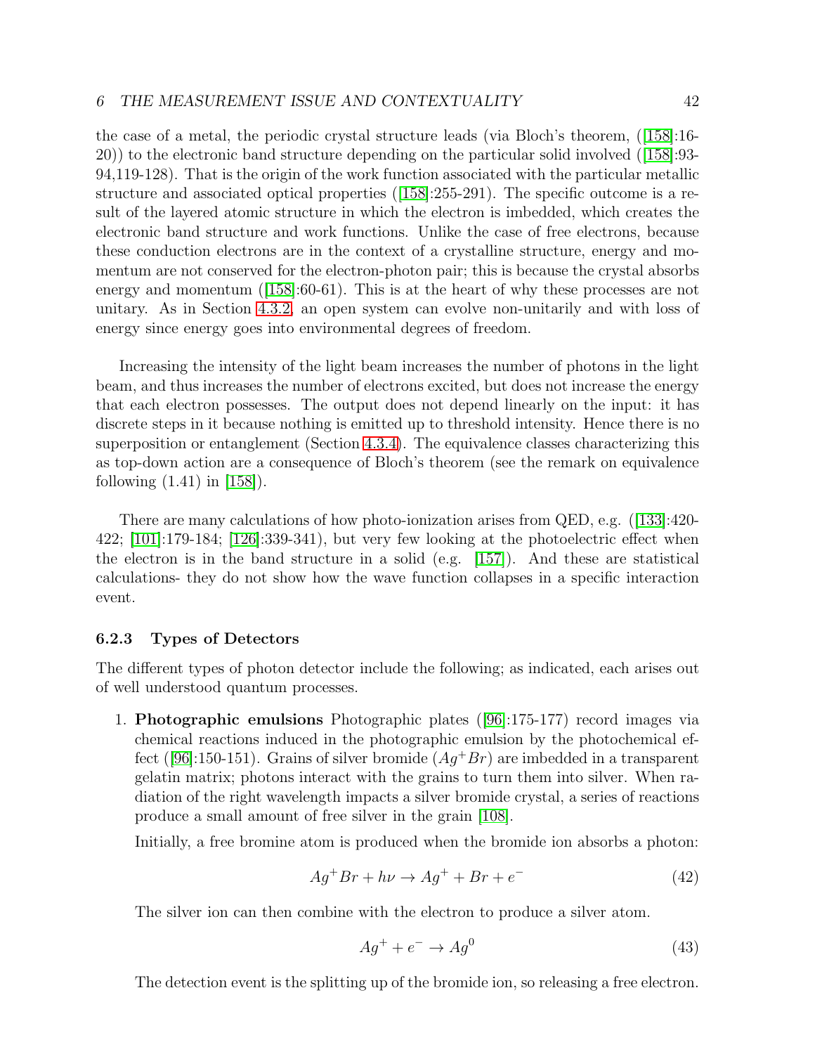the case of a metal, the periodic crystal structure leads (via Bloch's theorem, ([158]:16-20)) to the electronic band structure depending on the particular solid involved ([158]:93-94,119-128). That is the origin of the work function associated with the particular metallic structure and associated optical properties ([158]:255-291). The specific outcome is a result of the layered atomic structure in which the electron is imbedded, which creates the electronic band structure and work functions. Unlike the case of free electrons, because these conduction electrons are in the context of a crystalline structure, energy and momentum are not conserved for the electron-photon pair; this is because the crystal absorbs energy and momentum ([158]:60-61). This is at the heart of why these processes are not unitary. As in Section 4.3.2, an open system can evolve non-unitarily and with loss of energy since energy goes into environmental degrees of freedom.

Increasing the intensity of the light beam increases the number of photons in the light beam, and thus increases the number of electrons excited, but does not increase the energy that each electron possesses. The output does not depend linearly on the input: it has discrete steps in it because nothing is emitted up to threshold intensity. Hence there is no superposition or entanglement (Section 4.3.4). The equivalence classes characterizing this as top-down action are a consequence of Bloch's theorem (see the remark on equivalence following (1.41) in [158]).

There are many calculations of how photo-ionization arises from QED, e.g. ([133]:420-422; [101]:179-184; [126]:339-341), but very few looking at the photoelectric effect when the electron is in the band structure in a solid (e.g. [157]). And these are statistical calculations- they do not show how the wave function collapses in a specific interaction event.

### 6.2.3 Types of Detectors

The different types of photon detector include the following; as indicated, each arises out of well understood quantum processes.

1. **Photographic emulsions** Photographic plates ([96]:175-177) record images via chemical reactions induced in the photographic emulsion by the photochemical effect ([96]:150-151). Grains of silver bromide ($Ag^+Br$) are imbedded in a transparent gelatin matrix; photons interact with the grains to turn them into silver. When radiation of the right wavelength impacts a silver bromide crystal, a series of reactions produce a small amount of free silver in the grain [108].

   Initially, a free bromine atom is produced when the bromide ion absorbs a photon:

   $$Ag^+Br + h\nu \rightarrow Ag^+ + Br + e^- \tag{42}$$

   The silver ion can then combine with the electron to produce a silver atom.

   $$Ag^+ + e^- \rightarrow Ag^0 \tag{43}$$

   The detection event is the splitting up of the bromide ion, so releasing a free electron.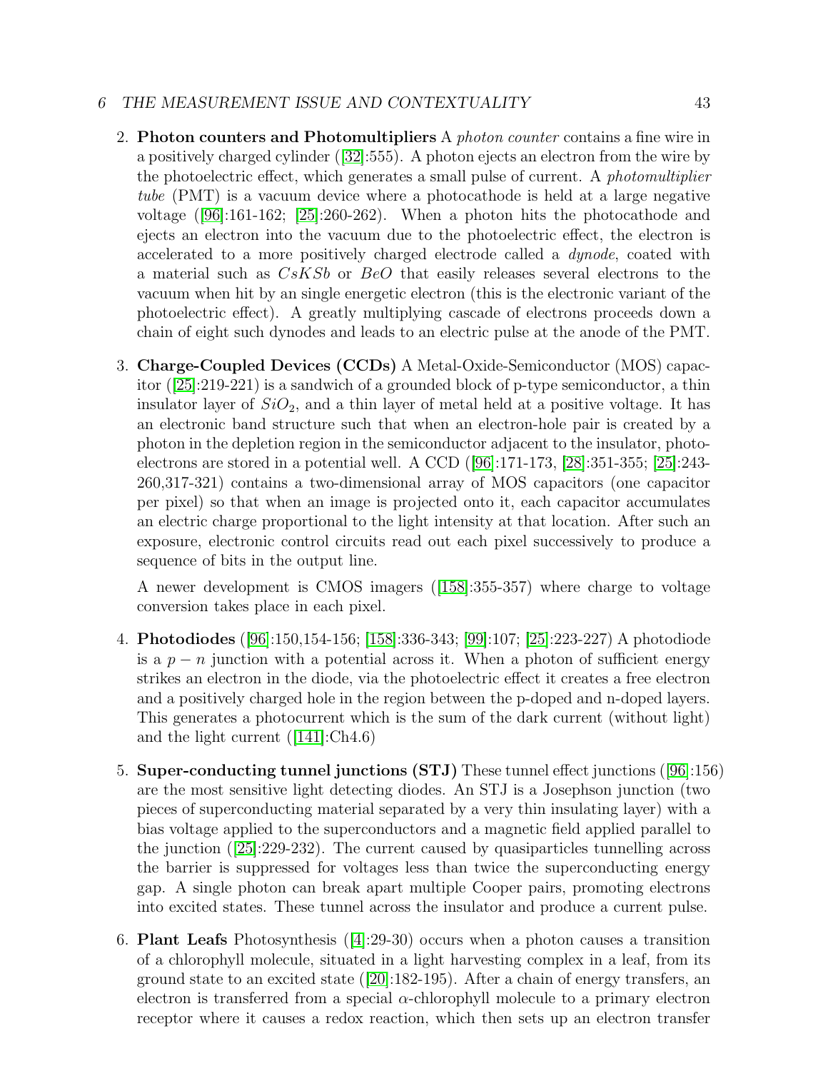2. **Photon counters and Photomultipliers** A *photon counter* contains a fine wire in a positively charged cylinder ([32]:555). A photon ejects an electron from the wire by the photoelectric effect, which generates a small pulse of current. A *photomultiplier tube* (PMT) is a vacuum device where a photocathode is held at a large negative voltage ([96]:161-162; [25]:260-262). When a photon hits the photocathode and ejects an electron into the vacuum due to the photoelectric effect, the electron is accelerated to a more positively charged electrode called a *dynode*, coated with a material such as $CsKSb$ or $BeO$ that easily releases several electrons to the vacuum when hit by an single energetic electron (this is the electronic variant of the photoelectric effect). A greatly multiplying cascade of electrons proceeds down a chain of eight such dynodes and leads to an electric pulse at the anode of the PMT.

3. **Charge-Coupled Devices (CCDs)** A Metal-Oxide-Semiconductor (MOS) capacitor ([25]:219-221) is a sandwich of a grounded block of p-type semiconductor, a thin insulator layer of $SiO_2$, and a thin layer of metal held at a positive voltage. It has an electronic band structure such that when an electron-hole pair is created by a photon in the depletion region in the semiconductor adjacent to the insulator, photoelectrons are stored in a potential well. A CCD ([96]:171-173, [28]:351-355; [25]:243-260,317-321) contains a two-dimensional array of MOS capacitors (one capacitor per pixel) so that when an image is projected onto it, each capacitor accumulates an electric charge proportional to the light intensity at that location. After such an exposure, electronic control circuits read out each pixel successively to produce a sequence of bits in the output line.

   A newer development is CMOS imagers ([158]:355-357) where charge to voltage conversion takes place in each pixel.

4. **Photodiodes** ([96]:150,154-156; [158]:336-343; [99]:107; [25]:223-227) A photodiode is a $p-n$ junction with a potential across it. When a photon of sufficient energy strikes an electron in the diode, via the photoelectric effect it creates a free electron and a positively charged hole in the region between the p-doped and n-doped layers. This generates a photocurrent which is the sum of the dark current (without light) and the light current ([141]:Ch4.6)

5. **Super-conducting tunnel junctions (STJ)** These tunnel effect junctions ([96]:156) are the most sensitive light detecting diodes. An STJ is a Josephson junction (two pieces of superconducting material separated by a very thin insulating layer) with a bias voltage applied to the superconductors and a magnetic field applied parallel to the junction ([25]:229-232). The current caused by quasiparticles tunnelling across the barrier is suppressed for voltages less than twice the superconducting energy gap. A single photon can break apart multiple Cooper pairs, promoting electrons into excited states. These tunnel across the insulator and produce a current pulse.

6. **Plant Leafs** Photosynthesis ([4]:29-30) occurs when a photon causes a transition of a chlorophyll molecule, situated in a light harvesting complex in a leaf, from its ground state to an excited state ([20]:182-195). After a chain of energy transfers, an electron is transferred from a special $\alpha$-chlorophyll molecule to a primary electron receptor where it causes a redox reaction, which then sets up an electron transfer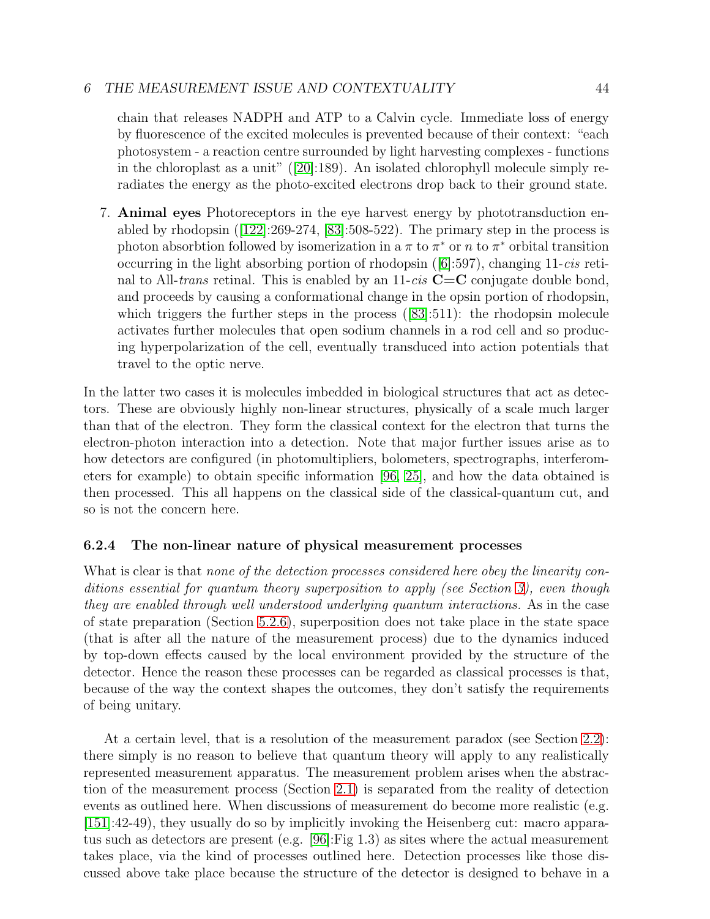chain that releases NADPH and ATP to a Calvin cycle. Immediate loss of energy by fluorescence of the excited molecules is prevented because of their context: "each photosystem - a reaction centre surrounded by light harvesting complexes - functions in the chloroplast as a unit" ([20]:189). An isolated chlorophyll molecule simply reradiates the energy as the photo-excited electrons drop back to their ground state.

7. **Animal eyes** Photoreceptors in the eye harvest energy by phototransduction enabled by rhodopsin ([122]:269-274, [83]:508-522). The primary step in the process is photon absorbtion followed by isomerization in a $\pi$ to $\pi^*$ or $n$ to $\pi^*$ orbital transition occurring in the light absorbing portion of rhodopsin ([6]:597), changing 11-*cis* retinal to All-*trans* retinal. This is enabled by an 11-*cis* **C=C** conjugate double bond, and proceeds by causing a conformational change in the opsin portion of rhodopsin, which triggers the further steps in the process ([83]:511): the rhodopsin molecule activates further molecules that open sodium channels in a rod cell and so producing hyperpolarization of the cell, eventually transduced into action potentials that travel to the optic nerve.

In the latter two cases it is molecules imbedded in biological structures that act as detectors. These are obviously highly non-linear structures, physically of a scale much larger than that of the electron. They form the classical context for the electron that turns the electron-photon interaction into a detection. Note that major further issues arise as to how detectors are configured (in photomultipliers, bolometers, spectrographs, interferometers for example) to obtain specific information [96, 25], and how the data obtained is then processed. This all happens on the classical side of the classical-quantum cut, and so is not the concern here.

### 6.2.4 The non-linear nature of physical measurement processes

What is clear is that *none of the detection processes considered here obey the linearity conditions essential for quantum theory superposition to apply (see Section 3), even though they are enabled through well understood underlying quantum interactions.* As in the case of state preparation (Section 5.2.6), superposition does not take place in the state space (that is after all the nature of the measurement process) due to the dynamics induced by top-down effects caused by the local environment provided by the structure of the detector. Hence the reason these processes can be regarded as classical processes is that, because of the way the context shapes the outcomes, they don't satisfy the requirements of being unitary.

At a certain level, that is a resolution of the measurement paradox (see Section 2.2): there simply is no reason to believe that quantum theory will apply to any realistically represented measurement apparatus. The measurement problem arises when the abstraction of the measurement process (Section 2.1) is separated from the reality of detection events as outlined here. When discussions of measurement do become more realistic (e.g. [151]:42-49), they usually do so by implicitly invoking the Heisenberg cut: macro apparatus such as detectors are present (e.g. [96]:Fig 1.3) as sites where the actual measurement takes place, via the kind of processes outlined here. Detection processes like those discussed above take place because the structure of the detector is designed to behave in a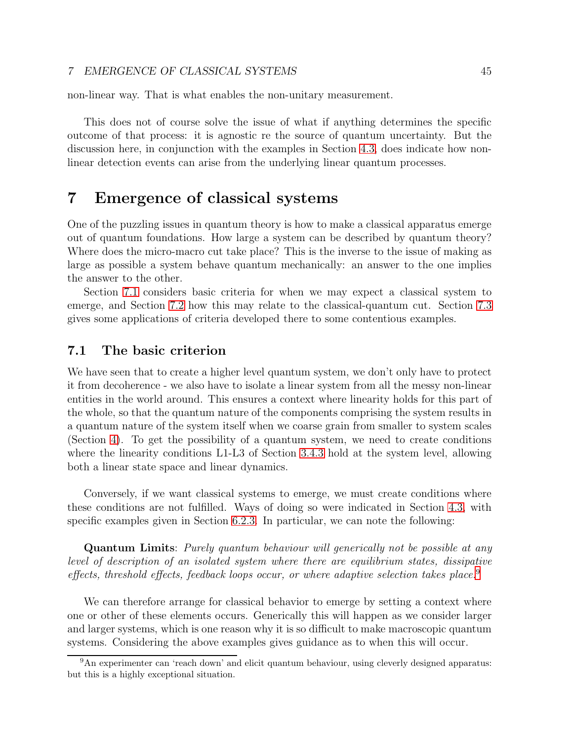non-linear way. That is what enables the non-unitary measurement.

This does not of course solve the issue of what if anything determines the specific outcome of that process: it is agnostic re the source of quantum uncertainty. But the discussion here, in conjunction with the examples in Section 4.3, does indicate how non-linear detection events can arise from the underlying linear quantum processes.

# 7 Emergence of classical systems

One of the puzzling issues in quantum theory is how to make a classical apparatus emerge out of quantum foundations. How large a system can be described by quantum theory? Where does the micro-macro cut take place? This is the inverse to the issue of making as large as possible a system behave quantum mechanically: an answer to the one implies the answer to the other.

Section 7.1 considers basic criteria for when we may expect a classical system to emerge, and Section 7.2 how this may relate to the classical-quantum cut. Section 7.3 gives some applications of criteria developed there to some contentious examples.

## 7.1 The basic criterion

We have seen that to create a higher level quantum system, we don't only have to protect it from decoherence - we also have to isolate a linear system from all the messy non-linear entities in the world around. This ensures a context where linearity holds for this part of the whole, so that the quantum nature of the components comprising the system results in a quantum nature of the system itself when we coarse grain from smaller to system scales (Section 4). To get the possibility of a quantum system, we need to create conditions where the linearity conditions L1-L3 of Section 3.4.3 hold at the system level, allowing both a linear state space and linear dynamics.

Conversely, if we want classical systems to emerge, we must create conditions where these conditions are not fulfilled. Ways of doing so were indicated in Section 4.3, with specific examples given in Section 6.2.3. In particular, we can note the following:

**Quantum Limits**: *Purely quantum behaviour will generically not be possible at any level of description of an isolated system where there are equilibrium states, dissipative effects, threshold effects, feedback loops occur, or where adaptive selection takes place.*[9]

We can therefore arrange for classical behavior to emerge by setting a context where one or other of these elements occurs. Generically this will happen as we consider larger and larger systems, which is one reason why it is so difficult to make macroscopic quantum systems. Considering the above examples gives guidance as to when this will occur.

[9] An experimenter can 'reach down' and elicit quantum behaviour, using cleverly designed apparatus: but this is a highly exceptional situation.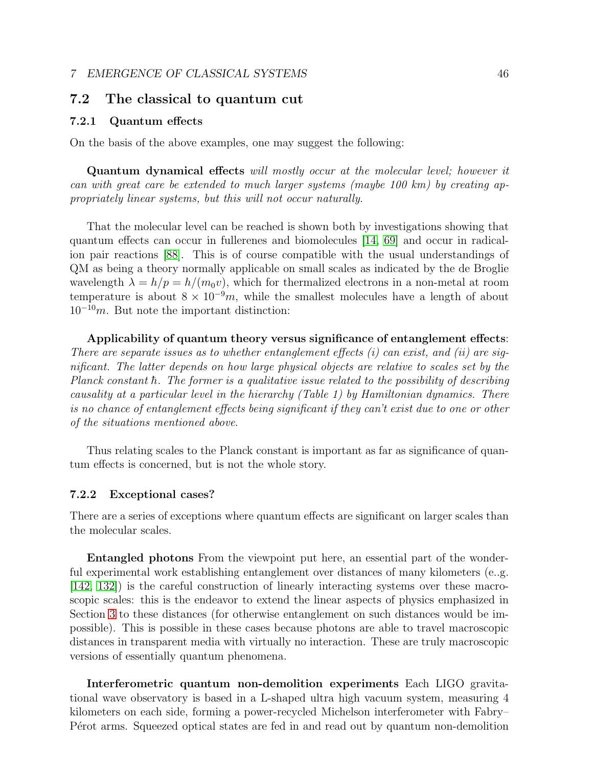## 7.2 The classical to quantum cut

### 7.2.1 Quantum effects

On the basis of the above examples, one may suggest the following:

**Quantum dynamical effects** *will mostly occur at the molecular level; however it can with great care be extended to much larger systems (maybe 100 km) by creating appropriately linear systems, but this will not occur naturally.*

That the molecular level can be reached is shown both by investigations showing that quantum effects can occur in fullerenes and biomolecules [14, 69] and occur in radical-ion pair reactions [88]. This is of course compatible with the usual understandings of QM as being a theory normally applicable on small scales as indicated by the de Broglie wavelength $\lambda = h/p = h/(m_0 v)$, which for thermalized electrons in a non-metal at room temperature is about $8 \times 10^{-9} m$, while the smallest molecules have a length of about $10^{-10} m$. But note the important distinction:

**Applicability of quantum theory versus significance of entanglement effects**: *There are separate issues as to whether entanglement effects (i) can exist, and (ii) are significant. The latter depends on how large physical objects are relative to scales set by the Planck constant $\hbar$. The former is a qualitative issue related to the possibility of describing causality at a particular level in the hierarchy (Table 1) by Hamiltonian dynamics. There is no chance of entanglement effects being significant if they can't exist due to one or other of the situations mentioned above.*

Thus relating scales to the Planck constant is important as far as significance of quantum effects is concerned, but is not the whole story.

### 7.2.2 Exceptional cases?

There are a series of exceptions where quantum effects are significant on larger scales than the molecular scales.

**Entangled photons** From the viewpoint put here, an essential part of the wonderful experimental work establishing entanglement over distances of many kilometers (e..g. [142, 132]) is the careful construction of linearly interacting systems over these macroscopic scales: this is the endeavor to extend the linear aspects of physics emphasized in Section 3 to these distances (for otherwise entanglement on such distances would be impossible). This is possible in these cases because photons are able to travel macroscopic distances in transparent media with virtually no interaction. These are truly macroscopic versions of essentially quantum phenomena.

**Interferometric quantum non-demolition experiments** Each LIGO gravitational wave observatory is based in a L-shaped ultra high vacuum system, measuring 4 kilometers on each side, forming a power-recycled Michelson interferometer with Fabry–Pérot arms. Squeezed optical states are fed in and read out by quantum non-demolition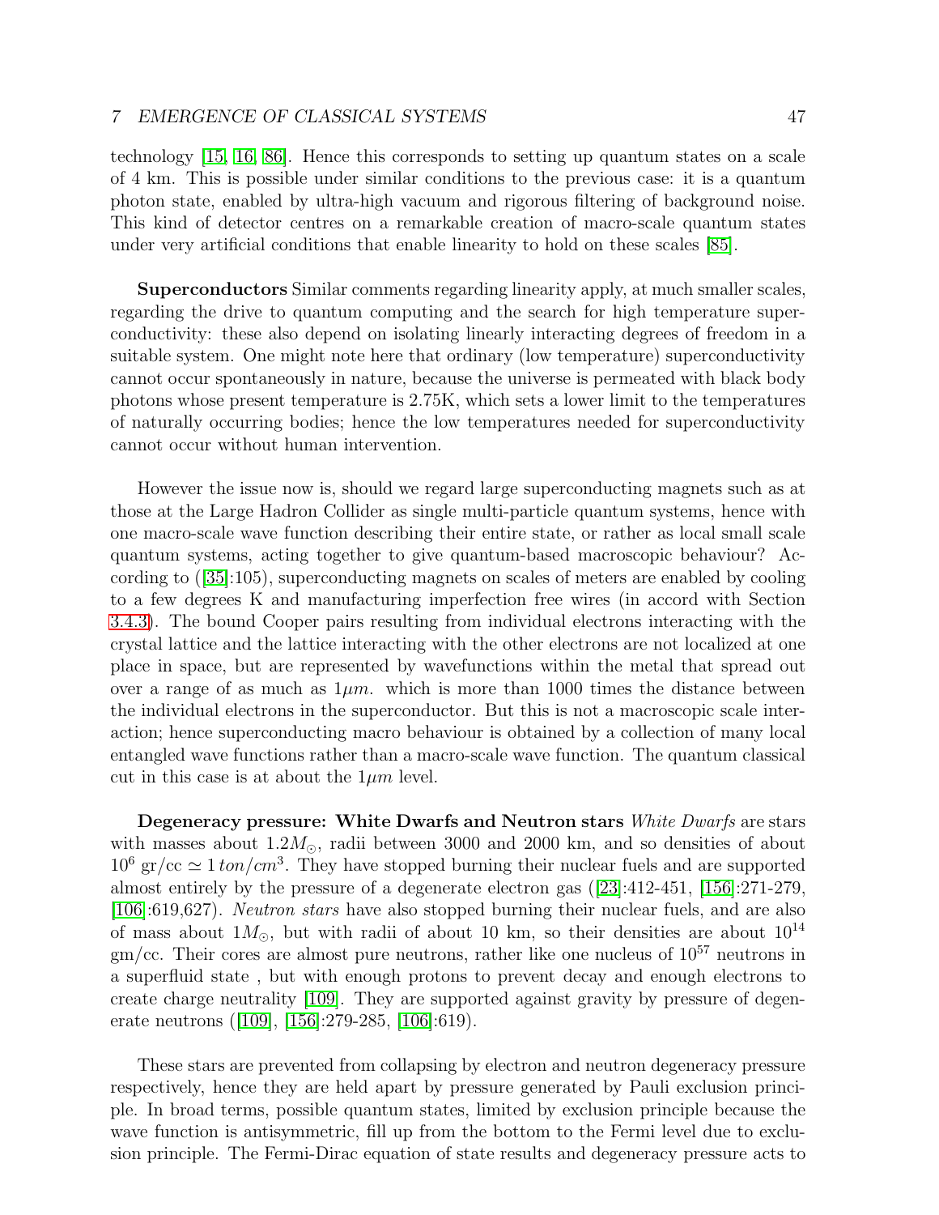technology [15, 16, 86]. Hence this corresponds to setting up quantum states on a scale of 4 km. This is possible under similar conditions to the previous case: it is a quantum photon state, enabled by ultra-high vacuum and rigorous filtering of background noise. This kind of detector centres on a remarkable creation of macro-scale quantum states under very artificial conditions that enable linearity to hold on these scales [85].

**Superconductors** Similar comments regarding linearity apply, at much smaller scales, regarding the drive to quantum computing and the search for high temperature superconductivity: these also depend on isolating linearly interacting degrees of freedom in a suitable system. One might note here that ordinary (low temperature) superconductivity cannot occur spontaneously in nature, because the universe is permeated with black body photons whose present temperature is 2.75K, which sets a lower limit to the temperatures of naturally occurring bodies; hence the low temperatures needed for superconductivity cannot occur without human intervention.

However the issue now is, should we regard large superconducting magnets such as at those at the Large Hadron Collider as single multi-particle quantum systems, hence with one macro-scale wave function describing their entire state, or rather as local small scale quantum systems, acting together to give quantum-based macroscopic behaviour? According to ([35]:105), superconducting magnets on scales of meters are enabled by cooling to a few degrees K and manufacturing imperfection free wires (in accord with Section 3.4.3). The bound Cooper pairs resulting from individual electrons interacting with the crystal lattice and the lattice interacting with the other electrons are not localized at one place in space, but are represented by wavefunctions within the metal that spread out over a range of as much as $1\mu m$. which is more than 1000 times the distance between the individual electrons in the superconductor. But this is not a macroscopic scale interaction; hence superconducting macro behaviour is obtained by a collection of many local entangled wave functions rather than a macro-scale wave function. The quantum classical cut in this case is at about the $1\mu m$ level.

**Degeneracy pressure: White Dwarfs and Neutron stars** *White Dwarfs* are stars with masses about $1.2M_{\odot}$, radii between 3000 and 2000 km, and so densities of about $10^6$ gr/cc $\simeq 1\,ton/cm^3$. They have stopped burning their nuclear fuels and are supported almost entirely by the pressure of a degenerate electron gas ([23]:412-451, [156]:271-279, [106]:619,627). *Neutron stars* have also stopped burning their nuclear fuels, and are also of mass about $1M_{\odot}$, but with radii of about 10 km, so their densities are about $10^{14}$ gm/cc. Their cores are almost pure neutrons, rather like one nucleus of $10^{57}$ neutrons in a superfluid state , but with enough protons to prevent decay and enough electrons to create charge neutrality [109]. They are supported against gravity by pressure of degenerate neutrons ([109], [156]:279-285, [106]:619).

These stars are prevented from collapsing by electron and neutron degeneracy pressure respectively, hence they are held apart by pressure generated by Pauli exclusion principle. In broad terms, possible quantum states, limited by exclusion principle because the wave function is antisymmetric, fill up from the bottom to the Fermi level due to exclusion principle. The Fermi-Dirac equation of state results and degeneracy pressure acts to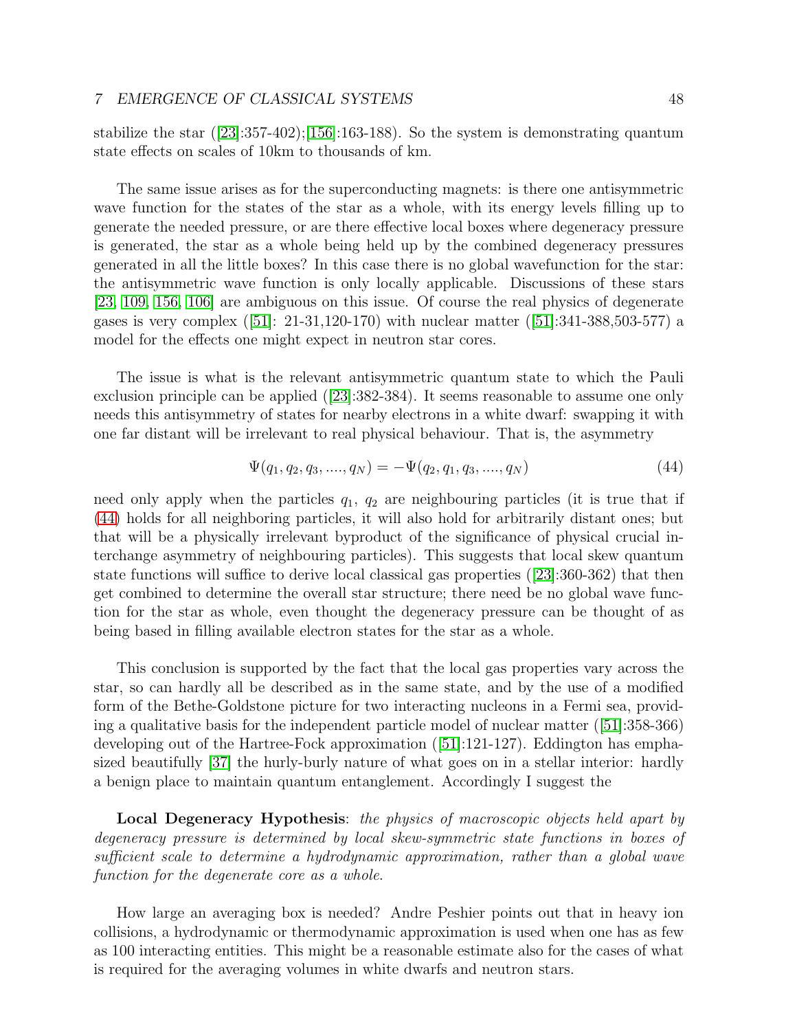stabilize the star ([23]:357-402);[156]:163-188). So the system is demonstrating quantum state effects on scales of 10km to thousands of km.

The same issue arises as for the superconducting magnets: is there one antisymmetric wave function for the states of the star as a whole, with its energy levels filling up to generate the needed pressure, or are there effective local boxes where degeneracy pressure is generated, the star as a whole being held up by the combined degeneracy pressures generated in all the little boxes? In this case there is no global wavefunction for the star: the antisymmetric wave function is only locally applicable. Discussions of these stars [23, 109, 156, 106] are ambiguous on this issue. Of course the real physics of degenerate gases is very complex ([51]: 21-31,120-170) with nuclear matter ([51]:341-388,503-577) a model for the effects one might expect in neutron star cores.

The issue is what is the relevant antisymmetric quantum state to which the Pauli exclusion principle can be applied ([23]:382-384). It seems reasonable to assume one only needs this antisymmetry of states for nearby electrons in a white dwarf: swapping it with one far distant will be irrelevant to real physical behaviour. That is, the asymmetry

$$\Psi(q_1, q_2, q_3, ...., q_N) = -\Psi(q_2, q_1, q_3, ...., q_N) \tag{44}$$

need only apply when the particles $q_1$, $q_2$ are neighbouring particles (it is true that if (44) holds for all neighboring particles, it will also hold for arbitrarily distant ones; but that will be a physically irrelevant byproduct of the significance of physical crucial interchange asymmetry of neighbouring particles). This suggests that local skew quantum state functions will suffice to derive local classical gas properties ([23]:360-362) that then get combined to determine the overall star structure; there need be no global wave function for the star as whole, even thought the degeneracy pressure can be thought of as being based in filling available electron states for the star as a whole.

This conclusion is supported by the fact that the local gas properties vary across the star, so can hardly all be described as in the same state, and by the use of a modified form of the Bethe-Goldstone picture for two interacting nucleons in a Fermi sea, providing a qualitative basis for the independent particle model of nuclear matter ([51]:358-366) developing out of the Hartree-Fock approximation ([51]:121-127). Eddington has emphasized beautifully [37] the hurly-burly nature of what goes on in a stellar interior: hardly a benign place to maintain quantum entanglement. Accordingly I suggest the

**Local Degeneracy Hypothesis**: *the physics of macroscopic objects held apart by degeneracy pressure is determined by local skew-symmetric state functions in boxes of sufficient scale to determine a hydrodynamic approximation, rather than a global wave function for the degenerate core as a whole.*

How large an averaging box is needed? Andre Peshier points out that in heavy ion collisions, a hydrodynamic or thermodynamic approximation is used when one has as few as 100 interacting entities. This might be a reasonable estimate also for the cases of what is required for the averaging volumes in white dwarfs and neutron stars.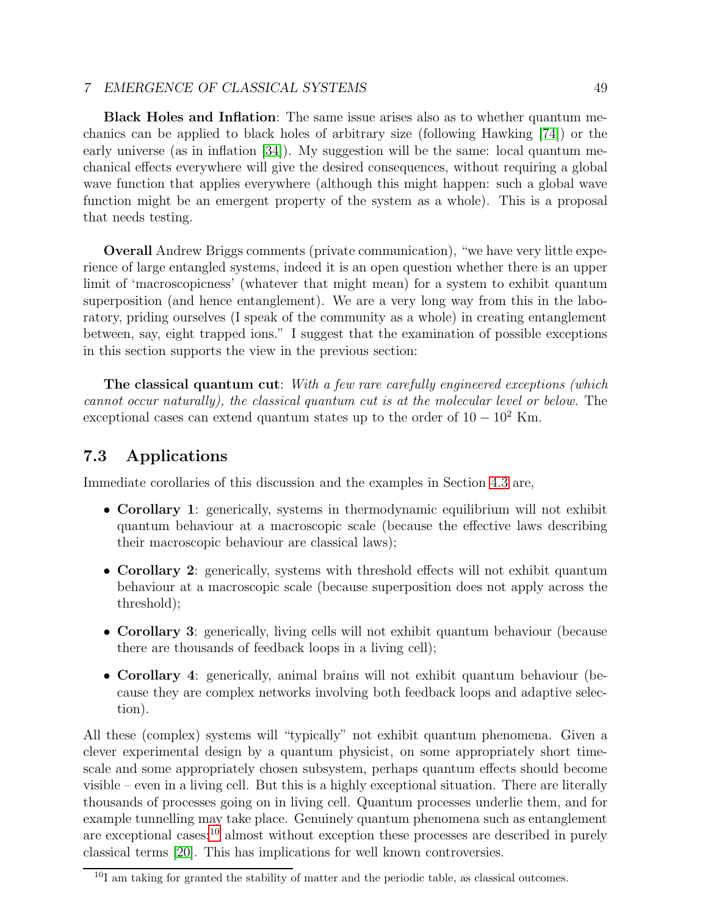**Black Holes and Inflation**: The same issue arises also as to whether quantum mechanics can be applied to black holes of arbitrary size (following Hawking [74]) or the early universe (as in inflation [34]). My suggestion will be the same: local quantum mechanical effects everywhere will give the desired consequences, without requiring a global wave function that applies everywhere (although this might happen: such a global wave function might be an emergent property of the system as a whole). This is a proposal that needs testing.

**Overall** Andrew Briggs comments (private communication), "we have very little experience of large entangled systems, indeed it is an open question whether there is an upper limit of 'macroscopicness' (whatever that might mean) for a system to exhibit quantum superposition (and hence entanglement). We are a very long way from this in the laboratory, priding ourselves (I speak of the community as a whole) in creating entanglement between, say, eight trapped ions." I suggest that the examination of possible exceptions in this section supports the view in the previous section:

**The classical quantum cut**: *With a few rare carefully engineered exceptions (which cannot occur naturally), the classical quantum cut is at the molecular level or below.* The exceptional cases can extend quantum states up to the order of $10 - 10^2$ Km.

## 7.3 Applications

Immediate corollaries of this discussion and the examples in Section 4.3 are,

- **Corollary 1**: generically, systems in thermodynamic equilibrium will not exhibit quantum behaviour at a macroscopic scale (because the effective laws describing their macroscopic behaviour are classical laws);
- **Corollary 2**: generically, systems with threshold effects will not exhibit quantum behaviour at a macroscopic scale (because superposition does not apply across the threshold);
- **Corollary 3**: generically, living cells will not exhibit quantum behaviour (because there are thousands of feedback loops in a living cell);
- **Corollary 4**: generically, animal brains will not exhibit quantum behaviour (because they are complex networks involving both feedback loops and adaptive selection).

All these (complex) systems will "typically" not exhibit quantum phenomena. Given a clever experimental design by a quantum physicist, on some appropriately short timescale and some appropriately chosen subsystem, perhaps quantum effects should become visible – even in a living cell. But this is a highly exceptional situation. There are literally thousands of processes going on in living cell. Quantum processes underlie them, and for example tunnelling may take place. Genuinely quantum phenomena such as entanglement are exceptional cases;[10] almost without exception these processes are described in purely classical terms [20]. This has implications for well known controversies.

[10] I am taking for granted the stability of matter and the periodic table, as classical outcomes.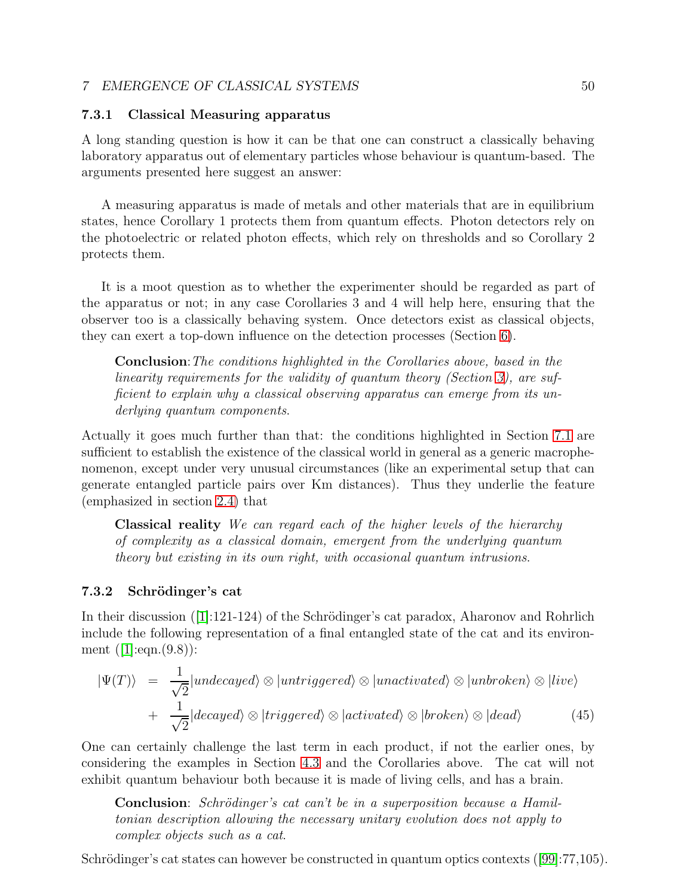### 7.3.1 Classical Measuring apparatus

A long standing question is how it can be that one can construct a classically behaving laboratory apparatus out of elementary particles whose behaviour is quantum-based. The arguments presented here suggest an answer:

A measuring apparatus is made of metals and other materials that are in equilibrium states, hence Corollary 1 protects them from quantum effects. Photon detectors rely on the photoelectric or related photon effects, which rely on thresholds and so Corollary 2 protects them.

It is a moot question as to whether the experimenter should be regarded as part of the apparatus or not; in any case Corollaries 3 and 4 will help here, ensuring that the observer too is a classically behaving system. Once detectors exist as classical objects, they can exert a top-down influence on the detection processes (Section 6).

> **Conclusion**: *The conditions highlighted in the Corollaries above, based in the linearity requirements for the validity of quantum theory (Section 3), are sufficient to explain why a classical observing apparatus can emerge from its underlying quantum components.*

Actually it goes much further than that: the conditions highlighted in Section 7.1 are sufficient to establish the existence of the classical world in general as a generic macrophenomenon, except under very unusual circumstances (like an experimental setup that can generate entangled particle pairs over Km distances). Thus they underlie the feature (emphasized in section 2.4) that

> **Classical reality** *We can regard each of the higher levels of the hierarchy of complexity as a classical domain, emergent from the underlying quantum theory but existing in its own right, with occasional quantum intrusions.*

### 7.3.2 Schrödinger's cat

In their discussion ([1]:121-124) of the Schrödinger's cat paradox, Aharonov and Rohrlich include the following representation of a final entangled state of the cat and its environment ([1]:eqn.(9.8)):

$$
\begin{aligned}
|\Psi(T)\rangle &= \frac{1}{\sqrt{2}}|undecayed\rangle \otimes |untriggered\rangle \otimes |unactivated\rangle \otimes |unbroken\rangle \otimes |live\rangle \\
&+ \frac{1}{\sqrt{2}}|decayed\rangle \otimes |triggered\rangle \otimes |activated\rangle \otimes |broken\rangle \otimes |dead\rangle \qquad (45)
\end{aligned}
$$

One can certainly challenge the last term in each product, if not the earlier ones, by considering the examples in Section 4.3 and the Corollaries above. The cat will not exhibit quantum behaviour both because it is made of living cells, and has a brain.

> **Conclusion**: *Schrödinger's cat can't be in a superposition because a Hamiltonian description allowing the necessary unitary evolution does not apply to complex objects such as a cat.*

Schrödinger's cat states can however be constructed in quantum optics contexts ([99]:77,105).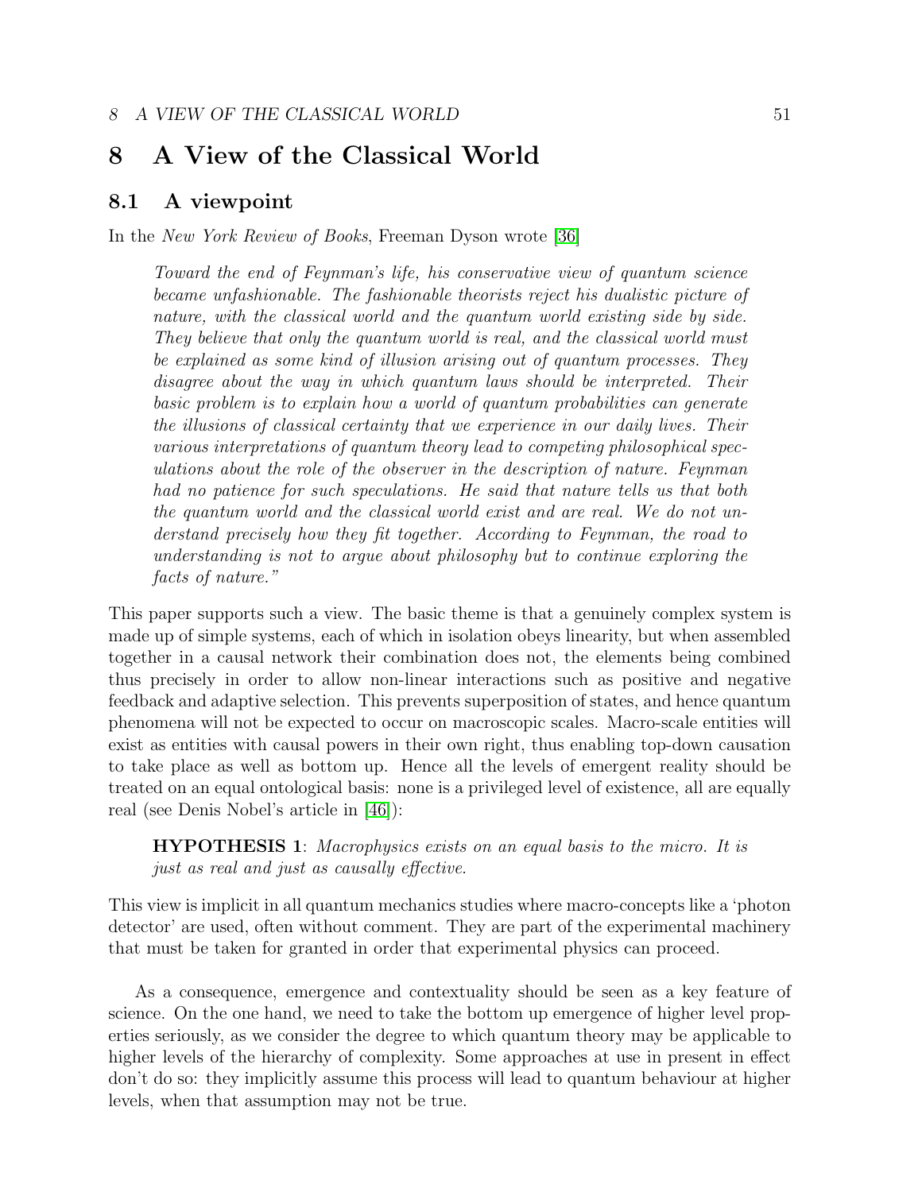# 8 A View of the Classical World

## 8.1 A viewpoint

In the *New York Review of Books*, Freeman Dyson wrote [36]

> *Toward the end of Feynman's life, his conservative view of quantum science became unfashionable. The fashionable theorists reject his dualistic picture of nature, with the classical world and the quantum world existing side by side. They believe that only the quantum world is real, and the classical world must be explained as some kind of illusion arising out of quantum processes. They disagree about the way in which quantum laws should be interpreted. Their basic problem is to explain how a world of quantum probabilities can generate the illusions of classical certainty that we experience in our daily lives. Their various interpretations of quantum theory lead to competing philosophical speculations about the role of the observer in the description of nature. Feynman had no patience for such speculations. He said that nature tells us that both the quantum world and the classical world exist and are real. We do not understand precisely how they fit together. According to Feynman, the road to understanding is not to argue about philosophy but to continue exploring the facts of nature."*

This paper supports such a view. The basic theme is that a genuinely complex system is made up of simple systems, each of which in isolation obeys linearity, but when assembled together in a causal network their combination does not, the elements being combined thus precisely in order to allow non-linear interactions such as positive and negative feedback and adaptive selection. This prevents superposition of states, and hence quantum phenomena will not be expected to occur on macroscopic scales. Macro-scale entities will exist as entities with causal powers in their own right, thus enabling top-down causation to take place as well as bottom up. Hence all the levels of emergent reality should be treated on an equal ontological basis: none is a privileged level of existence, all are equally real (see Denis Nobel's article in [46]):

> **HYPOTHESIS 1**: *Macrophysics exists on an equal basis to the micro. It is just as real and just as causally effective.*

This view is implicit in all quantum mechanics studies where macro-concepts like a 'photon detector' are used, often without comment. They are part of the experimental machinery that must be taken for granted in order that experimental physics can proceed.

As a consequence, emergence and contextuality should be seen as a key feature of science. On the one hand, we need to take the bottom up emergence of higher level properties seriously, as we consider the degree to which quantum theory may be applicable to higher levels of the hierarchy of complexity. Some approaches at use in present in effect don't do so: they implicitly assume this process will lead to quantum behaviour at higher levels, when that assumption may not be true.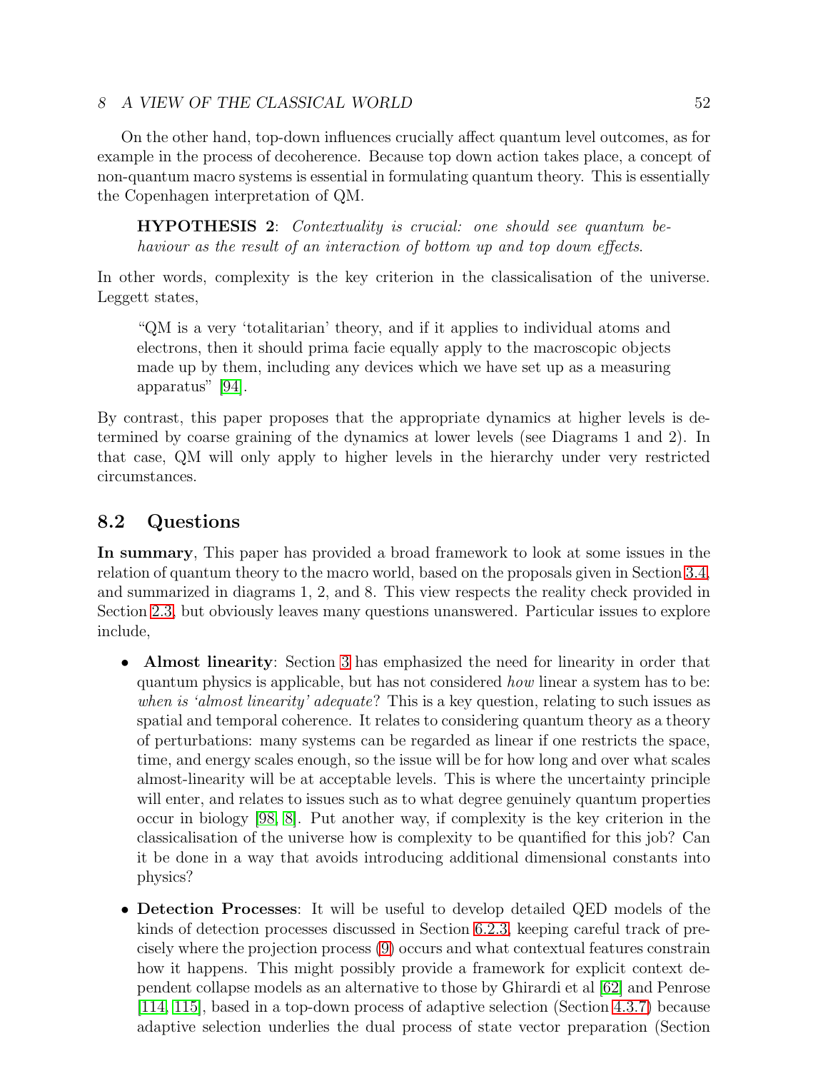On the other hand, top-down influences crucially affect quantum level outcomes, as for example in the process of decoherence. Because top down action takes place, a concept of non-quantum macro systems is essential in formulating quantum theory. This is essentially the Copenhagen interpretation of QM.

> **HYPOTHESIS 2**: *Contextuality is crucial: one should see quantum behaviour as the result of an interaction of bottom up and top down effects.*

In other words, complexity is the key criterion in the classicalisation of the universe. Leggett states,

> "QM is a very 'totalitarian' theory, and if it applies to individual atoms and electrons, then it should prima facie equally apply to the macroscopic objects made up by them, including any devices which we have set up as a measuring apparatus" [94].

By contrast, this paper proposes that the appropriate dynamics at higher levels is determined by coarse graining of the dynamics at lower levels (see Diagrams 1 and 2). In that case, QM will only apply to higher levels in the hierarchy under very restricted circumstances.

## 8.2 Questions

**In summary**, This paper has provided a broad framework to look at some issues in the relation of quantum theory to the macro world, based on the proposals given in Section 3.4, and summarized in diagrams 1, 2, and 8. This view respects the reality check provided in Section 2.3, but obviously leaves many questions unanswered. Particular issues to explore include,

- **Almost linearity**: Section 3 has emphasized the need for linearity in order that quantum physics is applicable, but has not considered *how* linear a system has to be: *when is 'almost linearity' adequate*? This is a key question, relating to such issues as spatial and temporal coherence. It relates to considering quantum theory as a theory of perturbations: many systems can be regarded as linear if one restricts the space, time, and energy scales enough, so the issue will be for how long and over what scales almost-linearity will be at acceptable levels. This is where the uncertainty principle will enter, and relates to issues such as to what degree genuinely quantum properties occur in biology [98, 8]. Put another way, if complexity is the key criterion in the classicalisation of the universe how is complexity to be quantified for this job? Can it be done in a way that avoids introducing additional dimensional constants into physics?

- **Detection Processes**: It will be useful to develop detailed QED models of the kinds of detection processes discussed in Section 6.2.3, keeping careful track of precisely where the projection process (9) occurs and what contextual features constrain how it happens. This might possibly provide a framework for explicit context dependent collapse models as an alternative to those by Ghirardi et al [62] and Penrose [114, 115], based in a top-down process of adaptive selection (Section 4.3.7) because adaptive selection underlies the dual process of state vector preparation (Section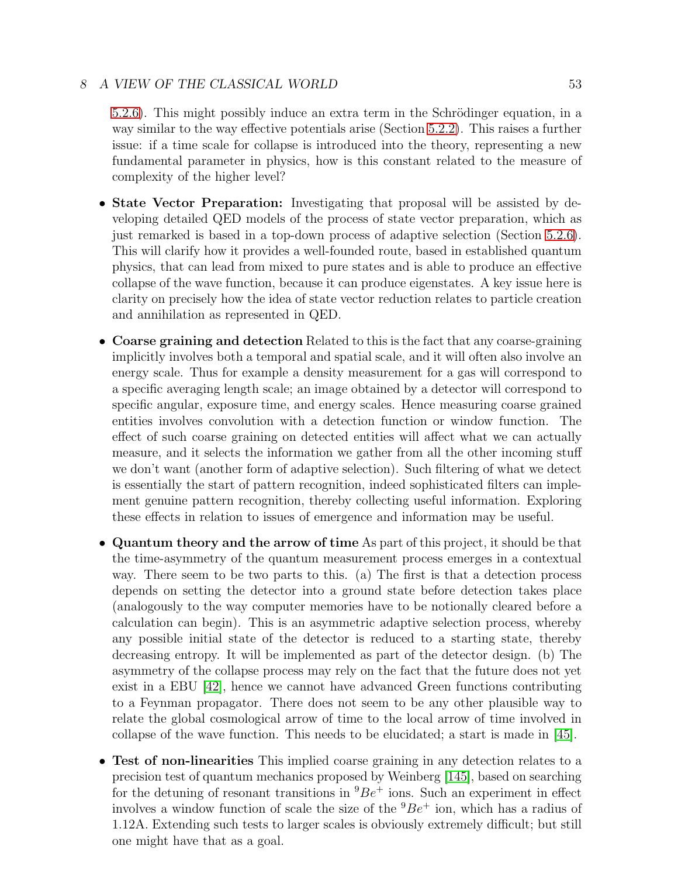5.2.6). This might possibly induce an extra term in the Schrödinger equation, in a way similar to the way effective potentials arise (Section 5.2.2). This raises a further issue: if a time scale for collapse is introduced into the theory, representing a new fundamental parameter in physics, how is this constant related to the measure of complexity of the higher level?

- **State Vector Preparation:** Investigating that proposal will be assisted by developing detailed QED models of the process of state vector preparation, which as just remarked is based in a top-down process of adaptive selection (Section 5.2.6). This will clarify how it provides a well-founded route, based in established quantum physics, that can lead from mixed to pure states and is able to produce an effective collapse of the wave function, because it can produce eigenstates. A key issue here is clarity on precisely how the idea of state vector reduction relates to particle creation and annihilation as represented in QED.

- **Coarse graining and detection** Related to this is the fact that any coarse-graining implicitly involves both a temporal and spatial scale, and it will often also involve an energy scale. Thus for example a density measurement for a gas will correspond to a specific averaging length scale; an image obtained by a detector will correspond to specific angular, exposure time, and energy scales. Hence measuring coarse grained entities involves convolution with a detection function or window function. The effect of such coarse graining on detected entities will affect what we can actually measure, and it selects the information we gather from all the other incoming stuff we don't want (another form of adaptive selection). Such filtering of what we detect is essentially the start of pattern recognition, indeed sophisticated filters can implement genuine pattern recognition, thereby collecting useful information. Exploring these effects in relation to issues of emergence and information may be useful.

- **Quantum theory and the arrow of time** As part of this project, it should be that the time-asymmetry of the quantum measurement process emerges in a contextual way. There seem to be two parts to this. (a) The first is that a detection process depends on setting the detector into a ground state before detection takes place (analogously to the way computer memories have to be notionally cleared before a calculation can begin). This is an asymmetric adaptive selection process, whereby any possible initial state of the detector is reduced to a starting state, thereby decreasing entropy. It will be implemented as part of the detector design. (b) The asymmetry of the collapse process may rely on the fact that the future does not yet exist in a EBU [42], hence we cannot have advanced Green functions contributing to a Feynman propagator. There does not seem to be any other plausible way to relate the global cosmological arrow of time to the local arrow of time involved in collapse of the wave function. This needs to be elucidated; a start is made in [45].

- **Test of non-linearities** This implied coarse graining in any detection relates to a precision test of quantum mechanics proposed by Weinberg [145], based on searching for the detuning of resonant transitions in $^9Be^+$ ions. Such an experiment in effect involves a window function of scale the size of the $^9Be^+$ ion, which has a radius of 1.12A. Extending such tests to larger scales is obviously extremely difficult; but still one might have that as a goal.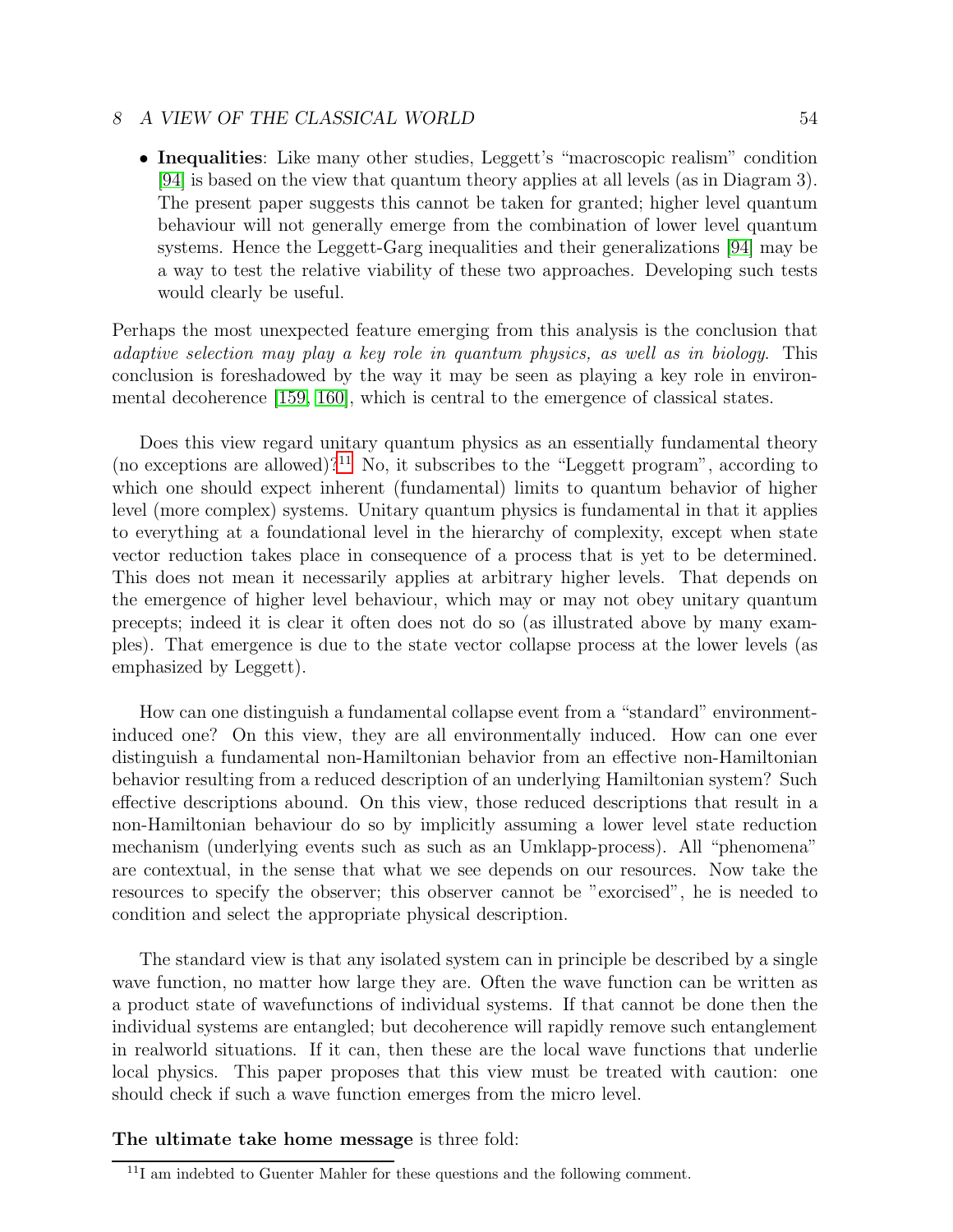- **Inequalities**: Like many other studies, Leggett's "macroscopic realism" condition [94] is based on the view that quantum theory applies at all levels (as in Diagram 3). The present paper suggests this cannot be taken for granted; higher level quantum behaviour will not generally emerge from the combination of lower level quantum systems. Hence the Leggett-Garg inequalities and their generalizations [94] may be a way to test the relative viability of these two approaches. Developing such tests would clearly be useful.

Perhaps the most unexpected feature emerging from this analysis is the conclusion that *adaptive selection may play a key role in quantum physics, as well as in biology*. This conclusion is foreshadowed by the way it may be seen as playing a key role in environmental decoherence [159, 160], which is central to the emergence of classical states.

Does this view regard unitary quantum physics as an essentially fundamental theory (no exceptions are allowed)?[11] No, it subscribes to the "Leggett program", according to which one should expect inherent (fundamental) limits to quantum behavior of higher level (more complex) systems. Unitary quantum physics is fundamental in that it applies to everything at a foundational level in the hierarchy of complexity, except when state vector reduction takes place in consequence of a process that is yet to be determined. This does not mean it necessarily applies at arbitrary higher levels. That depends on the emergence of higher level behaviour, which may or may not obey unitary quantum precepts; indeed it is clear it often does not do so (as illustrated above by many examples). That emergence is due to the state vector collapse process at the lower levels (as emphasized by Leggett).

How can one distinguish a fundamental collapse event from a "standard" environment-induced one? On this view, they are all environmentally induced. How can one ever distinguish a fundamental non-Hamiltonian behavior from an effective non-Hamiltonian behavior resulting from a reduced description of an underlying Hamiltonian system? Such effective descriptions abound. On this view, those reduced descriptions that result in a non-Hamiltonian behaviour do so by implicitly assuming a lower level state reduction mechanism (underlying events such as such as an Umklapp-process). All "phenomena" are contextual, in the sense that what we see depends on our resources. Now take the resources to specify the observer; this observer cannot be "exorcised", he is needed to condition and select the appropriate physical description.

The standard view is that any isolated system can in principle be described by a single wave function, no matter how large they are. Often the wave function can be written as a product state of wavefunctions of individual systems. If that cannot be done then the individual systems are entangled; but decoherence will rapidly remove such entanglement in realworld situations. If it can, then these are the local wave functions that underlie local physics. This paper proposes that this view must be treated with caution: one should check if such a wave function emerges from the micro level.

**The ultimate take home message** is three fold:

[11] I am indebted to Guenter Mahler for these questions and the following comment.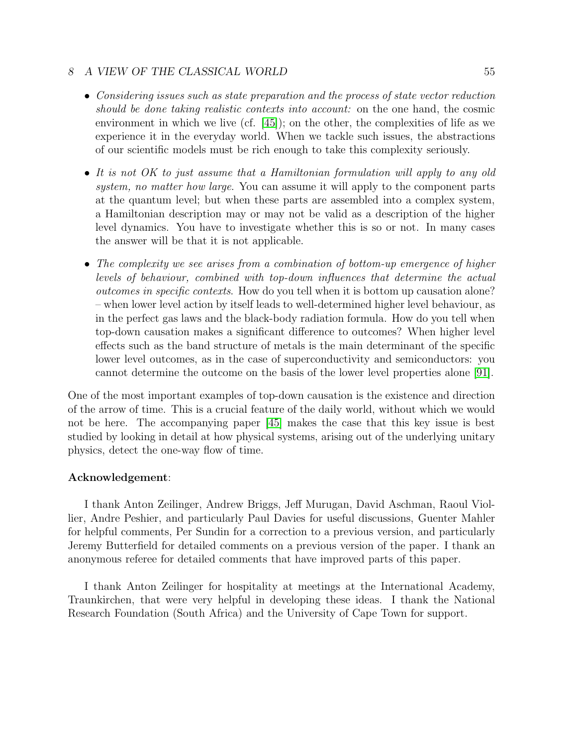- *Considering issues such as state preparation and the process of state vector reduction should be done taking realistic contexts into account:* on the one hand, the cosmic environment in which we live (cf. [45]); on the other, the complexities of life as we experience it in the everyday world. When we tackle such issues, the abstractions of our scientific models must be rich enough to take this complexity seriously.

- *It is not OK to just assume that a Hamiltonian formulation will apply to any old system, no matter how large*. You can assume it will apply to the component parts at the quantum level; but when these parts are assembled into a complex system, a Hamiltonian description may or may not be valid as a description of the higher level dynamics. You have to investigate whether this is so or not. In many cases the answer will be that it is not applicable.

- *The complexity we see arises from a combination of bottom-up emergence of higher levels of behaviour, combined with top-down influences that determine the actual outcomes in specific contexts*. How do you tell when it is bottom up causation alone? – when lower level action by itself leads to well-determined higher level behaviour, as in the perfect gas laws and the black-body radiation formula. How do you tell when top-down causation makes a significant difference to outcomes? When higher level effects such as the band structure of metals is the main determinant of the specific lower level outcomes, as in the case of superconductivity and semiconductors: you cannot determine the outcome on the basis of the lower level properties alone [91].

One of the most important examples of top-down causation is the existence and direction of the arrow of time. This is a crucial feature of the daily world, without which we would not be here. The accompanying paper [45] makes the case that this key issue is best studied by looking in detail at how physical systems, arising out of the underlying unitary physics, detect the one-way flow of time.

**Acknowledgement**:

I thank Anton Zeilinger, Andrew Briggs, Jeff Murugan, David Aschman, Raoul Viollier, Andre Peshier, and particularly Paul Davies for useful discussions, Guenter Mahler for helpful comments, Per Sundin for a correction to a previous version, and particularly Jeremy Butterfield for detailed comments on a previous version of the paper. I thank an anonymous referee for detailed comments that have improved parts of this paper.

I thank Anton Zeilinger for hospitality at meetings at the International Academy, Traunkirchen, that were very helpful in developing these ideas. I thank the National Research Foundation (South Africa) and the University of Cape Town for support.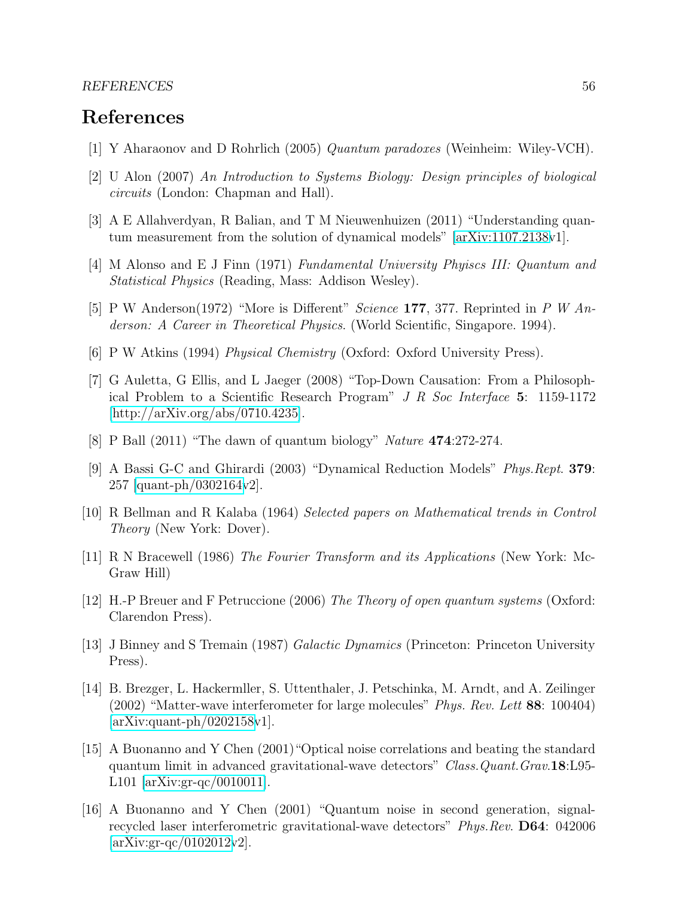# References

[1] Y Aharaonov and D Rohrlich (2005) *Quantum paradoxes* (Weinheim: Wiley-VCH).

[2] U Alon (2007) *An Introduction to Systems Biology: Design principles of biological circuits* (London: Chapman and Hall).

[3] A E Allahverdyan, R Balian, and T M Nieuwenhuizen (2011) "Understanding quantum measurement from the solution of dynamical models" [arXiv:1107.2138v1].

[4] M Alonso and E J Finn (1971) *Fundamental University Phyiscs III: Quantum and Statistical Physics* (Reading, Mass: Addison Wesley).

[5] P W Anderson(1972) "More is Different" *Science* **177**, 377. Reprinted in *P W Anderson: A Career in Theoretical Physics*. (World Scientific, Singapore. 1994).

[6] P W Atkins (1994) *Physical Chemistry* (Oxford: Oxford University Press).

[7] G Auletta, G Ellis, and L Jaeger (2008) "Top-Down Causation: From a Philosophical Problem to a Scientific Research Program" *J R Soc Interface* **5**: 1159-1172 [http://arXiv.org/abs/0710.4235].

[8] P Ball (2011) "The dawn of quantum biology" *Nature* **474**:272-274.

[9] A Bassi G-C and Ghirardi (2003) "Dynamical Reduction Models" *Phys.Rept.* **379**: 257 [quant-ph/0302164v2].

[10] R Bellman and R Kalaba (1964) *Selected papers on Mathematical trends in Control Theory* (New York: Dover).

[11] R N Bracewell (1986) *The Fourier Transform and its Applications* (New York: McGraw Hill)

[12] H.-P Breuer and F Petruccione (2006) *The Theory of open quantum systems* (Oxford: Clarendon Press).

[13] J Binney and S Tremain (1987) *Galactic Dynamics* (Princeton: Princeton University Press).

[14] B. Brezger, L. Hackermller, S. Uttenthaler, J. Petschinka, M. Arndt, and A. Zeilinger (2002) "Matter-wave interferometer for large molecules" *Phys. Rev. Lett* **88**: 100404) [arXiv:quant-ph/0202158v1].

[15] A Buonanno and Y Chen (2001)"Optical noise correlations and beating the standard quantum limit in advanced gravitational-wave detectors" *Class.Quant.Grav.***18**:L95-L101 [arXiv:gr-qc/0010011].

[16] A Buonanno and Y Chen (2001) "Quantum noise in second generation, signal-recycled laser interferometric gravitational-wave detectors" *Phys.Rev.* **D64**: 042006 [arXiv:gr-qc/0102012v2].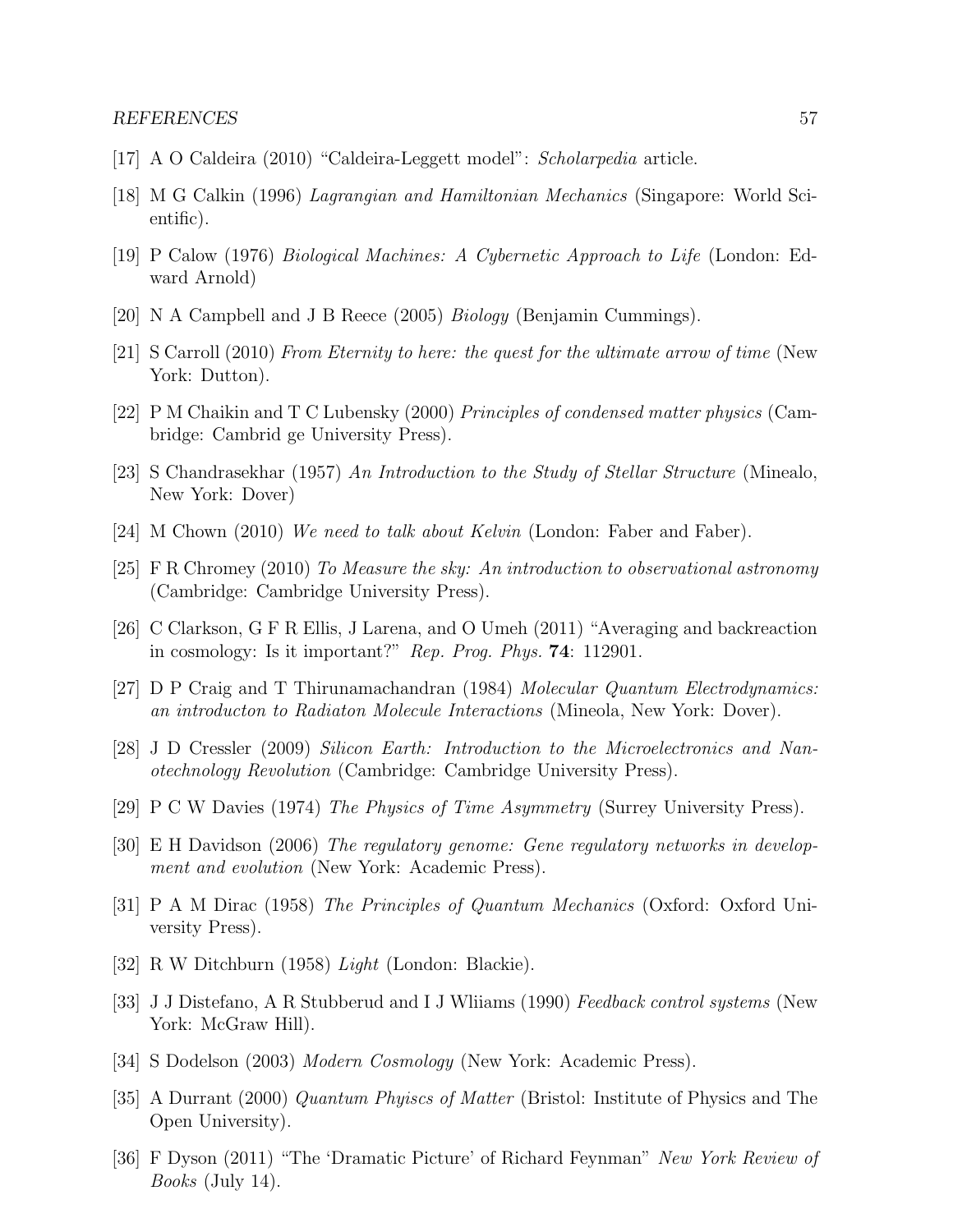[17] A O Caldeira (2010) "Caldeira-Leggett model": *Scholarpedia* article.

[18] M G Calkin (1996) *Lagrangian and Hamiltonian Mechanics* (Singapore: World Scientific).

[19] P Calow (1976) *Biological Machines: A Cybernetic Approach to Life* (London: Edward Arnold)

[20] N A Campbell and J B Reece (2005) *Biology* (Benjamin Cummings).

[21] S Carroll (2010) *From Eternity to here: the quest for the ultimate arrow of time* (New York: Dutton).

[22] P M Chaikin and T C Lubensky (2000) *Principles of condensed matter physics* (Cambridge: Cambrid ge University Press).

[23] S Chandrasekhar (1957) *An Introduction to the Study of Stellar Structure* (Minealo, New York: Dover)

[24] M Chown (2010) *We need to talk about Kelvin* (London: Faber and Faber).

[25] F R Chromey (2010) *To Measure the sky: An introduction to observational astronomy* (Cambridge: Cambridge University Press).

[26] C Clarkson, G F R Ellis, J Larena, and O Umeh (2011) "Averaging and backreaction in cosmology: Is it important?" *Rep. Prog. Phys.* **74**: 112901.

[27] D P Craig and T Thirunamachandran (1984) *Molecular Quantum Electrodynamics: an introducton to Radiaton Molecule Interactions* (Mineola, New York: Dover).

[28] J D Cressler (2009) *Silicon Earth: Introduction to the Microelectronics and Nanotechnology Revolution* (Cambridge: Cambridge University Press).

[29] P C W Davies (1974) *The Physics of Time Asymmetry* (Surrey University Press).

[30] E H Davidson (2006) *The regulatory genome: Gene regulatory networks in development and evolution* (New York: Academic Press).

[31] P A M Dirac (1958) *The Principles of Quantum Mechanics* (Oxford: Oxford University Press).

[32] R W Ditchburn (1958) *Light* (London: Blackie).

[33] J J Distefano, A R Stubberud and I J Wliiams (1990) *Feedback control systems* (New York: McGraw Hill).

[34] S Dodelson (2003) *Modern Cosmology* (New York: Academic Press).

[35] A Durrant (2000) *Quantum Phyiscs of Matter* (Bristol: Institute of Physics and The Open University).

[36] F Dyson (2011) "The 'Dramatic Picture' of Richard Feynman" *New York Review of Books* (July 14).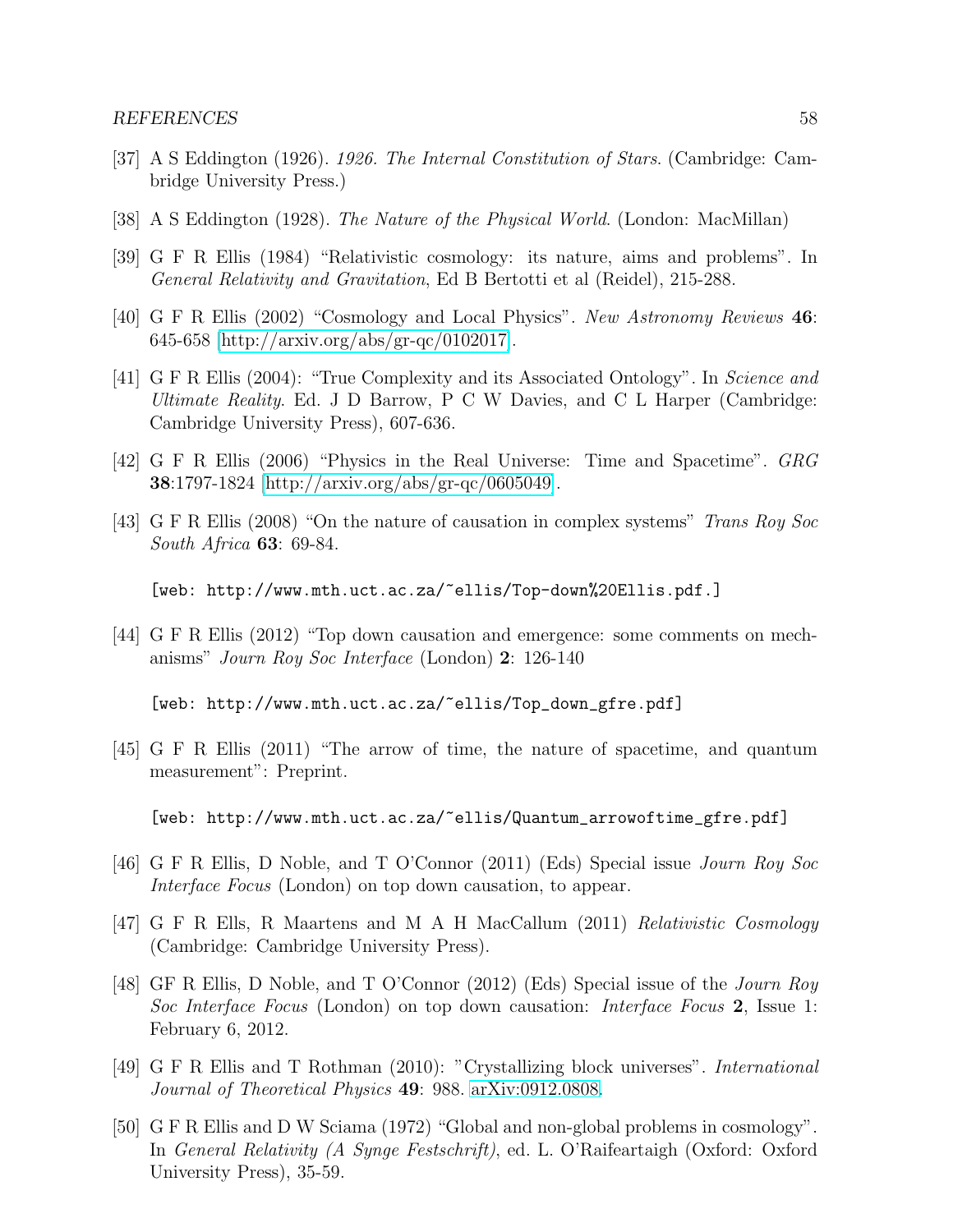[37] A S Eddington (1926). *1926. The Internal Constitution of Stars*. (Cambridge: Cambridge University Press.)

[38] A S Eddington (1928). *The Nature of the Physical World*. (London: MacMillan)

[39] G F R Ellis (1984) "Relativistic cosmology: its nature, aims and problems". In *General Relativity and Gravitation*, Ed B Bertotti et al (Reidel), 215-288.

[40] G F R Ellis (2002) "Cosmology and Local Physics". *New Astronomy Reviews* **46**: 645-658 [http://arxiv.org/abs/gr-qc/0102017].

[41] G F R Ellis (2004): "True Complexity and its Associated Ontology". In *Science and Ultimate Reality*. Ed. J D Barrow, P C W Davies, and C L Harper (Cambridge: Cambridge University Press), 607-636.

[42] G F R Ellis (2006) "Physics in the Real Universe: Time and Spacetime". *GRG* **38**:1797-1824 [http://arxiv.org/abs/gr-qc/0605049].

[43] G F R Ellis (2008) "On the nature of causation in complex systems" *Trans Roy Soc South Africa* **63**: 69-84.

[web: http://www.mth.uct.ac.za/~ellis/Top-down%20Ellis.pdf.]

[44] G F R Ellis (2012) "Top down causation and emergence: some comments on mechanisms" *Journ Roy Soc Interface* (London) **2**: 126-140

[web: http://www.mth.uct.ac.za/~ellis/Top_down_gfre.pdf]

[45] G F R Ellis (2011) "The arrow of time, the nature of spacetime, and quantum measurement": Preprint.

[web: http://www.mth.uct.ac.za/~ellis/Quantum_arrowoftime_gfre.pdf]

[46] G F R Ellis, D Noble, and T O'Connor (2011) (Eds) Special issue *Journ Roy Soc Interface Focus* (London) on top down causation, to appear.

[47] G F R Ells, R Maartens and M A H MacCallum (2011) *Relativistic Cosmology* (Cambridge: Cambridge University Press).

[48] GF R Ellis, D Noble, and T O'Connor (2012) (Eds) Special issue of the *Journ Roy Soc Interface Focus* (London) on top down causation: *Interface Focus* **2**, Issue 1: February 6, 2012.

[49] G F R Ellis and T Rothman (2010): "Crystallizing block universes". *International Journal of Theoretical Physics* **49**: 988. arXiv:0912.0808.

[50] G F R Ellis and D W Sciama (1972) "Global and non-global problems in cosmology". In *General Relativity (A Synge Festschrift)*, ed. L. O'Raifeartaigh (Oxford: Oxford University Press), 35-59.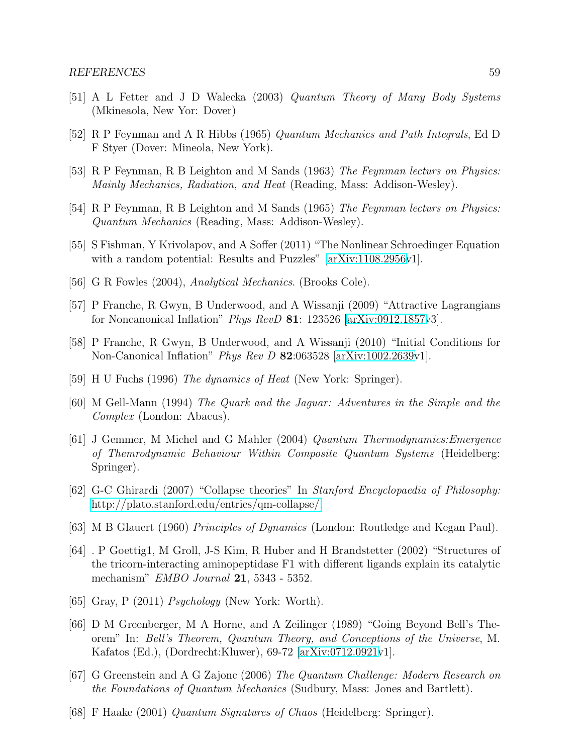[51] A L Fetter and J D Walecka (2003) *Quantum Theory of Many Body Systems* (Mkineaola, New Yor: Dover)

[52] R P Feynman and A R Hibbs (1965) *Quantum Mechanics and Path Integrals*, Ed D F Styer (Dover: Mineola, New York).

[53] R P Feynman, R B Leighton and M Sands (1963) *The Feynman lecturs on Physics: Mainly Mechanics, Radiation, and Heat* (Reading, Mass: Addison-Wesley).

[54] R P Feynman, R B Leighton and M Sands (1965) *The Feynman lecturs on Physics: Quantum Mechanics* (Reading, Mass: Addison-Wesley).

[55] S Fishman, Y Krivolapov, and A Soffer (2011) "The Nonlinear Schroedinger Equation with a random potential: Results and Puzzles" [arXiv:1108.2956v1].

[56] G R Fowles (2004), *Analytical Mechanics*. (Brooks Cole).

[57] P Franche, R Gwyn, B Underwood, and A Wissanji (2009) "Attractive Lagrangians for Noncanonical Inflation" *Phys RevD* **81**: 123526 [arXiv:0912.1857v3].

[58] P Franche, R Gwyn, B Underwood, and A Wissanji (2010) "Initial Conditions for Non-Canonical Inflation" *Phys Rev D* **82**:063528 [arXiv:1002.2639v1].

[59] H U Fuchs (1996) *The dynamics of Heat* (New York: Springer).

[60] M Gell-Mann (1994) *The Quark and the Jaguar: Adventures in the Simple and the Complex* (London: Abacus).

[61] J Gemmer, M Michel and G Mahler (2004) *Quantum Thermodynamics:Emergence of Themrodynamic Behaviour Within Composite Quantum Systems* (Heidelberg: Springer).

[62] G-C Ghirardi (2007) "Collapse theories" In *Stanford Encyclopaedia of Philosophy:* http://plato.stanford.edu/entries/qm-collapse/.

[63] M B Glauert (1960) *Principles of Dynamics* (London: Routledge and Kegan Paul).

[64] . P Goettig1, M Groll, J-S Kim, R Huber and H Brandstetter (2002) "Structures of the tricorn-interacting aminopeptidase F1 with different ligands explain its catalytic mechanism" *EMBO Journal* **21**, 5343 - 5352.

[65] Gray, P (2011) *Psychology* (New York: Worth).

[66] D M Greenberger, M A Horne, and A Zeilinger (1989) "Going Beyond Bell's Theorem" In: *Bell's Theorem, Quantum Theory, and Conceptions of the Universe*, M. Kafatos (Ed.), (Dordrecht:Kluwer), 69-72 [arXiv:0712.0921v1].

[67] G Greenstein and A G Zajonc (2006) *The Quantum Challenge: Modern Research on the Foundations of Quantum Mechanics* (Sudbury, Mass: Jones and Bartlett).

[68] F Haake (2001) *Quantum Signatures of Chaos* (Heidelberg: Springer).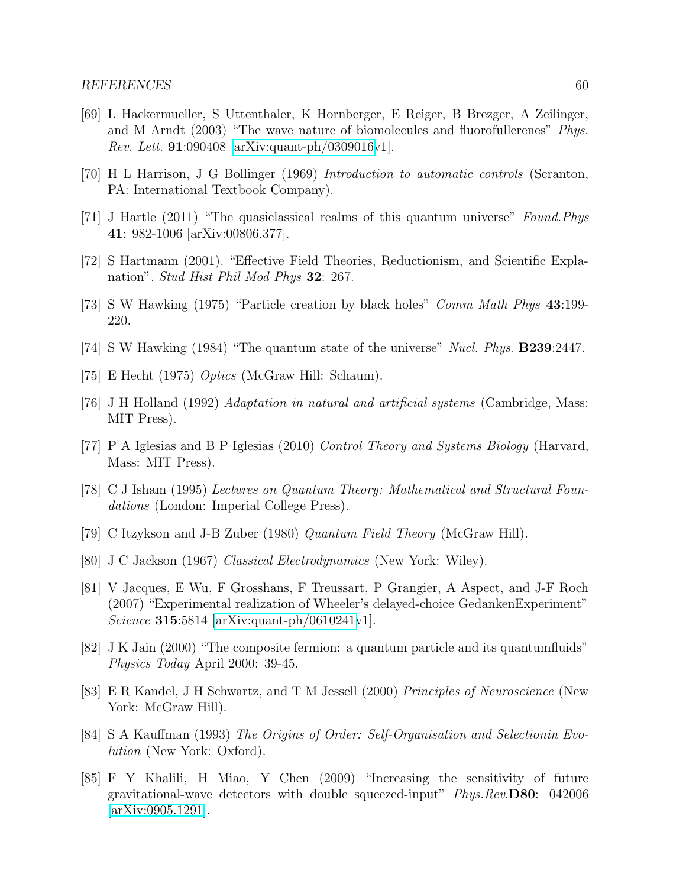[69] L Hackermueller, S Uttenthaler, K Hornberger, E Reiger, B Brezger, A Zeilinger, and M Arndt (2003) "The wave nature of biomolecules and fluorofullerenes" *Phys. Rev. Lett.* **91**:090408 [arXiv:quant-ph/0309016v1].

[70] H L Harrison, J G Bollinger (1969) *Introduction to automatic controls* (Scranton, PA: International Textbook Company).

[71] J Hartle (2011) "The quasiclassical realms of this quantum universe" *Found.Phys* **41**: 982-1006 [arXiv:00806.377].

[72] S Hartmann (2001). "Effective Field Theories, Reductionism, and Scientific Explanation". *Stud Hist Phil Mod Phys* **32**: 267.

[73] S W Hawking (1975) "Particle creation by black holes" *Comm Math Phys* **43**:199-220.

[74] S W Hawking (1984) "The quantum state of the universe" *Nucl. Phys.* **B239**:2447.

[75] E Hecht (1975) *Optics* (McGraw Hill: Schaum).

[76] J H Holland (1992) *Adaptation in natural and artificial systems* (Cambridge, Mass: MIT Press).

[77] P A Iglesias and B P Iglesias (2010) *Control Theory and Systems Biology* (Harvard, Mass: MIT Press).

[78] C J Isham (1995) *Lectures on Quantum Theory: Mathematical and Structural Foundations* (London: Imperial College Press).

[79] C Itzykson and J-B Zuber (1980) *Quantum Field Theory* (McGraw Hill).

[80] J C Jackson (1967) *Classical Electrodynamics* (New York: Wiley).

[81] V Jacques, E Wu, F Grosshans, F Treussart, P Grangier, A Aspect, and J-F Roch (2007) "Experimental realization of Wheeler's delayed-choice GedankenExperiment" *Science* **315**:5814 [arXiv:quant-ph/0610241v1].

[82] J K Jain (2000) "The composite fermion: a quantum particle and its quantumfluids" *Physics Today* April 2000: 39-45.

[83] E R Kandel, J H Schwartz, and T M Jessell (2000) *Principles of Neuroscience* (New York: McGraw Hill).

[84] S A Kauffman (1993) *The Origins of Order: Self-Organisation and Selectionin Evolution* (New York: Oxford).

[85] F Y Khalili, H Miao, Y Chen (2009) "Increasing the sensitivity of future gravitational-wave detectors with double squeezed-input" *Phys.Rev.***D80**: 042006 [arXiv:0905.1291].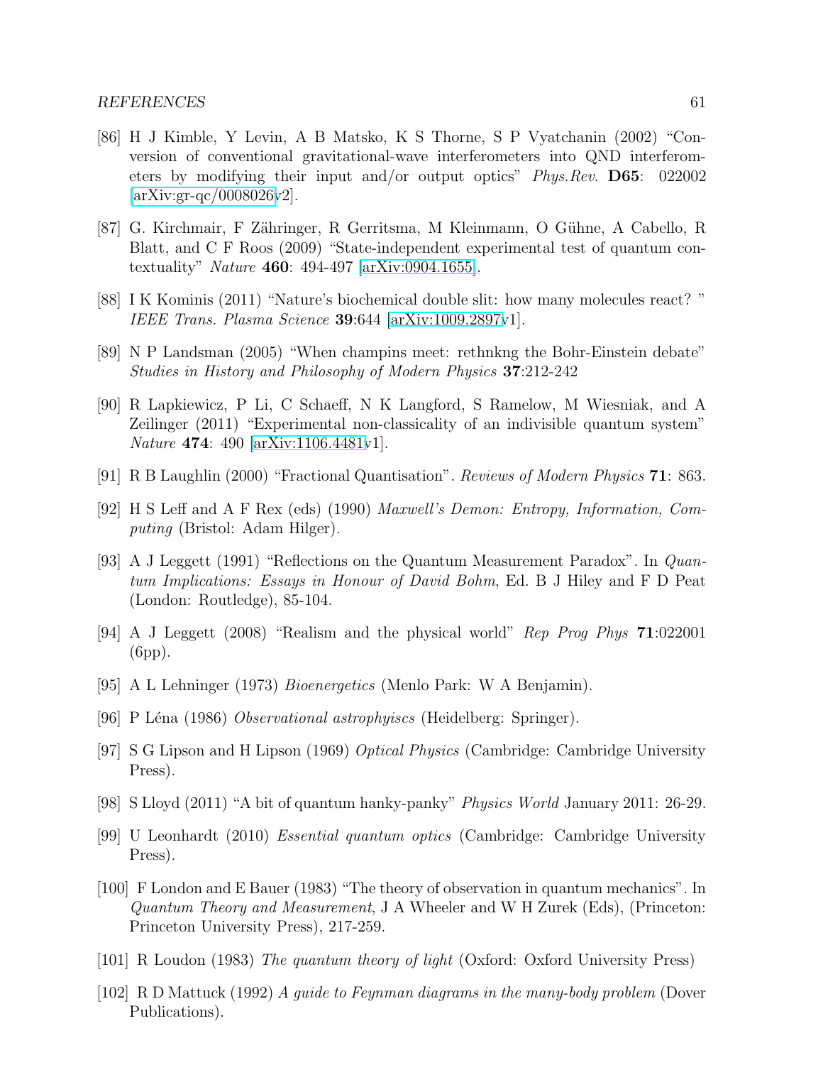[86] H J Kimble, Y Levin, A B Matsko, K S Thorne, S P Vyatchanin (2002) "Conversion of conventional gravitational-wave interferometers into QND interferometers by modifying their input and/or output optics" *Phys.Rev.* **D65**: 022002 [arXiv:gr-qc/0008026v2].

[87] G. Kirchmair, F Zähringer, R Gerritsma, M Kleinmann, O Gühne, A Cabello, R Blatt, and C F Roos (2009) "State-independent experimental test of quantum contextuality" *Nature* **460**: 494-497 [arXiv:0904.1655].

[88] I K Kominis (2011) "Nature's biochemical double slit: how many molecules react? " *IEEE Trans. Plasma Science* **39**:644 [arXiv:1009.2897v1].

[89] N P Landsman (2005) "When champins meet: rethnkng the Bohr-Einstein debate" *Studies in History and Philosophy of Modern Physics* **37**:212-242

[90] R Lapkiewicz, P Li, C Schaeff, N K Langford, S Ramelow, M Wiesniak, and A Zeilinger (2011) "Experimental non-classicality of an indivisible quantum system" *Nature* **474**: 490 [arXiv:1106.4481v1].

[91] R B Laughlin (2000) "Fractional Quantisation". *Reviews of Modern Physics* **71**: 863.

[92] H S Leff and A F Rex (eds) (1990) *Maxwell's Demon: Entropy, Information, Computing* (Bristol: Adam Hilger).

[93] A J Leggett (1991) "Reflections on the Quantum Measurement Paradox". In *Quantum Implications: Essays in Honour of David Bohm*, Ed. B J Hiley and F D Peat (London: Routledge), 85-104.

[94] A J Leggett (2008) "Realism and the physical world" *Rep Prog Phys* **71**:022001 (6pp).

[95] A L Lehninger (1973) *Bioenergetics* (Menlo Park: W A Benjamin).

[96] P Léna (1986) *Observational astrophyiscs* (Heidelberg: Springer).

[97] S G Lipson and H Lipson (1969) *Optical Physics* (Cambridge: Cambridge University Press).

[98] S Lloyd (2011) "A bit of quantum hanky-panky" *Physics World* January 2011: 26-29.

[99] U Leonhardt (2010) *Essential quantum optics* (Cambridge: Cambridge University Press).

[100] F London and E Bauer (1983) "The theory of observation in quantum mechanics". In *Quantum Theory and Measurement*, J A Wheeler and W H Zurek (Eds), (Princeton: Princeton University Press), 217-259.

[101] R Loudon (1983) *The quantum theory of light* (Oxford: Oxford University Press)

[102] R D Mattuck (1992) *A guide to Feynman diagrams in the many-body problem* (Dover Publications).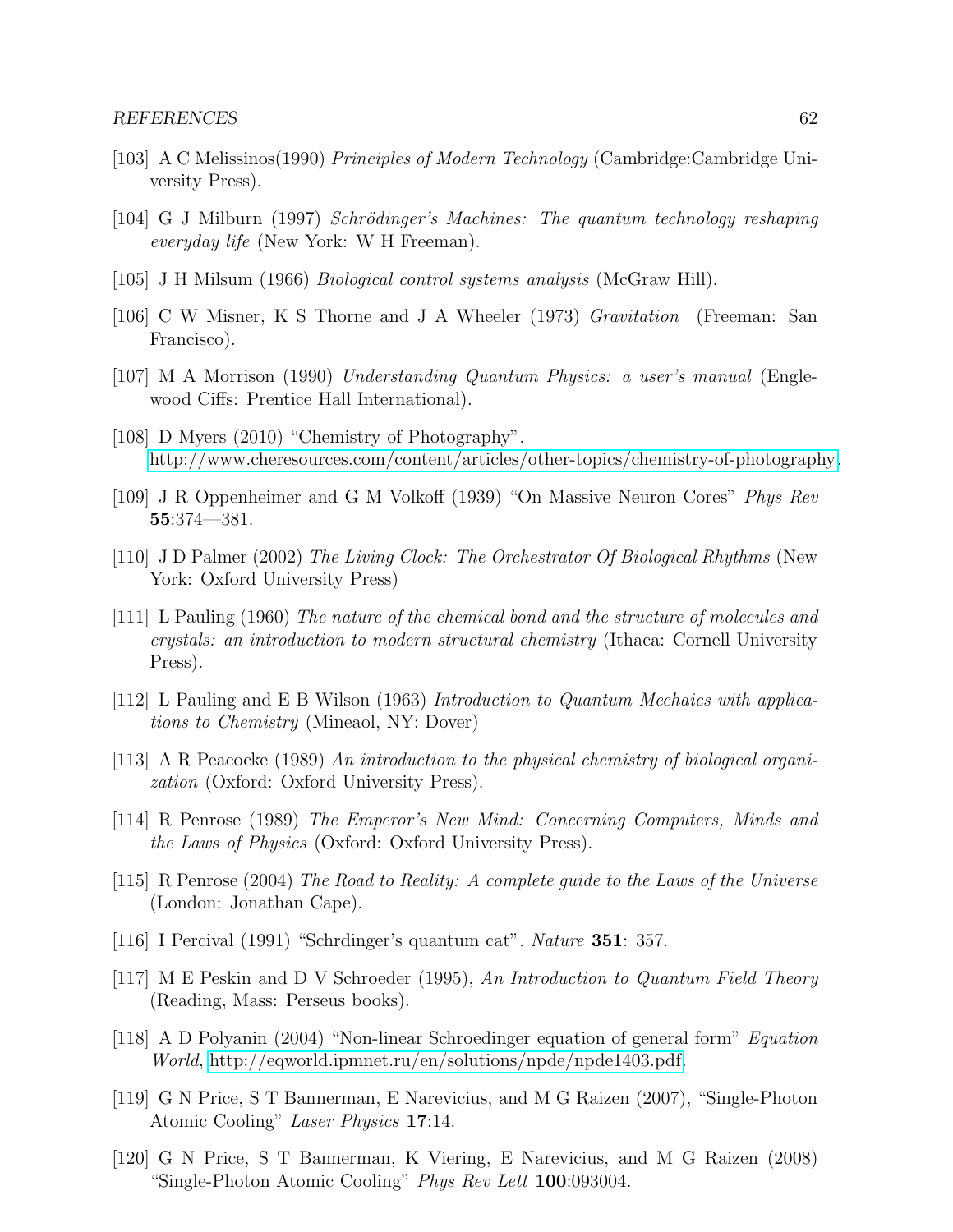[103] A C Melissinos(1990) *Principles of Modern Technology* (Cambridge:Cambridge University Press).

[104] G J Milburn (1997) *Schrödinger's Machines: The quantum technology reshaping everyday life* (New York: W H Freeman).

[105] J H Milsum (1966) *Biological control systems analysis* (McGraw Hill).

[106] C W Misner, K S Thorne and J A Wheeler (1973) *Gravitation* (Freeman: San Francisco).

[107] M A Morrison (1990) *Understanding Quantum Physics: a user's manual* (Englewood Ciffs: Prentice Hall International).

[108] D Myers (2010) "Chemistry of Photography". http://www.cheresources.com/content/articles/other-topics/chemistry-of-photography.

[109] J R Oppenheimer and G M Volkoff (1939) "On Massive Neuron Cores" *Phys Rev* **55**:374—381.

[110] J D Palmer (2002) *The Living Clock: The Orchestrator Of Biological Rhythms* (New York: Oxford University Press)

[111] L Pauling (1960) *The nature of the chemical bond and the structure of molecules and crystals: an introduction to modern structural chemistry* (Ithaca: Cornell University Press).

[112] L Pauling and E B Wilson (1963) *Introduction to Quantum Mechaics with applications to Chemistry* (Mineaol, NY: Dover)

[113] A R Peacocke (1989) *An introduction to the physical chemistry of biological organization* (Oxford: Oxford University Press).

[114] R Penrose (1989) *The Emperor's New Mind: Concerning Computers, Minds and the Laws of Physics* (Oxford: Oxford University Press).

[115] R Penrose (2004) *The Road to Reality: A complete guide to the Laws of the Universe* (London: Jonathan Cape).

[116] I Percival (1991) "Schrdinger's quantum cat". *Nature* **351**: 357.

[117] M E Peskin and D V Schroeder (1995), *An Introduction to Quantum Field Theory* (Reading, Mass: Perseus books).

[118] A D Polyanin (2004) "Non-linear Schroedinger equation of general form" *Equation World*, http://eqworld.ipmnet.ru/en/solutions/npde/npde1403.pdf.

[119] G N Price, S T Bannerman, E Narevicius, and M G Raizen (2007), "Single-Photon Atomic Cooling" *Laser Physics* **17**:14.

[120] G N Price, S T Bannerman, K Viering, E Narevicius, and M G Raizen (2008) "Single-Photon Atomic Cooling" *Phys Rev Lett* **100**:093004.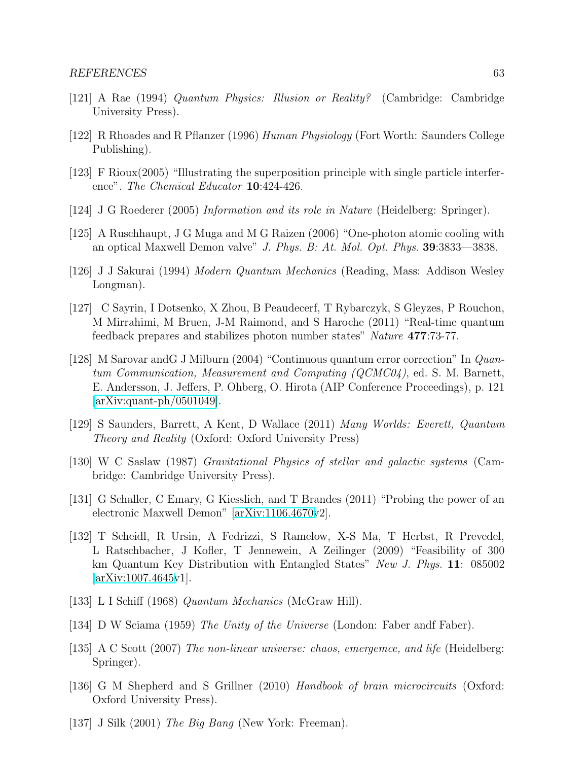[121] A Rae (1994) *Quantum Physics: Illusion or Reality?* (Cambridge: Cambridge University Press).

[122] R Rhoades and R Pflanzer (1996) *Human Physiology* (Fort Worth: Saunders College Publishing).

[123] F Rioux(2005) "Illustrating the superposition principle with single particle interference". *The Chemical Educator* **10**:424-426.

[124] J G Roederer (2005) *Information and its role in Nature* (Heidelberg: Springer).

[125] A Ruschhaupt, J G Muga and M G Raizen (2006) "One-photon atomic cooling with an optical Maxwell Demon valve" *J. Phys. B: At. Mol. Opt. Phys.* **39**:3833—3838.

[126] J J Sakurai (1994) *Modern Quantum Mechanics* (Reading, Mass: Addison Wesley Longman).

[127] C Sayrin, I Dotsenko, X Zhou, B Peaudecerf, T Rybarczyk, S Gleyzes, P Rouchon, M Mirrahimi, M Bruen, J-M Raimond, and S Haroche (2011) "Real-time quantum feedback prepares and stabilizes photon number states" *Nature* **477**:73-77.

[128] M Sarovar andG J Milburn (2004) "Continuous quantum error correction" In *Quantum Communication, Measurement and Computing (QCMC04)*, ed. S. M. Barnett, E. Andersson, J. Jeffers, P. Ohberg, O. Hirota (AIP Conference Proceedings), p. 121 [arXiv:quant-ph/0501049].

[129] S Saunders, Barrett, A Kent, D Wallace (2011) *Many Worlds: Everett, Quantum Theory and Reality* (Oxford: Oxford University Press)

[130] W C Saslaw (1987) *Gravitational Physics of stellar and galactic systems* (Cambridge: Cambridge University Press).

[131] G Schaller, C Emary, G Kiesslich, and T Brandes (2011) "Probing the power of an electronic Maxwell Demon" [arXiv:1106.4670v2].

[132] T Scheidl, R Ursin, A Fedrizzi, S Ramelow, X-S Ma, T Herbst, R Prevedel, L Ratschbacher, J Kofler, T Jennewein, A Zeilinger (2009) "Feasibility of 300 km Quantum Key Distribution with Entangled States" *New J. Phys.* **11**: 085002 [arXiv:1007.4645v1].

[133] L I Schiff (1968) *Quantum Mechanics* (McGraw Hill).

[134] D W Sciama (1959) *The Unity of the Universe* (London: Faber andf Faber).

[135] A C Scott (2007) *The non-linear universe: chaos, emergemce, and life* (Heidelberg: Springer).

[136] G M Shepherd and S Grillner (2010) *Handbook of brain microcircuits* (Oxford: Oxford University Press).

[137] J Silk (2001) *The Big Bang* (New York: Freeman).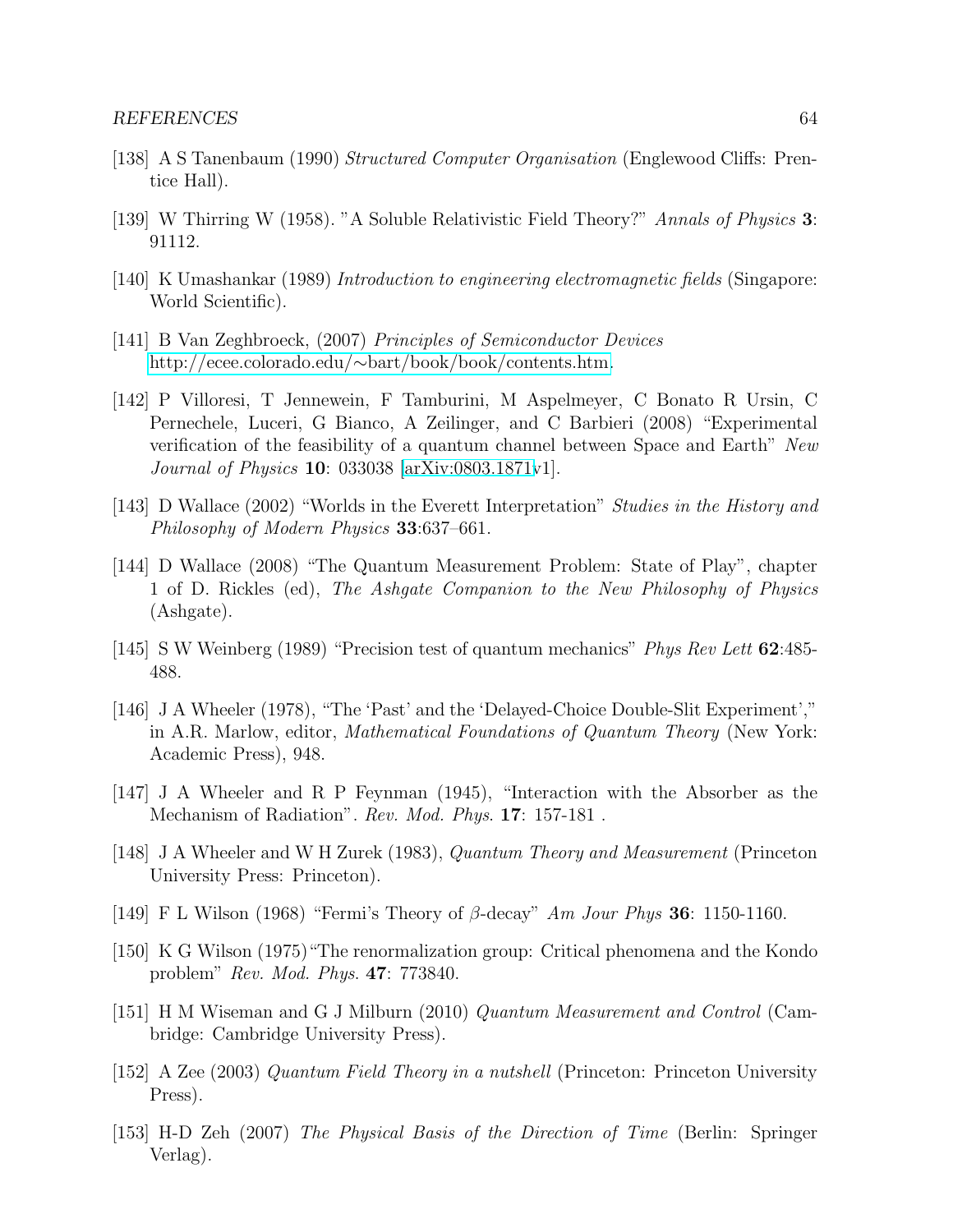[138] A S Tanenbaum (1990) *Structured Computer Organisation* (Englewood Cliffs: Prentice Hall).

[139] W Thirring W (1958). "A Soluble Relativistic Field Theory?" *Annals of Physics* **3**: 91112.

[140] K Umashankar (1989) *Introduction to engineering electromagnetic fields* (Singapore: World Scientific).

[141] B Van Zeghbroeck, (2007) *Principles of Semiconductor Devices* http://ecee.colorado.edu/∼bart/book/book/contents.htm.

[142] P Villoresi, T Jennewein, F Tamburini, M Aspelmeyer, C Bonato R Ursin, C Pernechele, Luceri, G Bianco, A Zeilinger, and C Barbieri (2008) "Experimental verification of the feasibility of a quantum channel between Space and Earth" *New Journal of Physics* **10**: 033038 [arXiv:0803.1871v1].

[143] D Wallace (2002) "Worlds in the Everett Interpretation" *Studies in the History and Philosophy of Modern Physics* **33**:637–661.

[144] D Wallace (2008) "The Quantum Measurement Problem: State of Play", chapter 1 of D. Rickles (ed), *The Ashgate Companion to the New Philosophy of Physics* (Ashgate).

[145] S W Weinberg (1989) "Precision test of quantum mechanics" *Phys Rev Lett* **62**:485-488.

[146] J A Wheeler (1978), "The 'Past' and the 'Delayed-Choice Double-Slit Experiment'," in A.R. Marlow, editor, *Mathematical Foundations of Quantum Theory* (New York: Academic Press), 948.

[147] J A Wheeler and R P Feynman (1945), "Interaction with the Absorber as the Mechanism of Radiation". *Rev. Mod. Phys.* **17**: 157-181 .

[148] J A Wheeler and W H Zurek (1983), *Quantum Theory and Measurement* (Princeton University Press: Princeton).

[149] F L Wilson (1968) "Fermi's Theory of $\beta$-decay" *Am Jour Phys* **36**: 1150-1160.

[150] K G Wilson (1975)"The renormalization group: Critical phenomena and the Kondo problem" *Rev. Mod. Phys.* **47**: 773840.

[151] H M Wiseman and G J Milburn (2010) *Quantum Measurement and Control* (Cambridge: Cambridge University Press).

[152] A Zee (2003) *Quantum Field Theory in a nutshell* (Princeton: Princeton University Press).

[153] H-D Zeh (2007) *The Physical Basis of the Direction of Time* (Berlin: Springer Verlag).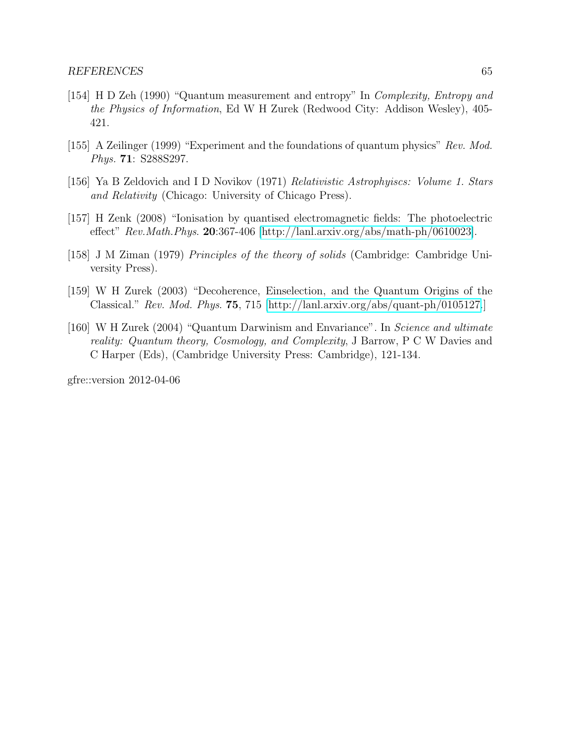[154] H D Zeh (1990) "Quantum measurement and entropy" In *Complexity, Entropy and the Physics of Information*, Ed W H Zurek (Redwood City: Addison Wesley), 405-421.

[155] A Zeilinger (1999) "Experiment and the foundations of quantum physics" *Rev. Mod. Phys.* **71**: S288S297.

[156] Ya B Zeldovich and I D Novikov (1971) *Relativistic Astrophyiscs: Volume 1. Stars and Relativity* (Chicago: University of Chicago Press).

[157] H Zenk (2008) "Ionisation by quantised electromagnetic fields: The photoelectric effect" *Rev.Math.Phys.* **20**:367-406 [http://lanl.arxiv.org/abs/math-ph/0610023].

[158] J M Ziman (1979) *Principles of the theory of solids* (Cambridge: Cambridge University Press).

[159] W H Zurek (2003) "Decoherence, Einselection, and the Quantum Origins of the Classical." *Rev. Mod. Phys.* **75**, 715 [http://lanl.arxiv.org/abs/quant-ph/0105127.]

[160] W H Zurek (2004) "Quantum Darwinism and Envariance". In *Science and ultimate reality: Quantum theory, Cosmology, and Complexity*, J Barrow, P C W Davies and C Harper (Eds), (Cambridge University Press: Cambridge), 121-134.

gfre::version 2012-04-06